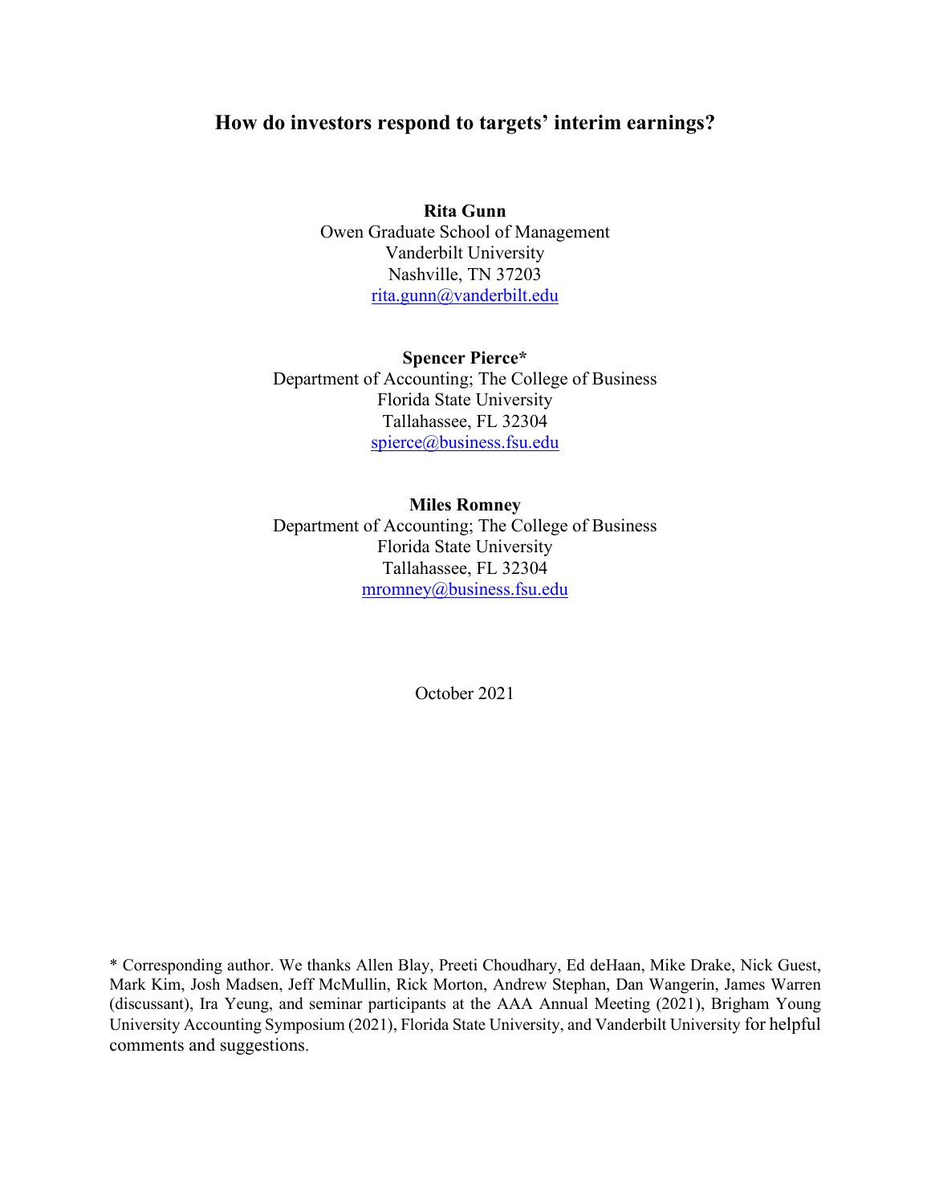# How do investors respond to targets' interim earnings?

**Rita Gunn**
Owen Graduate School of Management
Vanderbilt University
Nashville, TN 37203
rita.gunn@vanderbilt.edu

**Spencer Pierce***
Department of Accounting; The College of Business
Florida State University
Tallahassee, FL 32304
spierce@business.fsu.edu

**Miles Romney**
Department of Accounting; The College of Business
Florida State University
Tallahassee, FL 32304
mromney@business.fsu.edu

October 2021

\* Corresponding author. We thanks Allen Blay, Preeti Choudhary, Ed deHaan, Mike Drake, Nick Guest, Mark Kim, Josh Madsen, Jeff McMullin, Rick Morton, Andrew Stephan, Dan Wangerin, James Warren (discussant), Ira Yeung, and seminar participants at the AAA Annual Meeting (2021), Brigham Young University Accounting Symposium (2021), Florida State University, and Vanderbilt University for helpful comments and suggestions.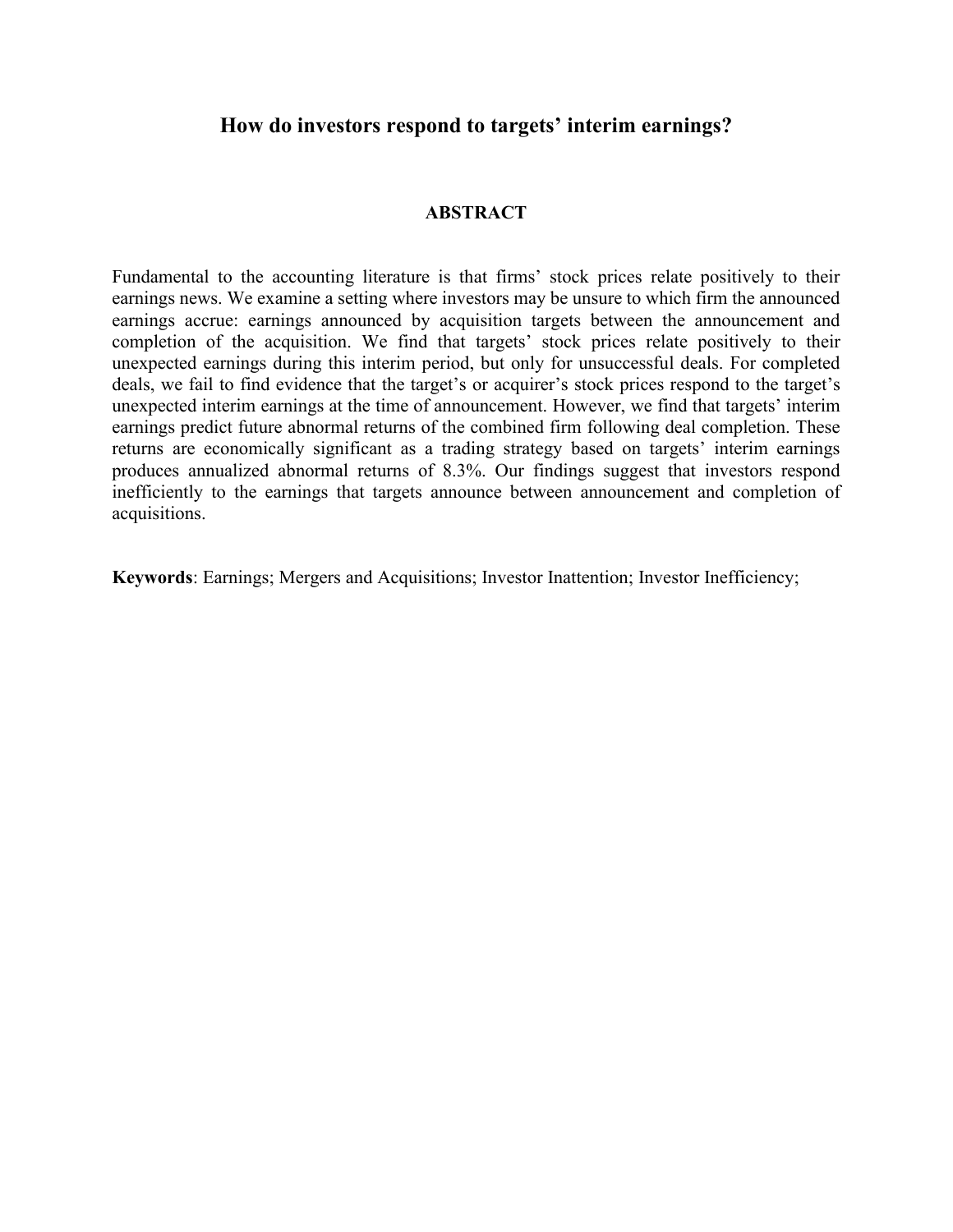# How do investors respond to targets' interim earnings?

## ABSTRACT

Fundamental to the accounting literature is that firms' stock prices relate positively to their earnings news. We examine a setting where investors may be unsure to which firm the announced earnings accrue: earnings announced by acquisition targets between the announcement and completion of the acquisition. We find that targets' stock prices relate positively to their unexpected earnings during this interim period, but only for unsuccessful deals. For completed deals, we fail to find evidence that the target's or acquirer's stock prices respond to the target's unexpected interim earnings at the time of announcement. However, we find that targets' interim earnings predict future abnormal returns of the combined firm following deal completion. These returns are economically significant as a trading strategy based on targets' interim earnings produces annualized abnormal returns of 8.3%. Our findings suggest that investors respond inefficiently to the earnings that targets announce between announcement and completion of acquisitions.

**Keywords**: Earnings; Mergers and Acquisitions; Investor Inattention; Investor Inefficiency;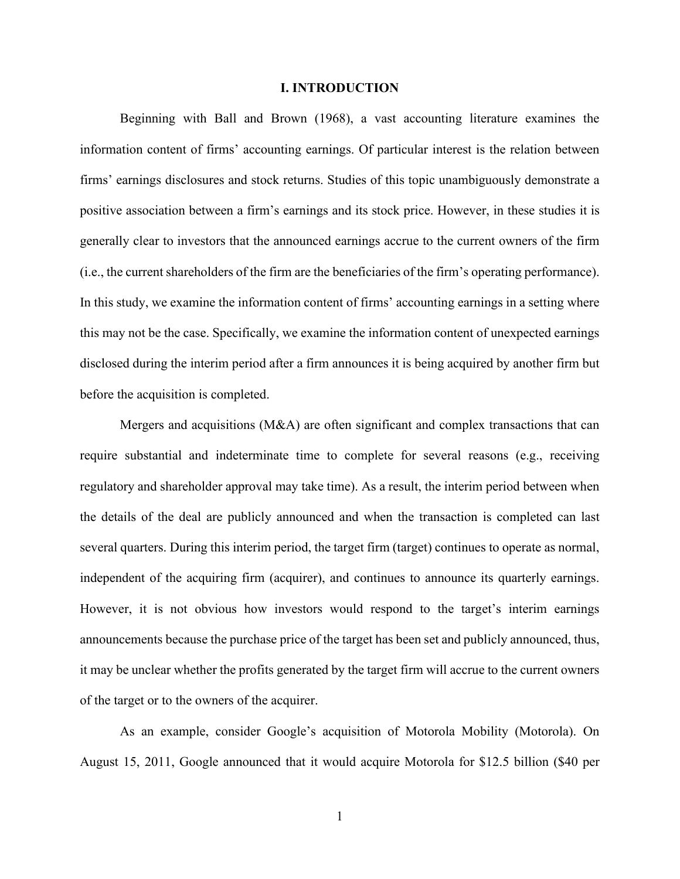# I. INTRODUCTION

Beginning with Ball and Brown (1968), a vast accounting literature examines the information content of firms' accounting earnings. Of particular interest is the relation between firms' earnings disclosures and stock returns. Studies of this topic unambiguously demonstrate a positive association between a firm's earnings and its stock price. However, in these studies it is generally clear to investors that the announced earnings accrue to the current owners of the firm (i.e., the current shareholders of the firm are the beneficiaries of the firm's operating performance). In this study, we examine the information content of firms' accounting earnings in a setting where this may not be the case. Specifically, we examine the information content of unexpected earnings disclosed during the interim period after a firm announces it is being acquired by another firm but before the acquisition is completed.

Mergers and acquisitions (M&A) are often significant and complex transactions that can require substantial and indeterminate time to complete for several reasons (e.g., receiving regulatory and shareholder approval may take time). As a result, the interim period between when the details of the deal are publicly announced and when the transaction is completed can last several quarters. During this interim period, the target firm (target) continues to operate as normal, independent of the acquiring firm (acquirer), and continues to announce its quarterly earnings. However, it is not obvious how investors would respond to the target's interim earnings announcements because the purchase price of the target has been set and publicly announced, thus, it may be unclear whether the profits generated by the target firm will accrue to the current owners of the target or to the owners of the acquirer.

As an example, consider Google's acquisition of Motorola Mobility (Motorola). On August 15, 2011, Google announced that it would acquire Motorola for $12.5 billion ($40 per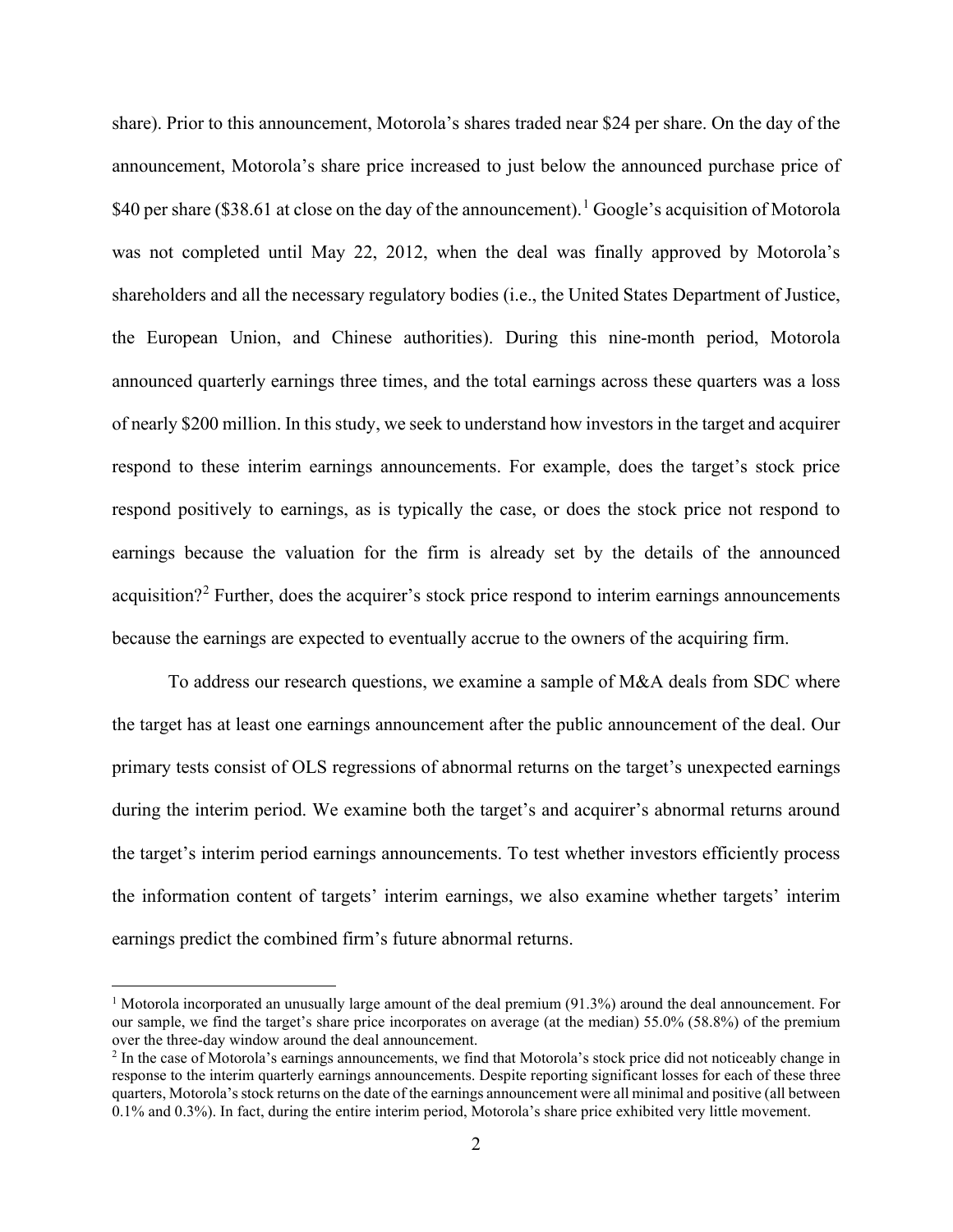share). Prior to this announcement, Motorola's shares traded near $24 per share. On the day of the announcement, Motorola's share price increased to just below the announced purchase price of $40 per share ($38.61 at close on the day of the announcement).[1] Google's acquisition of Motorola was not completed until May 22, 2012, when the deal was finally approved by Motorola's shareholders and all the necessary regulatory bodies (i.e., the United States Department of Justice, the European Union, and Chinese authorities). During this nine-month period, Motorola announced quarterly earnings three times, and the total earnings across these quarters was a loss of nearly $200 million. In this study, we seek to understand how investors in the target and acquirer respond to these interim earnings announcements. For example, does the target's stock price respond positively to earnings, as is typically the case, or does the stock price not respond to earnings because the valuation for the firm is already set by the details of the announced acquisition?[2] Further, does the acquirer's stock price respond to interim earnings announcements because the earnings are expected to eventually accrue to the owners of the acquiring firm.

To address our research questions, we examine a sample of M&A deals from SDC where the target has at least one earnings announcement after the public announcement of the deal. Our primary tests consist of OLS regressions of abnormal returns on the target's unexpected earnings during the interim period. We examine both the target's and acquirer's abnormal returns around the target's interim period earnings announcements. To test whether investors efficiently process the information content of targets' interim earnings, we also examine whether targets' interim earnings predict the combined firm's future abnormal returns.

[1] Motorola incorporated an unusually large amount of the deal premium (91.3%) around the deal announcement. For our sample, we find the target's share price incorporates on average (at the median) 55.0% (58.8%) of the premium over the three-day window around the deal announcement.

[2] In the case of Motorola's earnings announcements, we find that Motorola's stock price did not noticeably change in response to the interim quarterly earnings announcements. Despite reporting significant losses for each of these three quarters, Motorola's stock returns on the date of the earnings announcement were all minimal and positive (all between 0.1% and 0.3%). In fact, during the entire interim period, Motorola's share price exhibited very little movement.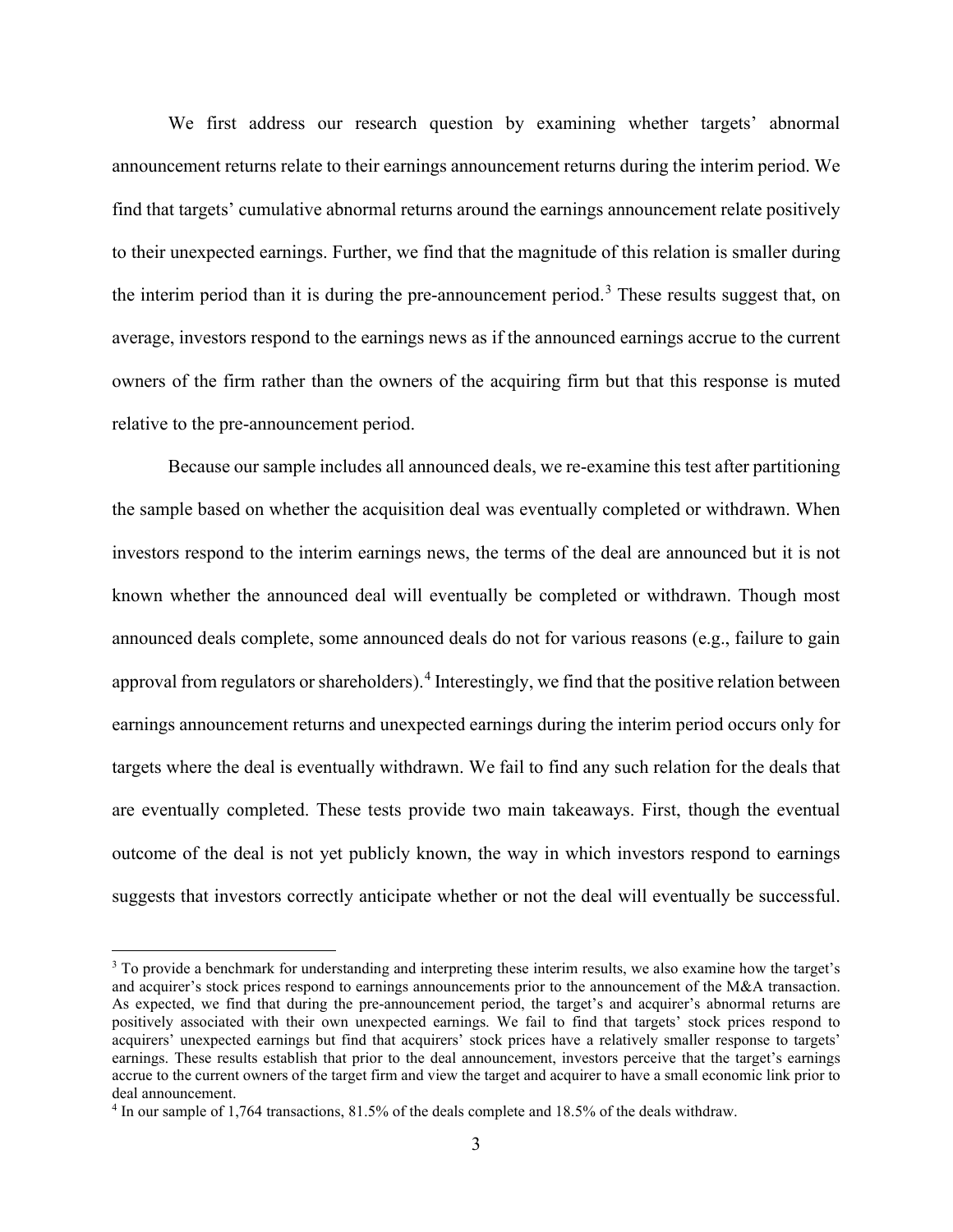We first address our research question by examining whether targets' abnormal announcement returns relate to their earnings announcement returns during the interim period. We find that targets' cumulative abnormal returns around the earnings announcement relate positively to their unexpected earnings. Further, we find that the magnitude of this relation is smaller during the interim period than it is during the pre-announcement period.[3] These results suggest that, on average, investors respond to the earnings news as if the announced earnings accrue to the current owners of the firm rather than the owners of the acquiring firm but that this response is muted relative to the pre-announcement period.

Because our sample includes all announced deals, we re-examine this test after partitioning the sample based on whether the acquisition deal was eventually completed or withdrawn. When investors respond to the interim earnings news, the terms of the deal are announced but it is not known whether the announced deal will eventually be completed or withdrawn. Though most announced deals complete, some announced deals do not for various reasons (e.g., failure to gain approval from regulators or shareholders).[4] Interestingly, we find that the positive relation between earnings announcement returns and unexpected earnings during the interim period occurs only for targets where the deal is eventually withdrawn. We fail to find any such relation for the deals that are eventually completed. These tests provide two main takeaways. First, though the eventual outcome of the deal is not yet publicly known, the way in which investors respond to earnings suggests that investors correctly anticipate whether or not the deal will eventually be successful.

[3] To provide a benchmark for understanding and interpreting these interim results, we also examine how the target's and acquirer's stock prices respond to earnings announcements prior to the announcement of the M&A transaction. As expected, we find that during the pre-announcement period, the target's and acquirer's abnormal returns are positively associated with their own unexpected earnings. We fail to find that targets' stock prices respond to acquirers' unexpected earnings but find that acquirers' stock prices have a relatively smaller response to targets' earnings. These results establish that prior to the deal announcement, investors perceive that the target's earnings accrue to the current owners of the target firm and view the target and acquirer to have a small economic link prior to deal announcement.

[4] In our sample of 1,764 transactions, 81.5% of the deals complete and 18.5% of the deals withdraw.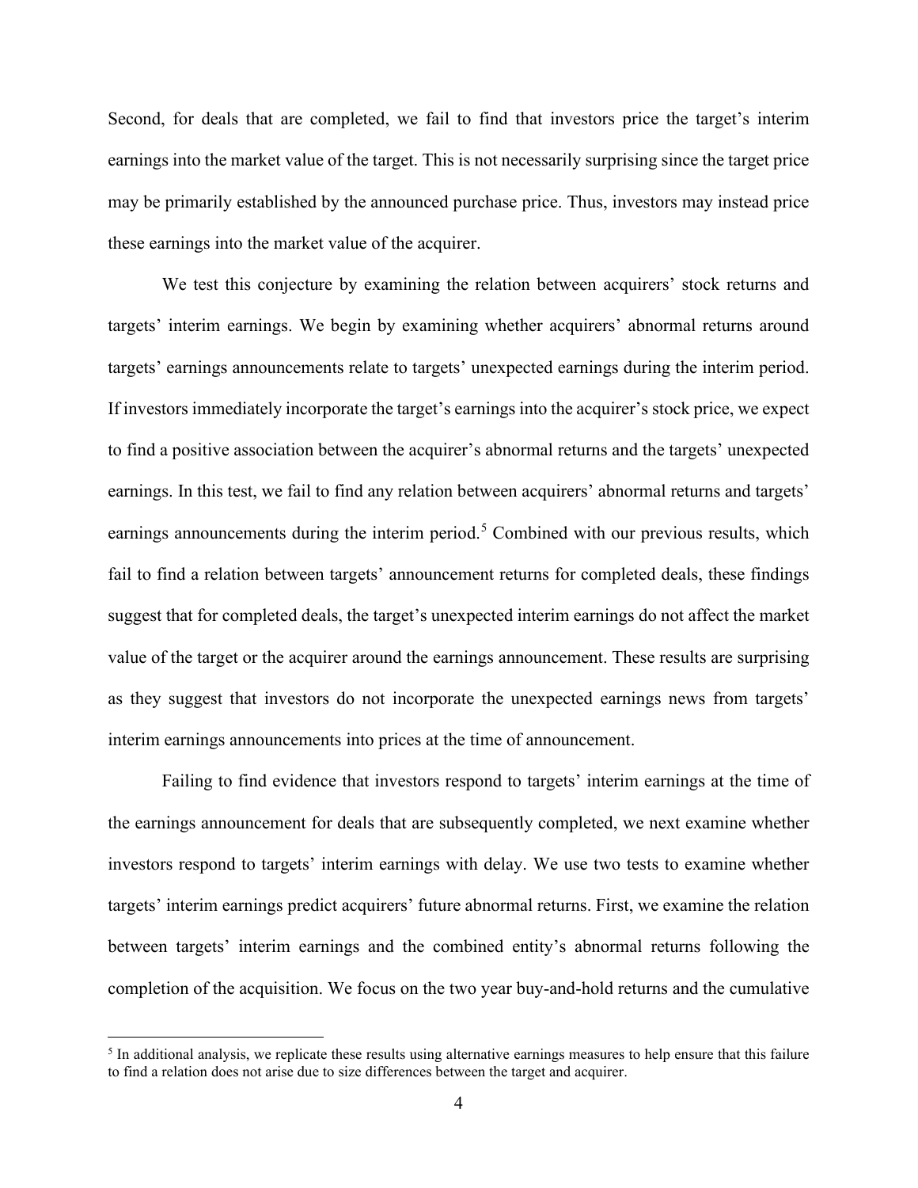Second, for deals that are completed, we fail to find that investors price the target's interim earnings into the market value of the target. This is not necessarily surprising since the target price may be primarily established by the announced purchase price. Thus, investors may instead price these earnings into the market value of the acquirer.

We test this conjecture by examining the relation between acquirers' stock returns and targets' interim earnings. We begin by examining whether acquirers' abnormal returns around targets' earnings announcements relate to targets' unexpected earnings during the interim period. If investors immediately incorporate the target's earnings into the acquirer's stock price, we expect to find a positive association between the acquirer's abnormal returns and the targets' unexpected earnings. In this test, we fail to find any relation between acquirers' abnormal returns and targets' earnings announcements during the interim period.[5] Combined with our previous results, which fail to find a relation between targets' announcement returns for completed deals, these findings suggest that for completed deals, the target's unexpected interim earnings do not affect the market value of the target or the acquirer around the earnings announcement. These results are surprising as they suggest that investors do not incorporate the unexpected earnings news from targets' interim earnings announcements into prices at the time of announcement.

Failing to find evidence that investors respond to targets' interim earnings at the time of the earnings announcement for deals that are subsequently completed, we next examine whether investors respond to targets' interim earnings with delay. We use two tests to examine whether targets' interim earnings predict acquirers' future abnormal returns. First, we examine the relation between targets' interim earnings and the combined entity's abnormal returns following the completion of the acquisition. We focus on the two year buy-and-hold returns and the cumulative

[5] In additional analysis, we replicate these results using alternative earnings measures to help ensure that this failure to find a relation does not arise due to size differences between the target and acquirer.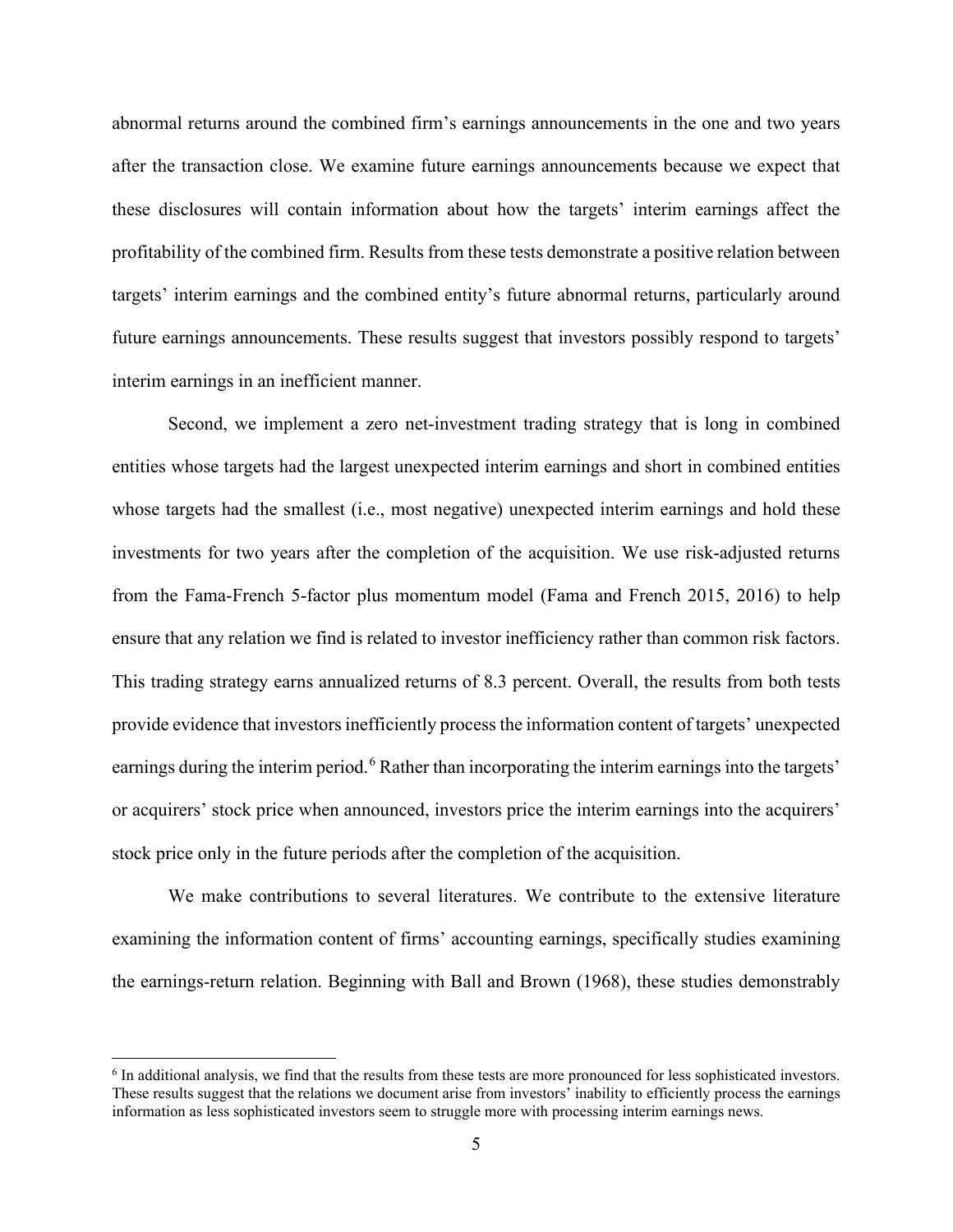abnormal returns around the combined firm's earnings announcements in the one and two years after the transaction close. We examine future earnings announcements because we expect that these disclosures will contain information about how the targets' interim earnings affect the profitability of the combined firm. Results from these tests demonstrate a positive relation between targets' interim earnings and the combined entity's future abnormal returns, particularly around future earnings announcements. These results suggest that investors possibly respond to targets' interim earnings in an inefficient manner.

Second, we implement a zero net-investment trading strategy that is long in combined entities whose targets had the largest unexpected interim earnings and short in combined entities whose targets had the smallest (i.e., most negative) unexpected interim earnings and hold these investments for two years after the completion of the acquisition. We use risk-adjusted returns from the Fama-French 5-factor plus momentum model (Fama and French 2015, 2016) to help ensure that any relation we find is related to investor inefficiency rather than common risk factors. This trading strategy earns annualized returns of 8.3 percent. Overall, the results from both tests provide evidence that investors inefficiently process the information content of targets' unexpected earnings during the interim period.[6] Rather than incorporating the interim earnings into the targets' or acquirers' stock price when announced, investors price the interim earnings into the acquirers' stock price only in the future periods after the completion of the acquisition.

We make contributions to several literatures. We contribute to the extensive literature examining the information content of firms' accounting earnings, specifically studies examining the earnings-return relation. Beginning with Ball and Brown (1968), these studies demonstrably

[6] In additional analysis, we find that the results from these tests are more pronounced for less sophisticated investors. These results suggest that the relations we document arise from investors' inability to efficiently process the earnings information as less sophisticated investors seem to struggle more with processing interim earnings news.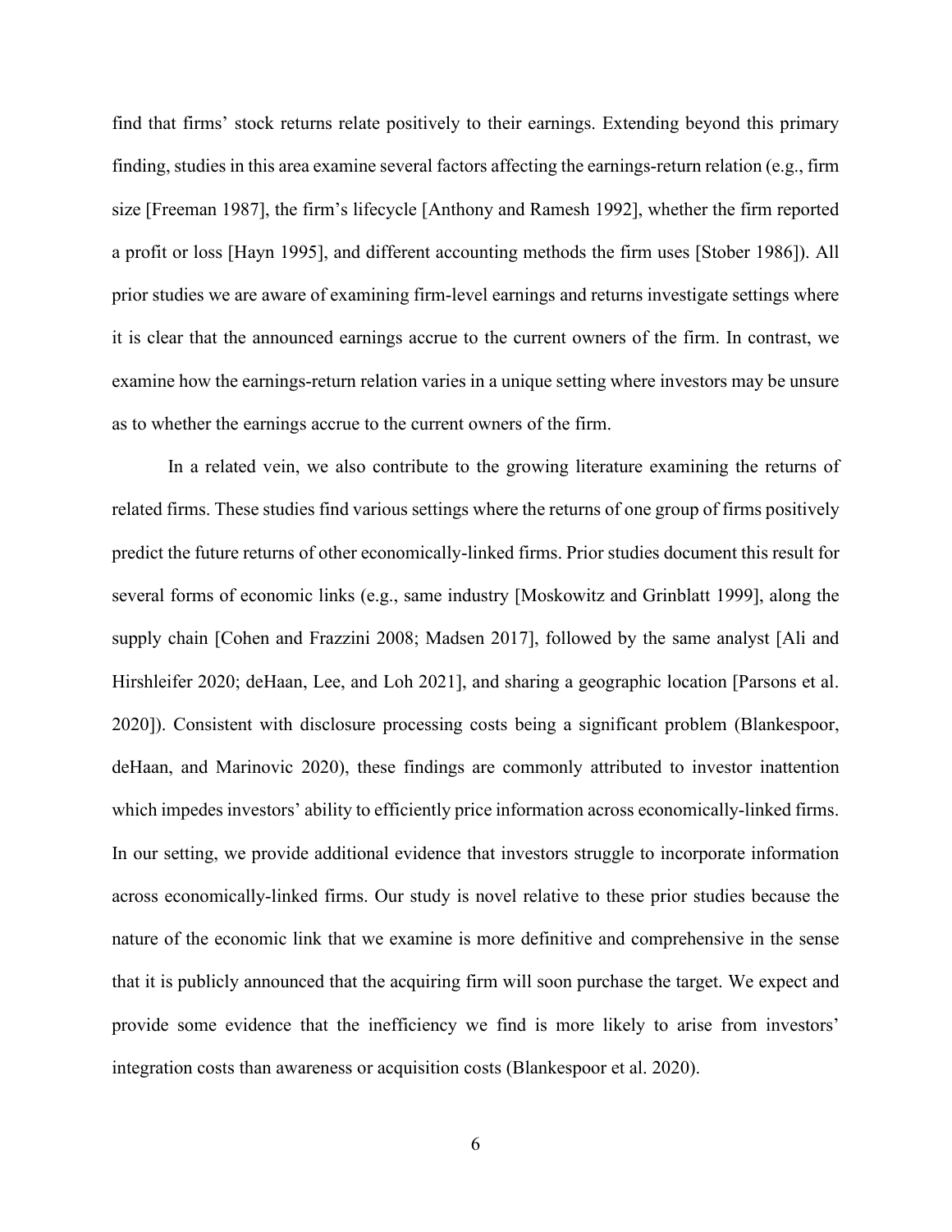find that firms' stock returns relate positively to their earnings. Extending beyond this primary finding, studies in this area examine several factors affecting the earnings-return relation (e.g., firm size [Freeman 1987], the firm's lifecycle [Anthony and Ramesh 1992], whether the firm reported a profit or loss [Hayn 1995], and different accounting methods the firm uses [Stober 1986]). All prior studies we are aware of examining firm-level earnings and returns investigate settings where it is clear that the announced earnings accrue to the current owners of the firm. In contrast, we examine how the earnings-return relation varies in a unique setting where investors may be unsure as to whether the earnings accrue to the current owners of the firm.

In a related vein, we also contribute to the growing literature examining the returns of related firms. These studies find various settings where the returns of one group of firms positively predict the future returns of other economically-linked firms. Prior studies document this result for several forms of economic links (e.g., same industry [Moskowitz and Grinblatt 1999], along the supply chain [Cohen and Frazzini 2008; Madsen 2017], followed by the same analyst [Ali and Hirshleifer 2020; deHaan, Lee, and Loh 2021], and sharing a geographic location [Parsons et al. 2020]). Consistent with disclosure processing costs being a significant problem (Blankespoor, deHaan, and Marinovic 2020), these findings are commonly attributed to investor inattention which impedes investors' ability to efficiently price information across economically-linked firms. In our setting, we provide additional evidence that investors struggle to incorporate information across economically-linked firms. Our study is novel relative to these prior studies because the nature of the economic link that we examine is more definitive and comprehensive in the sense that it is publicly announced that the acquiring firm will soon purchase the target. We expect and provide some evidence that the inefficiency we find is more likely to arise from investors' integration costs than awareness or acquisition costs (Blankespoor et al. 2020).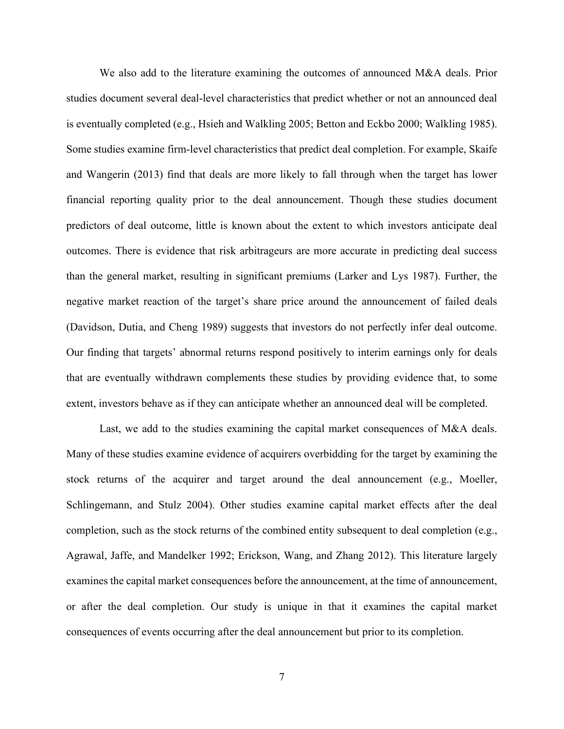We also add to the literature examining the outcomes of announced M&A deals. Prior studies document several deal-level characteristics that predict whether or not an announced deal is eventually completed (e.g., Hsieh and Walkling 2005; Betton and Eckbo 2000; Walkling 1985). Some studies examine firm-level characteristics that predict deal completion. For example, Skaife and Wangerin (2013) find that deals are more likely to fall through when the target has lower financial reporting quality prior to the deal announcement. Though these studies document predictors of deal outcome, little is known about the extent to which investors anticipate deal outcomes. There is evidence that risk arbitrageurs are more accurate in predicting deal success than the general market, resulting in significant premiums (Larker and Lys 1987). Further, the negative market reaction of the target's share price around the announcement of failed deals (Davidson, Dutia, and Cheng 1989) suggests that investors do not perfectly infer deal outcome. Our finding that targets' abnormal returns respond positively to interim earnings only for deals that are eventually withdrawn complements these studies by providing evidence that, to some extent, investors behave as if they can anticipate whether an announced deal will be completed.

Last, we add to the studies examining the capital market consequences of M&A deals. Many of these studies examine evidence of acquirers overbidding for the target by examining the stock returns of the acquirer and target around the deal announcement (e.g., Moeller, Schlingemann, and Stulz 2004). Other studies examine capital market effects after the deal completion, such as the stock returns of the combined entity subsequent to deal completion (e.g., Agrawal, Jaffe, and Mandelker 1992; Erickson, Wang, and Zhang 2012). This literature largely examines the capital market consequences before the announcement, at the time of announcement, or after the deal completion. Our study is unique in that it examines the capital market consequences of events occurring after the deal announcement but prior to its completion.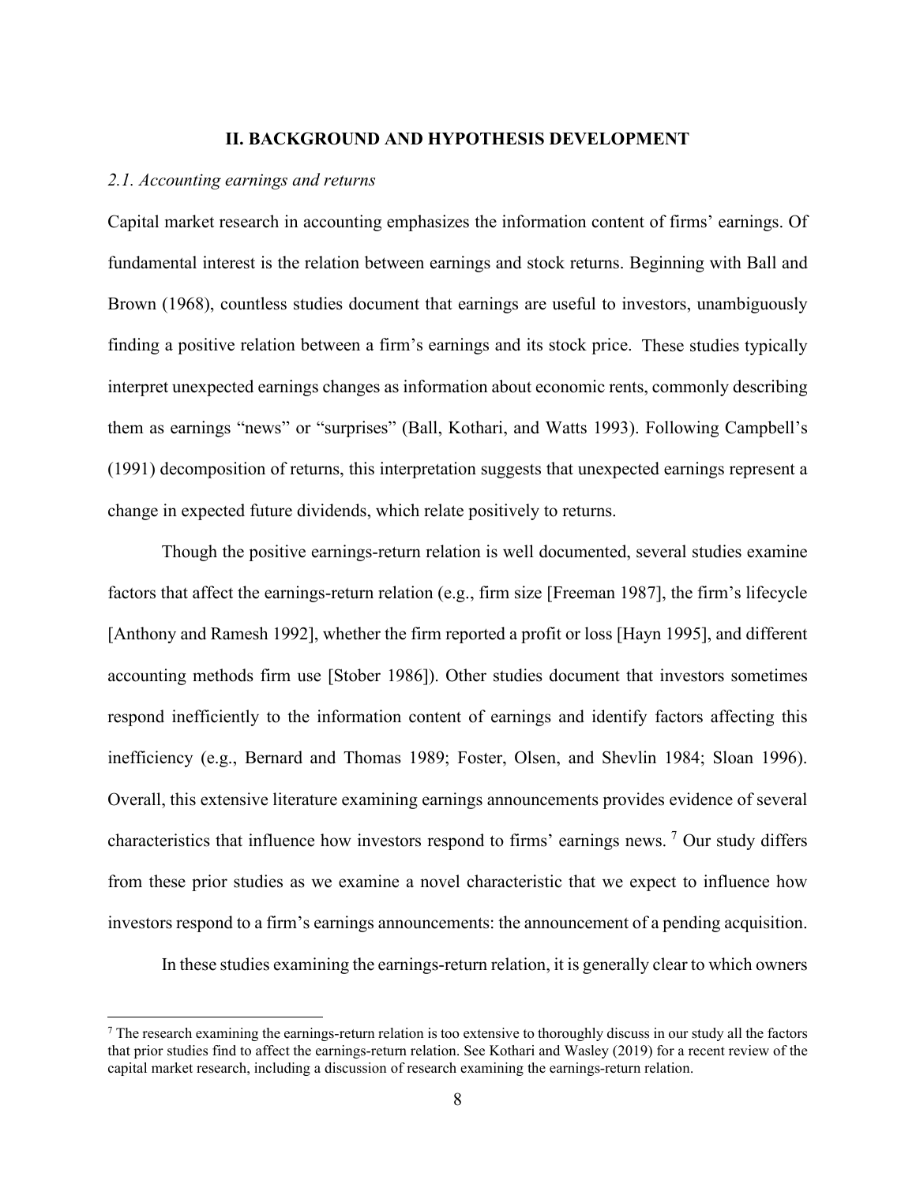## II. BACKGROUND AND HYPOTHESIS DEVELOPMENT

### *2.1. Accounting earnings and returns*

Capital market research in accounting emphasizes the information content of firms' earnings. Of fundamental interest is the relation between earnings and stock returns. Beginning with Ball and Brown (1968), countless studies document that earnings are useful to investors, unambiguously finding a positive relation between a firm's earnings and its stock price. These studies typically interpret unexpected earnings changes as information about economic rents, commonly describing them as earnings "news" or "surprises" (Ball, Kothari, and Watts 1993). Following Campbell's (1991) decomposition of returns, this interpretation suggests that unexpected earnings represent a change in expected future dividends, which relate positively to returns.

Though the positive earnings-return relation is well documented, several studies examine factors that affect the earnings-return relation (e.g., firm size [Freeman 1987], the firm's lifecycle [Anthony and Ramesh 1992], whether the firm reported a profit or loss [Hayn 1995], and different accounting methods firm use [Stober 1986]). Other studies document that investors sometimes respond inefficiently to the information content of earnings and identify factors affecting this inefficiency (e.g., Bernard and Thomas 1989; Foster, Olsen, and Shevlin 1984; Sloan 1996). Overall, this extensive literature examining earnings announcements provides evidence of several characteristics that influence how investors respond to firms' earnings news. [7] Our study differs from these prior studies as we examine a novel characteristic that we expect to influence how investors respond to a firm's earnings announcements: the announcement of a pending acquisition.

In these studies examining the earnings-return relation, it is generally clear to which owners

[7] The research examining the earnings-return relation is too extensive to thoroughly discuss in our study all the factors that prior studies find to affect the earnings-return relation. See Kothari and Wasley (2019) for a recent review of the capital market research, including a discussion of research examining the earnings-return relation.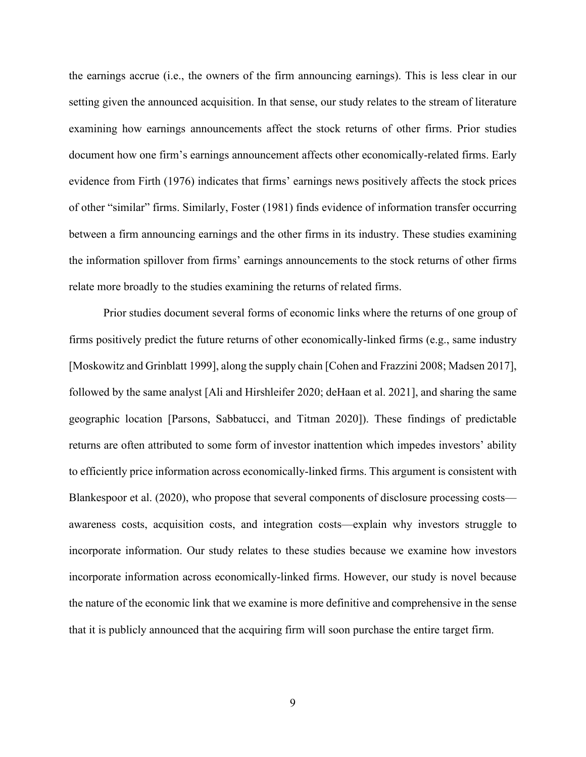the earnings accrue (i.e., the owners of the firm announcing earnings). This is less clear in our setting given the announced acquisition. In that sense, our study relates to the stream of literature examining how earnings announcements affect the stock returns of other firms. Prior studies document how one firm's earnings announcement affects other economically-related firms. Early evidence from Firth (1976) indicates that firms' earnings news positively affects the stock prices of other "similar" firms. Similarly, Foster (1981) finds evidence of information transfer occurring between a firm announcing earnings and the other firms in its industry. These studies examining the information spillover from firms' earnings announcements to the stock returns of other firms relate more broadly to the studies examining the returns of related firms.

Prior studies document several forms of economic links where the returns of one group of firms positively predict the future returns of other economically-linked firms (e.g., same industry [Moskowitz and Grinblatt 1999], along the supply chain [Cohen and Frazzini 2008; Madsen 2017], followed by the same analyst [Ali and Hirshleifer 2020; deHaan et al. 2021], and sharing the same geographic location [Parsons, Sabbatucci, and Titman 2020]). These findings of predictable returns are often attributed to some form of investor inattention which impedes investors' ability to efficiently price information across economically-linked firms. This argument is consistent with Blankespoor et al. (2020), who propose that several components of disclosure processing costs—awareness costs, acquisition costs, and integration costs—explain why investors struggle to incorporate information. Our study relates to these studies because we examine how investors incorporate information across economically-linked firms. However, our study is novel because the nature of the economic link that we examine is more definitive and comprehensive in the sense that it is publicly announced that the acquiring firm will soon purchase the entire target firm.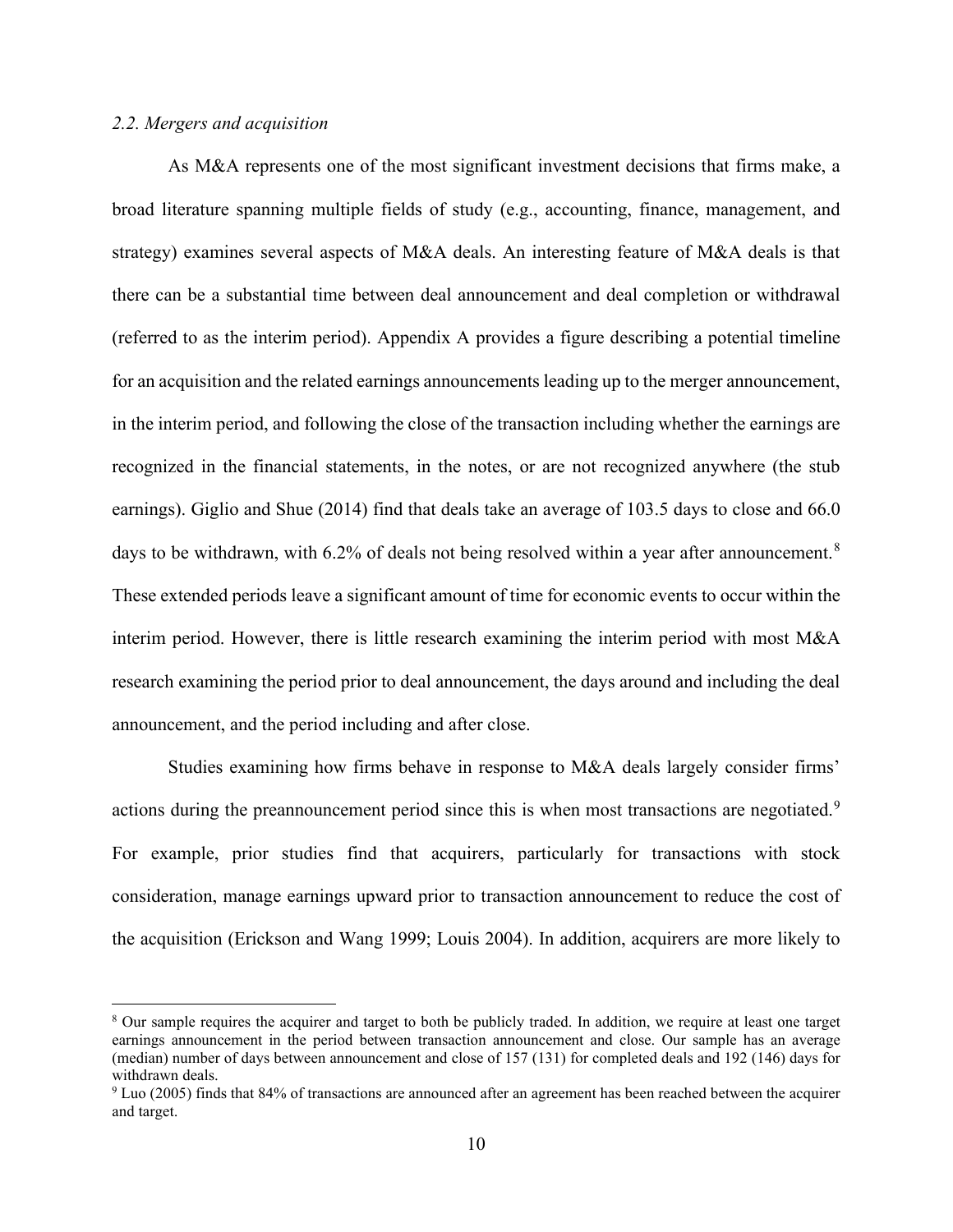### *2.2. Mergers and acquisition*

As M&A represents one of the most significant investment decisions that firms make, a broad literature spanning multiple fields of study (e.g., accounting, finance, management, and strategy) examines several aspects of M&A deals. An interesting feature of M&A deals is that there can be a substantial time between deal announcement and deal completion or withdrawal (referred to as the interim period). Appendix A provides a figure describing a potential timeline for an acquisition and the related earnings announcements leading up to the merger announcement, in the interim period, and following the close of the transaction including whether the earnings are recognized in the financial statements, in the notes, or are not recognized anywhere (the stub earnings). Giglio and Shue (2014) find that deals take an average of 103.5 days to close and 66.0 days to be withdrawn, with 6.2% of deals not being resolved within a year after announcement.[8] These extended periods leave a significant amount of time for economic events to occur within the interim period. However, there is little research examining the interim period with most M&A research examining the period prior to deal announcement, the days around and including the deal announcement, and the period including and after close.

Studies examining how firms behave in response to M&A deals largely consider firms' actions during the preannouncement period since this is when most transactions are negotiated.[9] For example, prior studies find that acquirers, particularly for transactions with stock consideration, manage earnings upward prior to transaction announcement to reduce the cost of the acquisition (Erickson and Wang 1999; Louis 2004). In addition, acquirers are more likely to

---

[8] Our sample requires the acquirer and target to both be publicly traded. In addition, we require at least one target earnings announcement in the period between transaction announcement and close. Our sample has an average (median) number of days between announcement and close of 157 (131) for completed deals and 192 (146) days for withdrawn deals.

[9] Luo (2005) finds that 84% of transactions are announced after an agreement has been reached between the acquirer and target.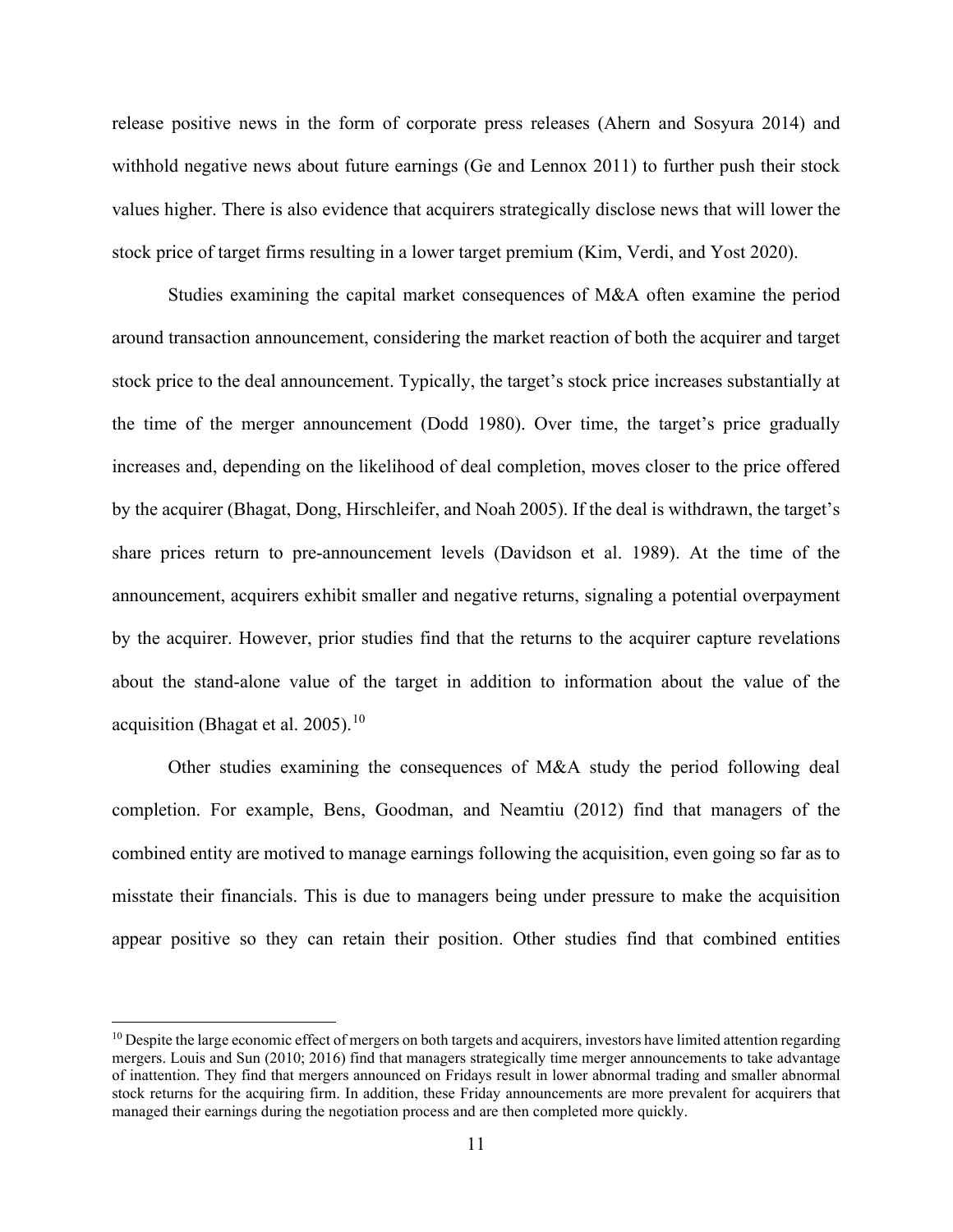release positive news in the form of corporate press releases (Ahern and Sosyura 2014) and withhold negative news about future earnings (Ge and Lennox 2011) to further push their stock values higher. There is also evidence that acquirers strategically disclose news that will lower the stock price of target firms resulting in a lower target premium (Kim, Verdi, and Yost 2020).

Studies examining the capital market consequences of M&A often examine the period around transaction announcement, considering the market reaction of both the acquirer and target stock price to the deal announcement. Typically, the target's stock price increases substantially at the time of the merger announcement (Dodd 1980). Over time, the target's price gradually increases and, depending on the likelihood of deal completion, moves closer to the price offered by the acquirer (Bhagat, Dong, Hirschleifer, and Noah 2005). If the deal is withdrawn, the target's share prices return to pre-announcement levels (Davidson et al. 1989). At the time of the announcement, acquirers exhibit smaller and negative returns, signaling a potential overpayment by the acquirer. However, prior studies find that the returns to the acquirer capture revelations about the stand-alone value of the target in addition to information about the value of the acquisition (Bhagat et al. 2005).[10]

Other studies examining the consequences of M&A study the period following deal completion. For example, Bens, Goodman, and Neamtiu (2012) find that managers of the combined entity are motived to manage earnings following the acquisition, even going so far as to misstate their financials. This is due to managers being under pressure to make the acquisition appear positive so they can retain their position. Other studies find that combined entities

[10] Despite the large economic effect of mergers on both targets and acquirers, investors have limited attention regarding mergers. Louis and Sun (2010; 2016) find that managers strategically time merger announcements to take advantage of inattention. They find that mergers announced on Fridays result in lower abnormal trading and smaller abnormal stock returns for the acquiring firm. In addition, these Friday announcements are more prevalent for acquirers that managed their earnings during the negotiation process and are then completed more quickly.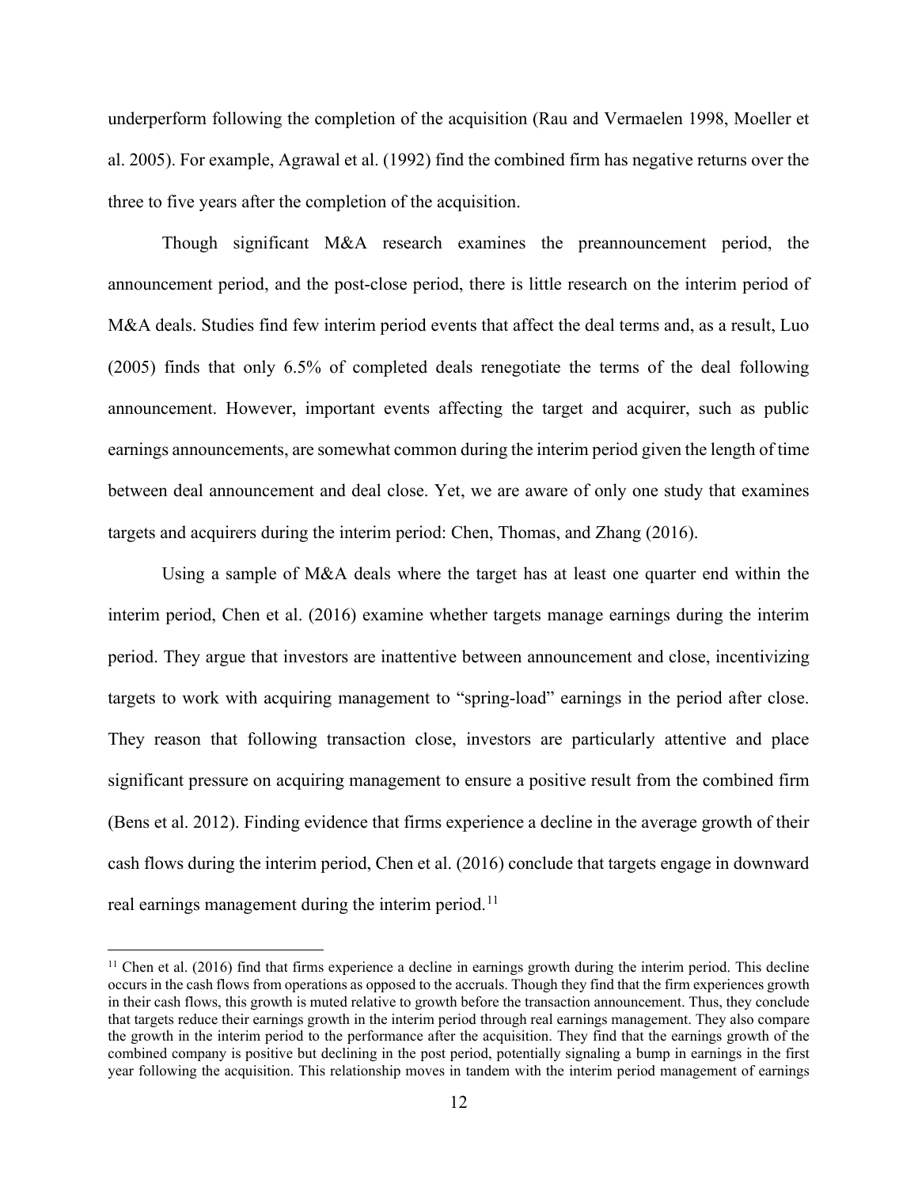underperform following the completion of the acquisition (Rau and Vermaelen 1998, Moeller et al. 2005). For example, Agrawal et al. (1992) find the combined firm has negative returns over the three to five years after the completion of the acquisition.

Though significant M&A research examines the preannouncement period, the announcement period, and the post-close period, there is little research on the interim period of M&A deals. Studies find few interim period events that affect the deal terms and, as a result, Luo (2005) finds that only 6.5% of completed deals renegotiate the terms of the deal following announcement. However, important events affecting the target and acquirer, such as public earnings announcements, are somewhat common during the interim period given the length of time between deal announcement and deal close. Yet, we are aware of only one study that examines targets and acquirers during the interim period: Chen, Thomas, and Zhang (2016).

Using a sample of M&A deals where the target has at least one quarter end within the interim period, Chen et al. (2016) examine whether targets manage earnings during the interim period. They argue that investors are inattentive between announcement and close, incentivizing targets to work with acquiring management to "spring-load" earnings in the period after close. They reason that following transaction close, investors are particularly attentive and place significant pressure on acquiring management to ensure a positive result from the combined firm (Bens et al. 2012). Finding evidence that firms experience a decline in the average growth of their cash flows during the interim period, Chen et al. (2016) conclude that targets engage in downward real earnings management during the interim period.[11]

[11] Chen et al. (2016) find that firms experience a decline in earnings growth during the interim period. This decline occurs in the cash flows from operations as opposed to the accruals. Though they find that the firm experiences growth in their cash flows, this growth is muted relative to growth before the transaction announcement. Thus, they conclude that targets reduce their earnings growth in the interim period through real earnings management. They also compare the growth in the interim period to the performance after the acquisition. They find that the earnings growth of the combined company is positive but declining in the post period, potentially signaling a bump in earnings in the first year following the acquisition. This relationship moves in tandem with the interim period management of earnings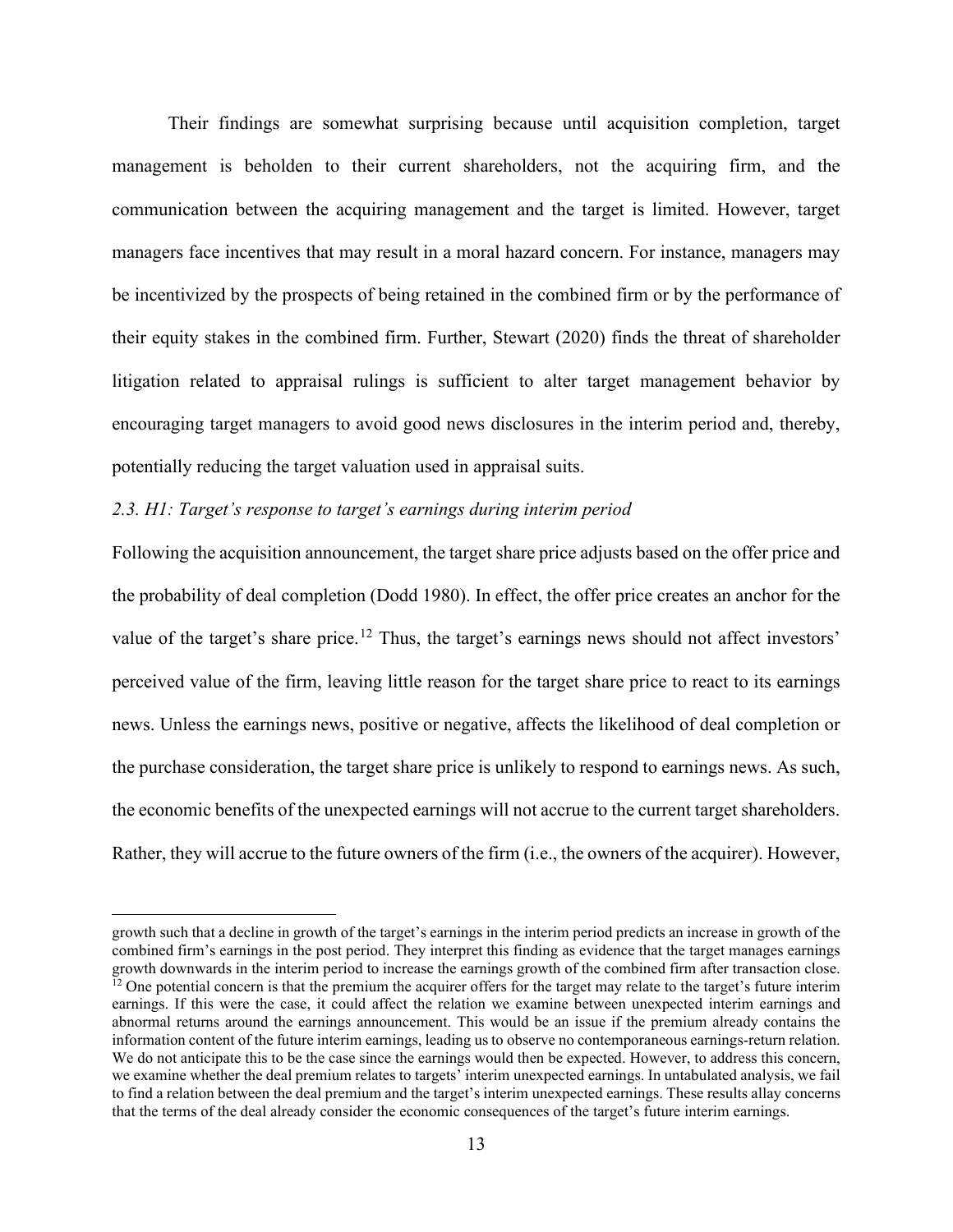Their findings are somewhat surprising because until acquisition completion, target management is beholden to their current shareholders, not the acquiring firm, and the communication between the acquiring management and the target is limited. However, target managers face incentives that may result in a moral hazard concern. For instance, managers may be incentivized by the prospects of being retained in the combined firm or by the performance of their equity stakes in the combined firm. Further, Stewart (2020) finds the threat of shareholder litigation related to appraisal rulings is sufficient to alter target management behavior by encouraging target managers to avoid good news disclosures in the interim period and, thereby, potentially reducing the target valuation used in appraisal suits.

### *2.3. H1: Target's response to target's earnings during interim period*

Following the acquisition announcement, the target share price adjusts based on the offer price and the probability of deal completion (Dodd 1980). In effect, the offer price creates an anchor for the value of the target's share price.[12] Thus, the target's earnings news should not affect investors' perceived value of the firm, leaving little reason for the target share price to react to its earnings news. Unless the earnings news, positive or negative, affects the likelihood of deal completion or the purchase consideration, the target share price is unlikely to respond to earnings news. As such, the economic benefits of the unexpected earnings will not accrue to the current target shareholders. Rather, they will accrue to the future owners of the firm (i.e., the owners of the acquirer). However,

---

growth such that a decline in growth of the target's earnings in the interim period predicts an increase in growth of the combined firm's earnings in the post period. They interpret this finding as evidence that the target manages earnings growth downwards in the interim period to increase the earnings growth of the combined firm after transaction close.

[12] One potential concern is that the premium the acquirer offers for the target may relate to the target's future interim earnings. If this were the case, it could affect the relation we examine between unexpected interim earnings and abnormal returns around the earnings announcement. This would be an issue if the premium already contains the information content of the future interim earnings, leading us to observe no contemporaneous earnings-return relation. We do not anticipate this to be the case since the earnings would then be expected. However, to address this concern, we examine whether the deal premium relates to targets' interim unexpected earnings. In untabulated analysis, we fail to find a relation between the deal premium and the target's interim unexpected earnings. These results allay concerns that the terms of the deal already consider the economic consequences of the target's future interim earnings.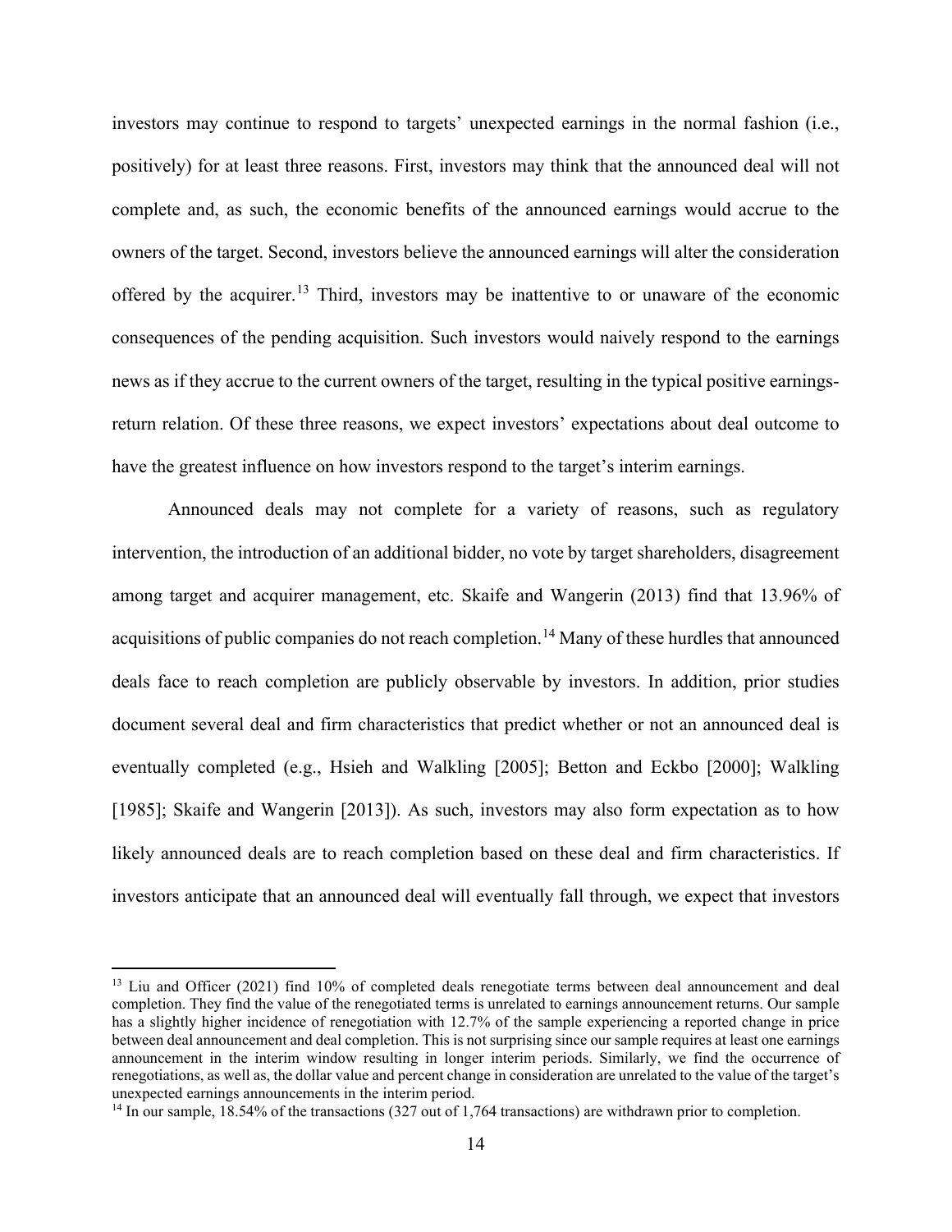investors may continue to respond to targets' unexpected earnings in the normal fashion (i.e., positively) for at least three reasons. First, investors may think that the announced deal will not complete and, as such, the economic benefits of the announced earnings would accrue to the owners of the target. Second, investors believe the announced earnings will alter the consideration offered by the acquirer.[13] Third, investors may be inattentive to or unaware of the economic consequences of the pending acquisition. Such investors would naively respond to the earnings news as if they accrue to the current owners of the target, resulting in the typical positive earnings-return relation. Of these three reasons, we expect investors' expectations about deal outcome to have the greatest influence on how investors respond to the target's interim earnings.

Announced deals may not complete for a variety of reasons, such as regulatory intervention, the introduction of an additional bidder, no vote by target shareholders, disagreement among target and acquirer management, etc. Skaife and Wangerin (2013) find that 13.96% of acquisitions of public companies do not reach completion.[14] Many of these hurdles that announced deals face to reach completion are publicly observable by investors. In addition, prior studies document several deal and firm characteristics that predict whether or not an announced deal is eventually completed (e.g., Hsieh and Walkling [2005]; Betton and Eckbo [2000]; Walkling [1985]; Skaife and Wangerin [2013]). As such, investors may also form expectation as to how likely announced deals are to reach completion based on these deal and firm characteristics. If investors anticipate that an announced deal will eventually fall through, we expect that investors

[13] Liu and Officer (2021) find 10% of completed deals renegotiate terms between deal announcement and deal completion. They find the value of the renegotiated terms is unrelated to earnings announcement returns. Our sample has a slightly higher incidence of renegotiation with 12.7% of the sample experiencing a reported change in price between deal announcement and deal completion. This is not surprising since our sample requires at least one earnings announcement in the interim window resulting in longer interim periods. Similarly, we find the occurrence of renegotiations, as well as, the dollar value and percent change in consideration are unrelated to the value of the target's unexpected earnings announcements in the interim period.

[14] In our sample, 18.54% of the transactions (327 out of 1,764 transactions) are withdrawn prior to completion.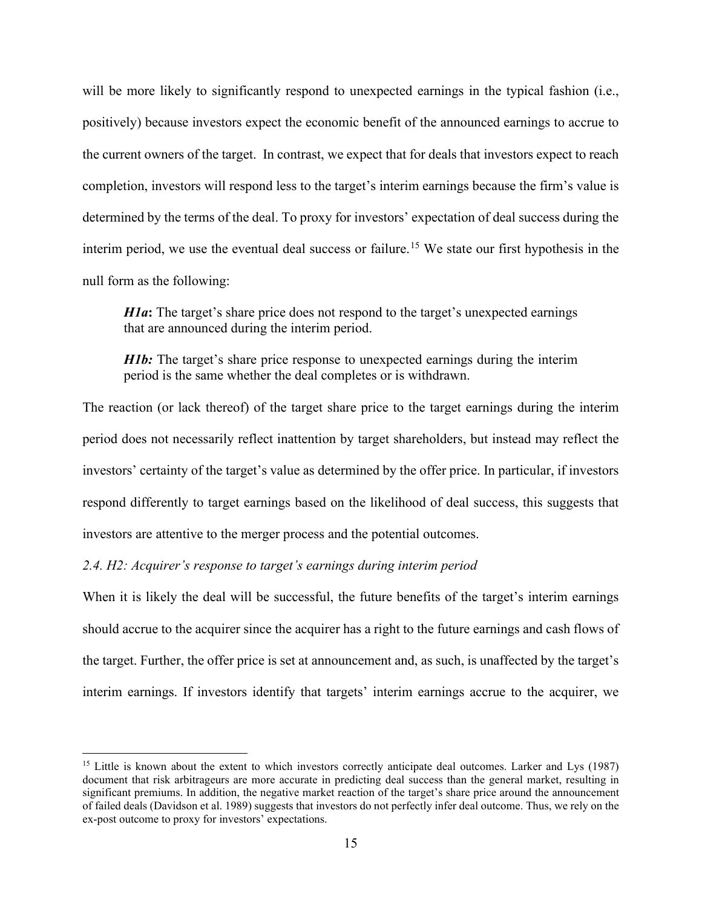will be more likely to significantly respond to unexpected earnings in the typical fashion (i.e., positively) because investors expect the economic benefit of the announced earnings to accrue to the current owners of the target. In contrast, we expect that for deals that investors expect to reach completion, investors will respond less to the target's interim earnings because the firm's value is determined by the terms of the deal. To proxy for investors' expectation of deal success during the interim period, we use the eventual deal success or failure.[15] We state our first hypothesis in the null form as the following:

> ***H1a*:** The target's share price does not respond to the target's unexpected earnings that are announced during the interim period.
>
> ***H1b:*** The target's share price response to unexpected earnings during the interim period is the same whether the deal completes or is withdrawn.

The reaction (or lack thereof) of the target share price to the target earnings during the interim period does not necessarily reflect inattention by target shareholders, but instead may reflect the investors' certainty of the target's value as determined by the offer price. In particular, if investors respond differently to target earnings based on the likelihood of deal success, this suggests that investors are attentive to the merger process and the potential outcomes.

### *2.4. H2: Acquirer's response to target's earnings during interim period*

When it is likely the deal will be successful, the future benefits of the target's interim earnings should accrue to the acquirer since the acquirer has a right to the future earnings and cash flows of the target. Further, the offer price is set at announcement and, as such, is unaffected by the target's interim earnings. If investors identify that targets' interim earnings accrue to the acquirer, we

---

[15] Little is known about the extent to which investors correctly anticipate deal outcomes. Larker and Lys (1987) document that risk arbitrageurs are more accurate in predicting deal success than the general market, resulting in significant premiums. In addition, the negative market reaction of the target's share price around the announcement of failed deals (Davidson et al. 1989) suggests that investors do not perfectly infer deal outcome. Thus, we rely on the ex-post outcome to proxy for investors' expectations.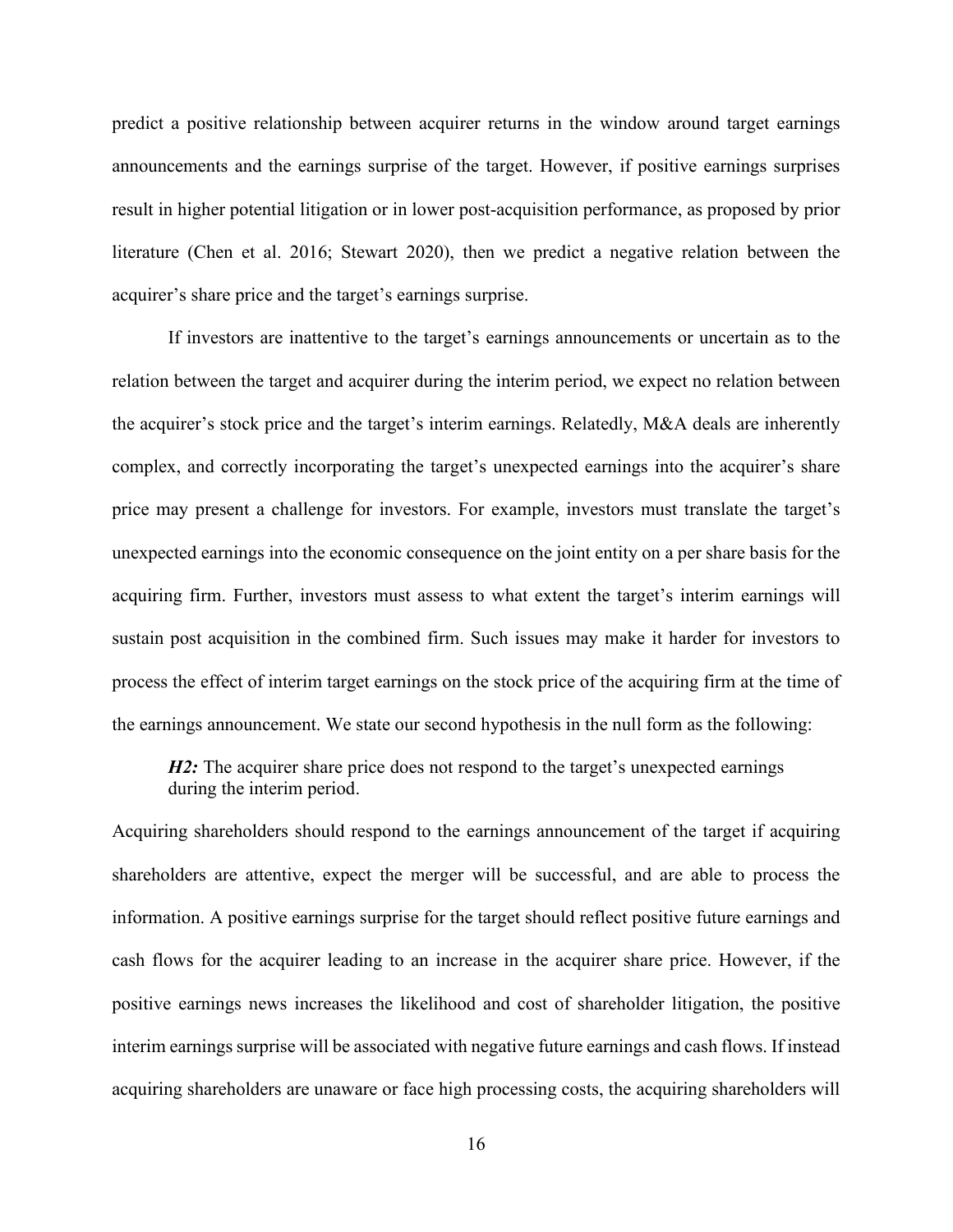predict a positive relationship between acquirer returns in the window around target earnings announcements and the earnings surprise of the target. However, if positive earnings surprises result in higher potential litigation or in lower post-acquisition performance, as proposed by prior literature (Chen et al. 2016; Stewart 2020), then we predict a negative relation between the acquirer's share price and the target's earnings surprise.

If investors are inattentive to the target's earnings announcements or uncertain as to the relation between the target and acquirer during the interim period, we expect no relation between the acquirer's stock price and the target's interim earnings. Relatedly, M&A deals are inherently complex, and correctly incorporating the target's unexpected earnings into the acquirer's share price may present a challenge for investors. For example, investors must translate the target's unexpected earnings into the economic consequence on the joint entity on a per share basis for the acquiring firm. Further, investors must assess to what extent the target's interim earnings will sustain post acquisition in the combined firm. Such issues may make it harder for investors to process the effect of interim target earnings on the stock price of the acquiring firm at the time of the earnings announcement. We state our second hypothesis in the null form as the following:

> ***H2:*** The acquirer share price does not respond to the target's unexpected earnings during the interim period.

Acquiring shareholders should respond to the earnings announcement of the target if acquiring shareholders are attentive, expect the merger will be successful, and are able to process the information. A positive earnings surprise for the target should reflect positive future earnings and cash flows for the acquirer leading to an increase in the acquirer share price. However, if the positive earnings news increases the likelihood and cost of shareholder litigation, the positive interim earnings surprise will be associated with negative future earnings and cash flows. If instead acquiring shareholders are unaware or face high processing costs, the acquiring shareholders will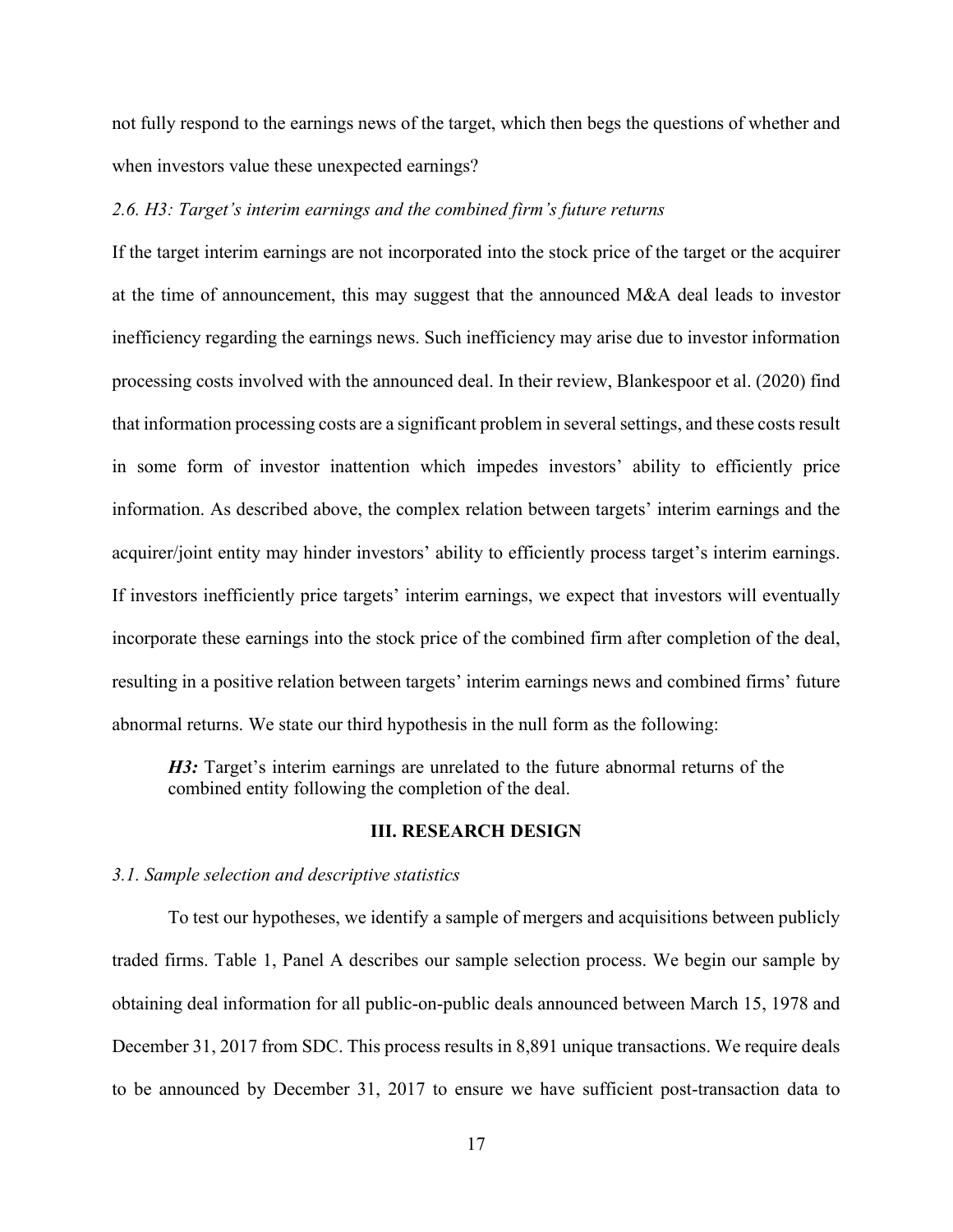not fully respond to the earnings news of the target, which then begs the questions of whether and when investors value these unexpected earnings?

### *2.6. H3: Target's interim earnings and the combined firm's future returns*

If the target interim earnings are not incorporated into the stock price of the target or the acquirer at the time of announcement, this may suggest that the announced M&A deal leads to investor inefficiency regarding the earnings news. Such inefficiency may arise due to investor information processing costs involved with the announced deal. In their review, Blankespoor et al. (2020) find that information processing costs are a significant problem in several settings, and these costs result in some form of investor inattention which impedes investors' ability to efficiently price information. As described above, the complex relation between targets' interim earnings and the acquirer/joint entity may hinder investors' ability to efficiently process target's interim earnings. If investors inefficiently price targets' interim earnings, we expect that investors will eventually incorporate these earnings into the stock price of the combined firm after completion of the deal, resulting in a positive relation between targets' interim earnings news and combined firms' future abnormal returns. We state our third hypothesis in the null form as the following:

> ***H3:*** Target's interim earnings are unrelated to the future abnormal returns of the combined entity following the completion of the deal.

## III. RESEARCH DESIGN

### *3.1. Sample selection and descriptive statistics*

To test our hypotheses, we identify a sample of mergers and acquisitions between publicly traded firms. Table 1, Panel A describes our sample selection process. We begin our sample by obtaining deal information for all public-on-public deals announced between March 15, 1978 and December 31, 2017 from SDC. This process results in 8,891 unique transactions. We require deals to be announced by December 31, 2017 to ensure we have sufficient post-transaction data to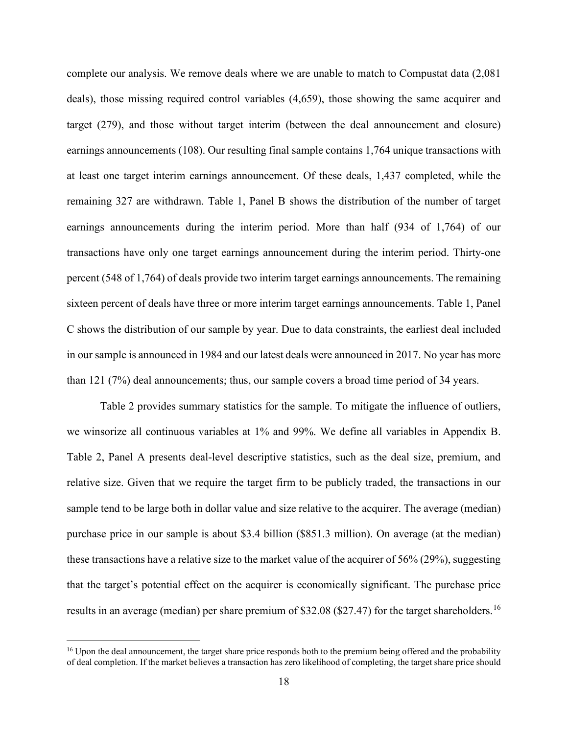complete our analysis. We remove deals where we are unable to match to Compustat data (2,081 deals), those missing required control variables (4,659), those showing the same acquirer and target (279), and those without target interim (between the deal announcement and closure) earnings announcements (108). Our resulting final sample contains 1,764 unique transactions with at least one target interim earnings announcement. Of these deals, 1,437 completed, while the remaining 327 are withdrawn. Table 1, Panel B shows the distribution of the number of target earnings announcements during the interim period. More than half (934 of 1,764) of our transactions have only one target earnings announcement during the interim period. Thirty-one percent (548 of 1,764) of deals provide two interim target earnings announcements. The remaining sixteen percent of deals have three or more interim target earnings announcements. Table 1, Panel C shows the distribution of our sample by year. Due to data constraints, the earliest deal included in our sample is announced in 1984 and our latest deals were announced in 2017. No year has more than 121 (7%) deal announcements; thus, our sample covers a broad time period of 34 years.

Table 2 provides summary statistics for the sample. To mitigate the influence of outliers, we winsorize all continuous variables at 1% and 99%. We define all variables in Appendix B. Table 2, Panel A presents deal-level descriptive statistics, such as the deal size, premium, and relative size. Given that we require the target firm to be publicly traded, the transactions in our sample tend to be large both in dollar value and size relative to the acquirer. The average (median) purchase price in our sample is about \$3.4 billion (\$851.3 million). On average (at the median) these transactions have a relative size to the market value of the acquirer of 56% (29%), suggesting that the target's potential effect on the acquirer is economically significant. The purchase price results in an average (median) per share premium of \$32.08 (\$27.47) for the target shareholders.[16]

[16] Upon the deal announcement, the target share price responds both to the premium being offered and the probability of deal completion. If the market believes a transaction has zero likelihood of completing, the target share price should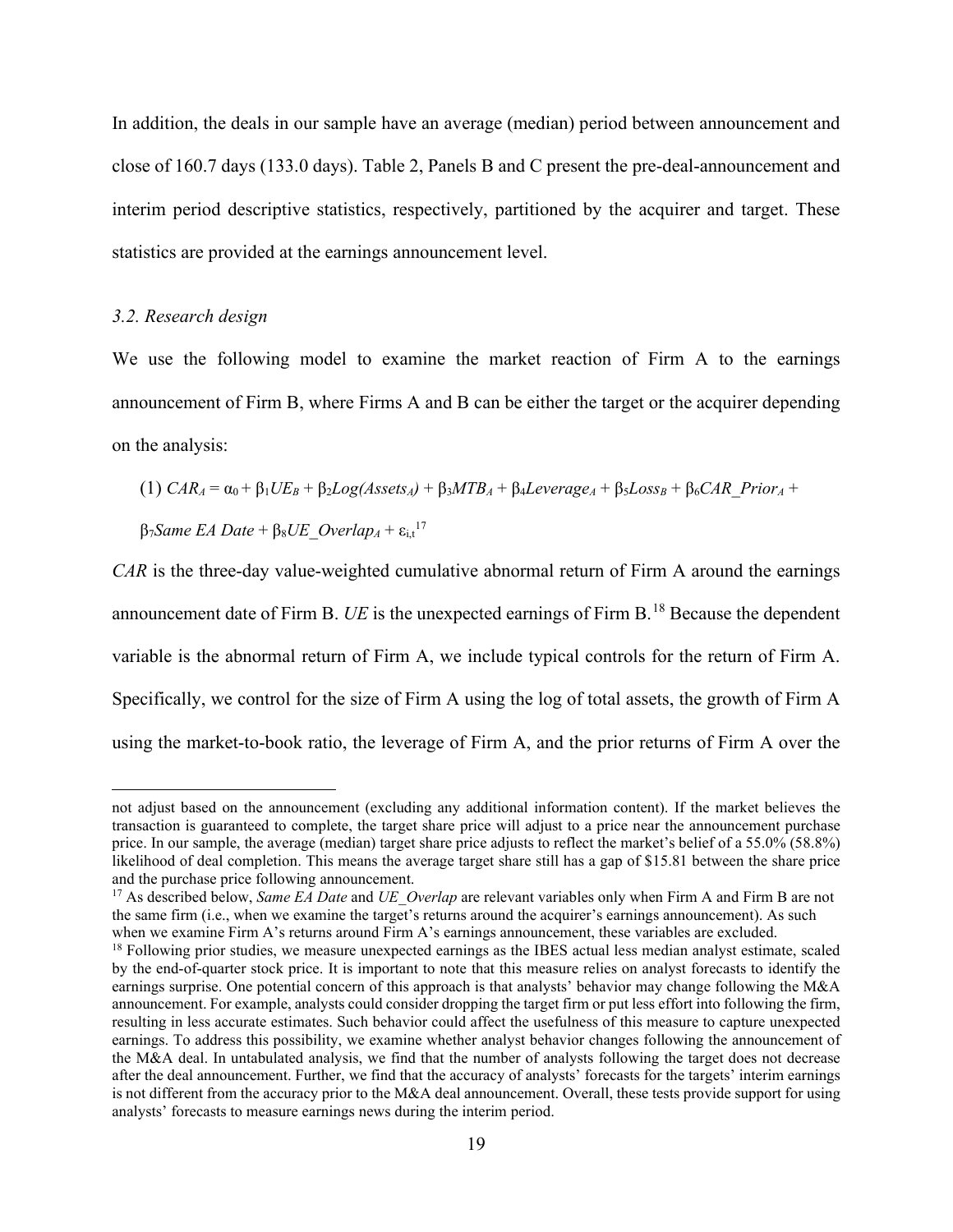In addition, the deals in our sample have an average (median) period between announcement and close of 160.7 days (133.0 days). Table 2, Panels B and C present the pre-deal-announcement and interim period descriptive statistics, respectively, partitioned by the acquirer and target. These statistics are provided at the earnings announcement level.

### *3.2. Research design*

We use the following model to examine the market reaction of Firm A to the earnings announcement of Firm B, where Firms A and B can be either the target or the acquirer depending on the analysis:

(1) $CAR_A = \alpha_0 + \beta_1 UE_B + \beta_2 Log(Assets_A) + \beta_3 MTB_A + \beta_4 Leverage_A + \beta_5 Loss_B + \beta_6 CAR\_Prior_A +$ $\beta_7 Same\ EA\ Date + \beta_8 UE\_Overlap_A + \varepsilon_{i,t}$[17]

*CAR* is the three-day value-weighted cumulative abnormal return of Firm A around the earnings announcement date of Firm B. *UE* is the unexpected earnings of Firm B.[18] Because the dependent variable is the abnormal return of Firm A, we include typical controls for the return of Firm A. Specifically, we control for the size of Firm A using the log of total assets, the growth of Firm A using the market-to-book ratio, the leverage of Firm A, and the prior returns of Firm A over the

---

not adjust based on the announcement (excluding any additional information content). If the market believes the transaction is guaranteed to complete, the target share price will adjust to a price near the announcement purchase price. In our sample, the average (median) target share price adjusts to reflect the market's belief of a 55.0% (58.8%) likelihood of deal completion. This means the average target share still has a gap of $15.81 between the share price and the purchase price following announcement.

[17] As described below, *Same EA Date* and *UE_Overlap* are relevant variables only when Firm A and Firm B are not the same firm (i.e., when we examine the target's returns around the acquirer's earnings announcement). As such when we examine Firm A's returns around Firm A's earnings announcement, these variables are excluded.

[18] Following prior studies, we measure unexpected earnings as the IBES actual less median analyst estimate, scaled by the end-of-quarter stock price. It is important to note that this measure relies on analyst forecasts to identify the earnings surprise. One potential concern of this approach is that analysts' behavior may change following the M&A announcement. For example, analysts could consider dropping the target firm or put less effort into following the firm, resulting in less accurate estimates. Such behavior could affect the usefulness of this measure to capture unexpected earnings. To address this possibility, we examine whether analyst behavior changes following the announcement of the M&A deal. In untabulated analysis, we find that the number of analysts following the target does not decrease after the deal announcement. Further, we find that the accuracy of analysts' forecasts for the targets' interim earnings is not different from the accuracy prior to the M&A deal announcement. Overall, these tests provide support for using analysts' forecasts to measure earnings news during the interim period.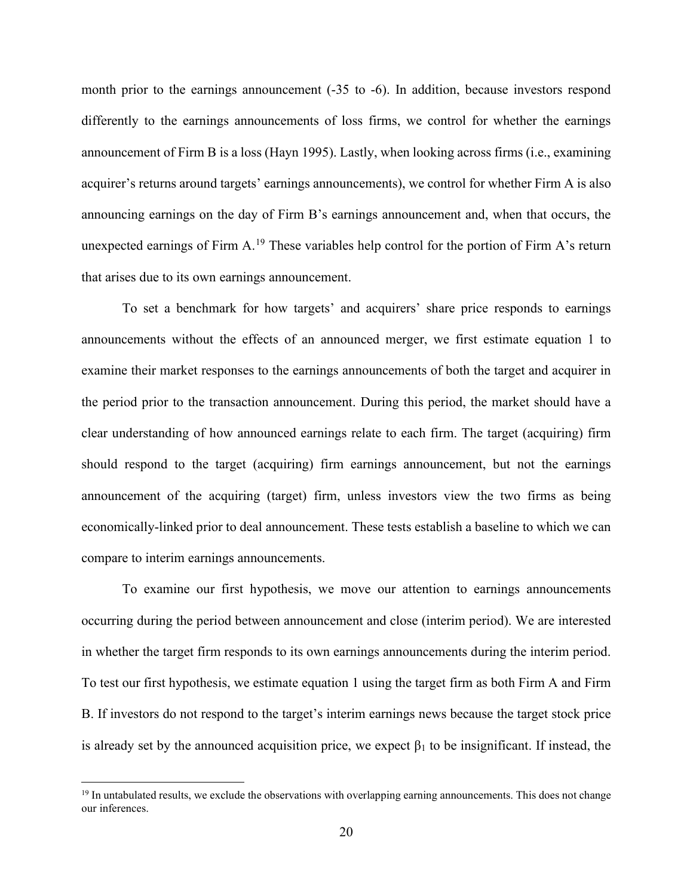month prior to the earnings announcement (-35 to -6). In addition, because investors respond differently to the earnings announcements of loss firms, we control for whether the earnings announcement of Firm B is a loss (Hayn 1995). Lastly, when looking across firms (i.e., examining acquirer's returns around targets' earnings announcements), we control for whether Firm A is also announcing earnings on the day of Firm B's earnings announcement and, when that occurs, the unexpected earnings of Firm A.[19] These variables help control for the portion of Firm A's return that arises due to its own earnings announcement.

To set a benchmark for how targets' and acquirers' share price responds to earnings announcements without the effects of an announced merger, we first estimate equation 1 to examine their market responses to the earnings announcements of both the target and acquirer in the period prior to the transaction announcement. During this period, the market should have a clear understanding of how announced earnings relate to each firm. The target (acquiring) firm should respond to the target (acquiring) firm earnings announcement, but not the earnings announcement of the acquiring (target) firm, unless investors view the two firms as being economically-linked prior to deal announcement. These tests establish a baseline to which we can compare to interim earnings announcements.

To examine our first hypothesis, we move our attention to earnings announcements occurring during the period between announcement and close (interim period). We are interested in whether the target firm responds to its own earnings announcements during the interim period. To test our first hypothesis, we estimate equation 1 using the target firm as both Firm A and Firm B. If investors do not respond to the target's interim earnings news because the target stock price is already set by the announced acquisition price, we expect $\beta_1$ to be insignificant. If instead, the

[19] In untabulated results, we exclude the observations with overlapping earning announcements. This does not change our inferences.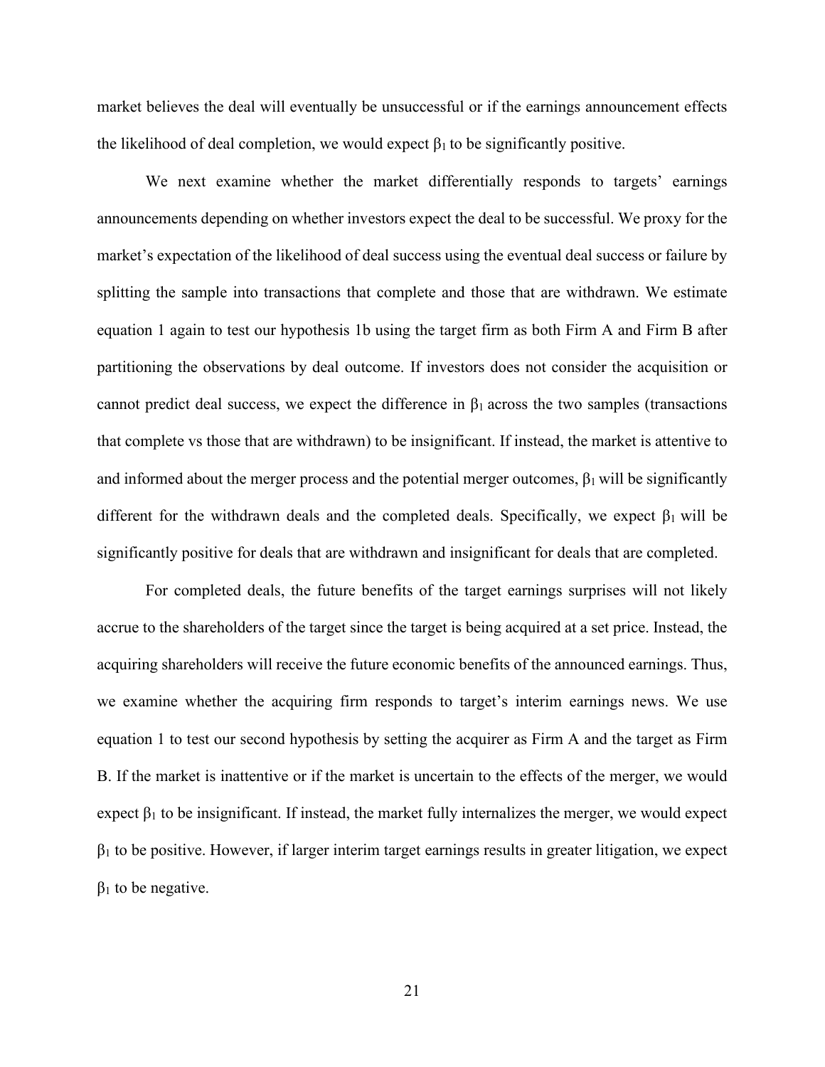market believes the deal will eventually be unsuccessful or if the earnings announcement effects the likelihood of deal completion, we would expect $\beta_1$ to be significantly positive.

We next examine whether the market differentially responds to targets' earnings announcements depending on whether investors expect the deal to be successful. We proxy for the market's expectation of the likelihood of deal success using the eventual deal success or failure by splitting the sample into transactions that complete and those that are withdrawn. We estimate equation 1 again to test our hypothesis 1b using the target firm as both Firm A and Firm B after partitioning the observations by deal outcome. If investors does not consider the acquisition or cannot predict deal success, we expect the difference in $\beta_1$ across the two samples (transactions that complete vs those that are withdrawn) to be insignificant. If instead, the market is attentive to and informed about the merger process and the potential merger outcomes, $\beta_1$ will be significantly different for the withdrawn deals and the completed deals. Specifically, we expect $\beta_1$ will be significantly positive for deals that are withdrawn and insignificant for deals that are completed.

For completed deals, the future benefits of the target earnings surprises will not likely accrue to the shareholders of the target since the target is being acquired at a set price. Instead, the acquiring shareholders will receive the future economic benefits of the announced earnings. Thus, we examine whether the acquiring firm responds to target's interim earnings news. We use equation 1 to test our second hypothesis by setting the acquirer as Firm A and the target as Firm B. If the market is inattentive or if the market is uncertain to the effects of the merger, we would expect $\beta_1$ to be insignificant. If instead, the market fully internalizes the merger, we would expect $\beta_1$ to be positive. However, if larger interim target earnings results in greater litigation, we expect $\beta_1$ to be negative.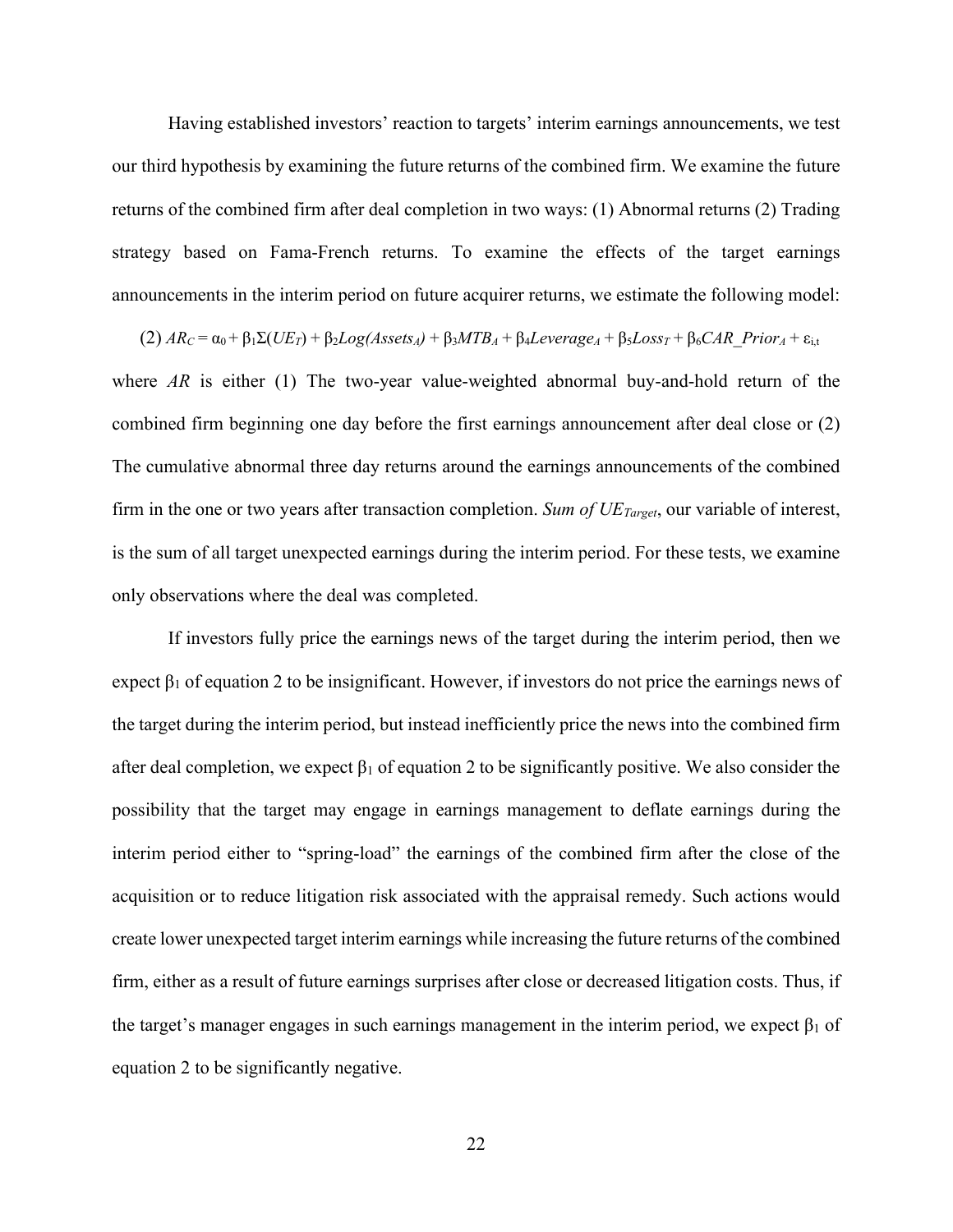Having established investors' reaction to targets' interim earnings announcements, we test our third hypothesis by examining the future returns of the combined firm. We examine the future returns of the combined firm after deal completion in two ways: (1) Abnormal returns (2) Trading strategy based on Fama-French returns. To examine the effects of the target earnings announcements in the interim period on future acquirer returns, we estimate the following model:

$$(2)\ AR_C = \alpha_0 + \beta_1\Sigma(UE_T) + \beta_2 Log(Assets_A) + \beta_3 MTB_A + \beta_4 Leverage_A + \beta_5 Loss_T + \beta_6 CAR\_Prior_A + \varepsilon_{i,t}$$

where *AR* is either (1) The two-year value-weighted abnormal buy-and-hold return of the combined firm beginning one day before the first earnings announcement after deal close or (2) The cumulative abnormal three day returns around the earnings announcements of the combined firm in the one or two years after transaction completion. *Sum of* $UE_{Target}$, our variable of interest, is the sum of all target unexpected earnings during the interim period. For these tests, we examine only observations where the deal was completed.

If investors fully price the earnings news of the target during the interim period, then we expect $\beta_1$ of equation 2 to be insignificant. However, if investors do not price the earnings news of the target during the interim period, but instead inefficiently price the news into the combined firm after deal completion, we expect $\beta_1$ of equation 2 to be significantly positive. We also consider the possibility that the target may engage in earnings management to deflate earnings during the interim period either to "spring-load" the earnings of the combined firm after the close of the acquisition or to reduce litigation risk associated with the appraisal remedy. Such actions would create lower unexpected target interim earnings while increasing the future returns of the combined firm, either as a result of future earnings surprises after close or decreased litigation costs. Thus, if the target's manager engages in such earnings management in the interim period, we expect $\beta_1$ of equation 2 to be significantly negative.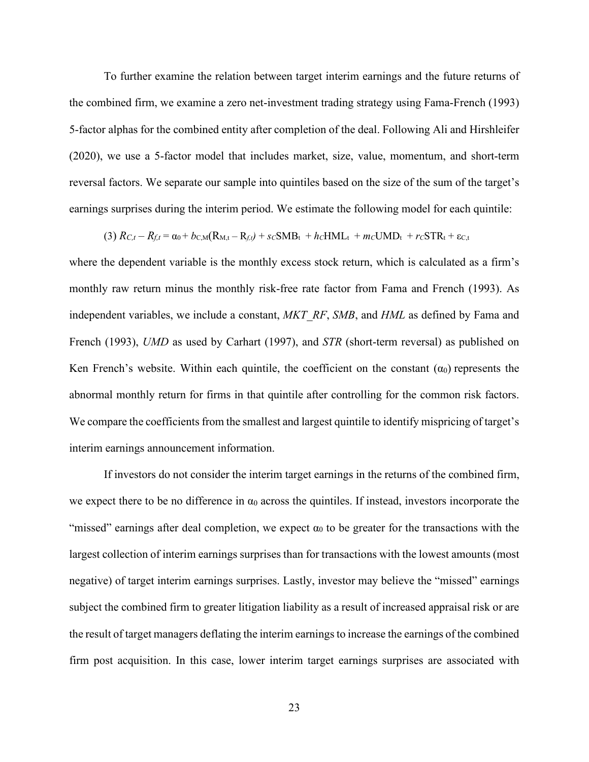To further examine the relation between target interim earnings and the future returns of the combined firm, we examine a zero net-investment trading strategy using Fama-French (1993) 5-factor alphas for the combined entity after completion of the deal. Following Ali and Hirshleifer (2020), we use a 5-factor model that includes market, size, value, momentum, and short-term reversal factors. We separate our sample into quintiles based on the size of the sum of the target's earnings surprises during the interim period. We estimate the following model for each quintile:

$$(3)\ R_{C,t} - R_{f,t} = \alpha_0 + b_{C,M}(R_{M,t} - R_{f,t}) + s_C SMB_t + h_C HML_t + m_C UMD_t + r_C STR_t + \varepsilon_{C,t}$$

where the dependent variable is the monthly excess stock return, which is calculated as a firm's monthly raw return minus the monthly risk-free rate factor from Fama and French (1993). As independent variables, we include a constant, *MKT_RF*, *SMB*, and *HML* as defined by Fama and French (1993), *UMD* as used by Carhart (1997), and *STR* (short-term reversal) as published on Ken French's website. Within each quintile, the coefficient on the constant ($\alpha_0$) represents the abnormal monthly return for firms in that quintile after controlling for the common risk factors. We compare the coefficients from the smallest and largest quintile to identify mispricing of target's interim earnings announcement information.

If investors do not consider the interim target earnings in the returns of the combined firm, we expect there to be no difference in $\alpha_0$ across the quintiles. If instead, investors incorporate the "missed" earnings after deal completion, we expect $\alpha_0$ to be greater for the transactions with the largest collection of interim earnings surprises than for transactions with the lowest amounts (most negative) of target interim earnings surprises. Lastly, investor may believe the "missed" earnings subject the combined firm to greater litigation liability as a result of increased appraisal risk or are the result of target managers deflating the interim earnings to increase the earnings of the combined firm post acquisition. In this case, lower interim target earnings surprises are associated with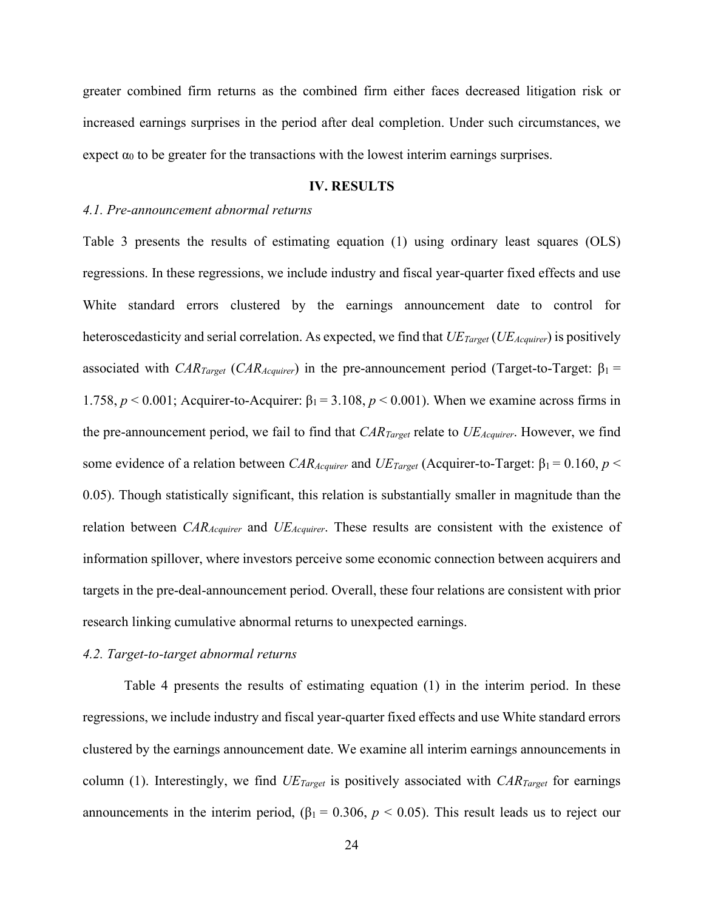greater combined firm returns as the combined firm either faces decreased litigation risk or increased earnings surprises in the period after deal completion. Under such circumstances, we expect $\alpha_0$ to be greater for the transactions with the lowest interim earnings surprises.

## IV. RESULTS

### *4.1. Pre-announcement abnormal returns*

Table 3 presents the results of estimating equation (1) using ordinary least squares (OLS) regressions. In these regressions, we include industry and fiscal year-quarter fixed effects and use White standard errors clustered by the earnings announcement date to control for heteroscedasticity and serial correlation. As expected, we find that $UE_{Target}$ ($UE_{Acquirer}$) is positively associated with $CAR_{Target}$ ($CAR_{Acquirer}$) in the pre-announcement period (Target-to-Target: $\beta_1 = 1.758$, $p < 0.001$; Acquirer-to-Acquirer: $\beta_1 = 3.108$, $p < 0.001$). When we examine across firms in the pre-announcement period, we fail to find that $CAR_{Target}$ relate to $UE_{Acquirer}$. However, we find some evidence of a relation between $CAR_{Acquirer}$ and $UE_{Target}$ (Acquirer-to-Target: $\beta_1 = 0.160$, $p < 0.05$). Though statistically significant, this relation is substantially smaller in magnitude than the relation between $CAR_{Acquirer}$ and $UE_{Acquirer}$. These results are consistent with the existence of information spillover, where investors perceive some economic connection between acquirers and targets in the pre-deal-announcement period. Overall, these four relations are consistent with prior research linking cumulative abnormal returns to unexpected earnings.

### *4.2. Target-to-target abnormal returns*

Table 4 presents the results of estimating equation (1) in the interim period. In these regressions, we include industry and fiscal year-quarter fixed effects and use White standard errors clustered by the earnings announcement date. We examine all interim earnings announcements in column (1). Interestingly, we find $UE_{Target}$ is positively associated with $CAR_{Target}$ for earnings announcements in the interim period, ($\beta_1 = 0.306$, $p < 0.05$). This result leads us to reject our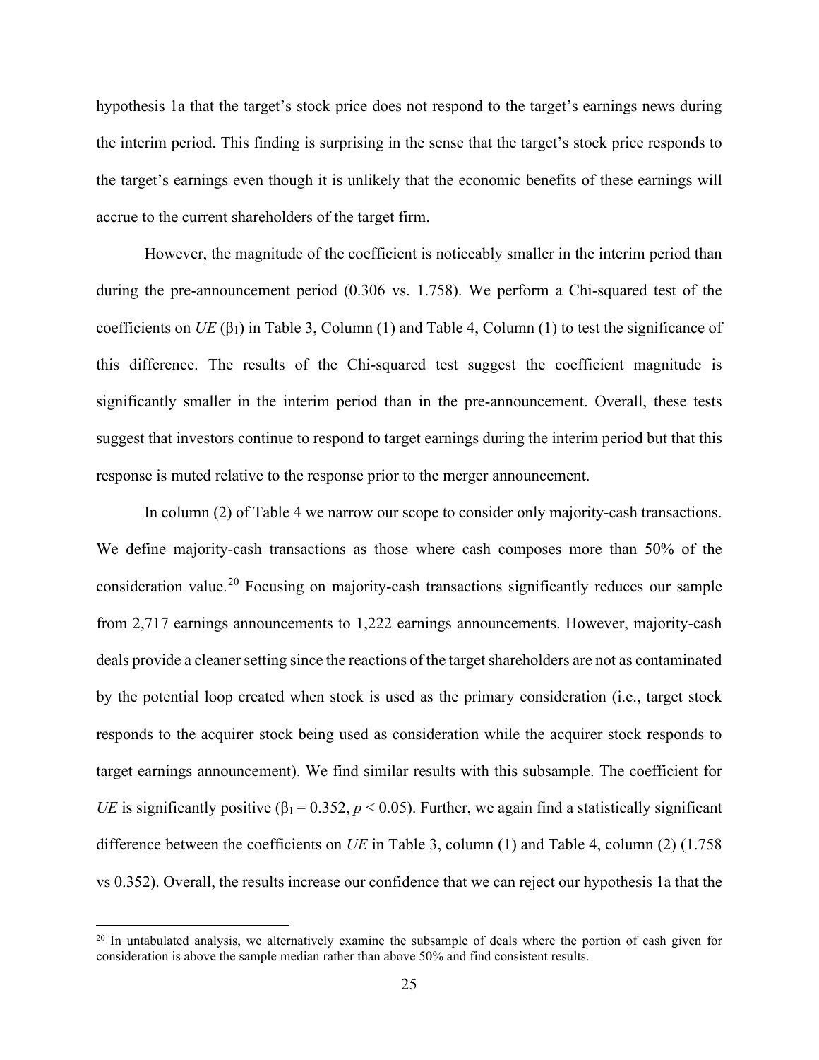hypothesis 1a that the target's stock price does not respond to the target's earnings news during the interim period. This finding is surprising in the sense that the target's stock price responds to the target's earnings even though it is unlikely that the economic benefits of these earnings will accrue to the current shareholders of the target firm.

However, the magnitude of the coefficient is noticeably smaller in the interim period than during the pre-announcement period (0.306 vs. 1.758). We perform a Chi-squared test of the coefficients on *UE* ($\beta_1$) in Table 3, Column (1) and Table 4, Column (1) to test the significance of this difference. The results of the Chi-squared test suggest the coefficient magnitude is significantly smaller in the interim period than in the pre-announcement. Overall, these tests suggest that investors continue to respond to target earnings during the interim period but that this response is muted relative to the response prior to the merger announcement.

In column (2) of Table 4 we narrow our scope to consider only majority-cash transactions. We define majority-cash transactions as those where cash composes more than 50% of the consideration value.[20] Focusing on majority-cash transactions significantly reduces our sample from 2,717 earnings announcements to 1,222 earnings announcements. However, majority-cash deals provide a cleaner setting since the reactions of the target shareholders are not as contaminated by the potential loop created when stock is used as the primary consideration (i.e., target stock responds to the acquirer stock being used as consideration while the acquirer stock responds to target earnings announcement). We find similar results with this subsample. The coefficient for *UE* is significantly positive ($\beta_1 = 0.352$, $p < 0.05$). Further, we again find a statistically significant difference between the coefficients on *UE* in Table 3, column (1) and Table 4, column (2) (1.758 vs 0.352). Overall, the results increase our confidence that we can reject our hypothesis 1a that the

[20] In untabulated analysis, we alternatively examine the subsample of deals where the portion of cash given for consideration is above the sample median rather than above 50% and find consistent results.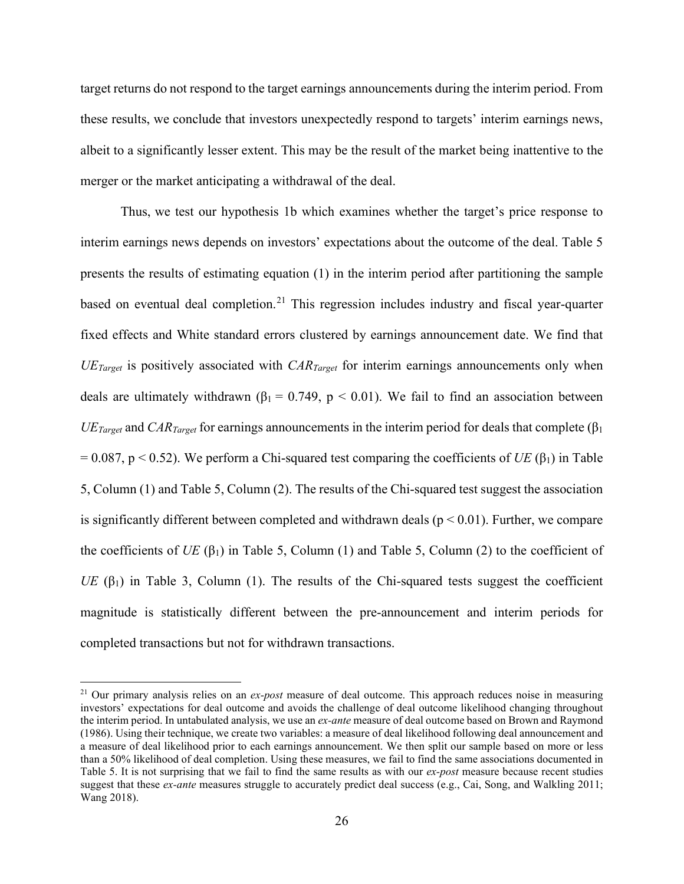target returns do not respond to the target earnings announcements during the interim period. From these results, we conclude that investors unexpectedly respond to targets' interim earnings news, albeit to a significantly lesser extent. This may be the result of the market being inattentive to the merger or the market anticipating a withdrawal of the deal.

Thus, we test our hypothesis 1b which examines whether the target's price response to interim earnings news depends on investors' expectations about the outcome of the deal. Table 5 presents the results of estimating equation (1) in the interim period after partitioning the sample based on eventual deal completion.[21] This regression includes industry and fiscal year-quarter fixed effects and White standard errors clustered by earnings announcement date. We find that $UE_{Target}$ is positively associated with $CAR_{Target}$ for interim earnings announcements only when deals are ultimately withdrawn ($\beta_1 = 0.749$, $p < 0.01$). We fail to find an association between $UE_{Target}$ and $CAR_{Target}$ for earnings announcements in the interim period for deals that complete ($\beta_1 = 0.087$, $p < 0.52$). We perform a Chi-squared test comparing the coefficients of *UE* ($\beta_1$) in Table 5, Column (1) and Table 5, Column (2). The results of the Chi-squared test suggest the association is significantly different between completed and withdrawn deals ($p < 0.01$). Further, we compare the coefficients of *UE* ($\beta_1$) in Table 5, Column (1) and Table 5, Column (2) to the coefficient of *UE* ($\beta_1$) in Table 3, Column (1). The results of the Chi-squared tests suggest the coefficient magnitude is statistically different between the pre-announcement and interim periods for completed transactions but not for withdrawn transactions.

[21] Our primary analysis relies on an *ex-post* measure of deal outcome. This approach reduces noise in measuring investors' expectations for deal outcome and avoids the challenge of deal outcome likelihood changing throughout the interim period. In untabulated analysis, we use an *ex-ante* measure of deal outcome based on Brown and Raymond (1986). Using their technique, we create two variables: a measure of deal likelihood following deal announcement and a measure of deal likelihood prior to each earnings announcement. We then split our sample based on more or less than a 50% likelihood of deal completion. Using these measures, we fail to find the same associations documented in Table 5. It is not surprising that we fail to find the same results as with our *ex-post* measure because recent studies suggest that these *ex-ante* measures struggle to accurately predict deal success (e.g., Cai, Song, and Walkling 2011; Wang 2018).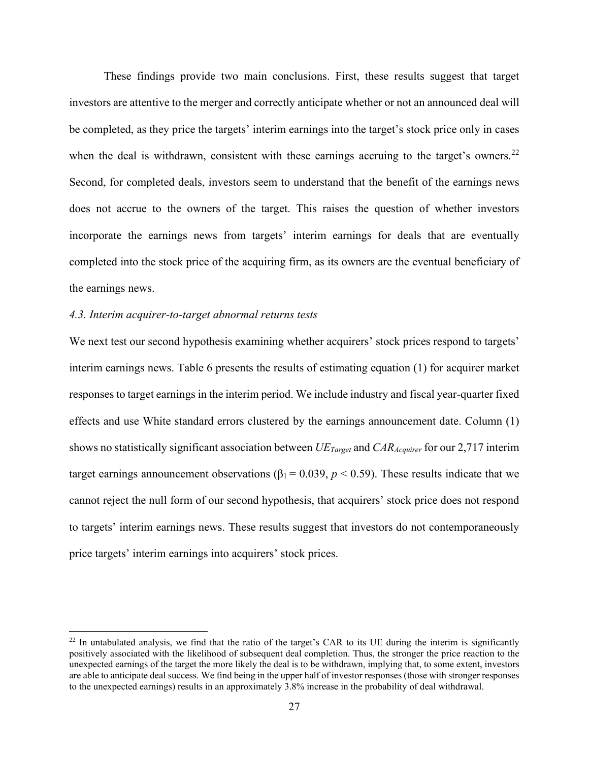These findings provide two main conclusions. First, these results suggest that target investors are attentive to the merger and correctly anticipate whether or not an announced deal will be completed, as they price the targets' interim earnings into the target's stock price only in cases when the deal is withdrawn, consistent with these earnings accruing to the target's owners.[22] Second, for completed deals, investors seem to understand that the benefit of the earnings news does not accrue to the owners of the target. This raises the question of whether investors incorporate the earnings news from targets' interim earnings for deals that are eventually completed into the stock price of the acquiring firm, as its owners are the eventual beneficiary of the earnings news.

### *4.3. Interim acquirer-to-target abnormal returns tests*

We next test our second hypothesis examining whether acquirers' stock prices respond to targets' interim earnings news. Table 6 presents the results of estimating equation (1) for acquirer market responses to target earnings in the interim period. We include industry and fiscal year-quarter fixed effects and use White standard errors clustered by the earnings announcement date. Column (1) shows no statistically significant association between $UE_{Target}$ and $CAR_{Acquirer}$ for our 2,717 interim target earnings announcement observations ($\beta_1 = 0.039$, $p < 0.59$). These results indicate that we cannot reject the null form of our second hypothesis, that acquirers' stock price does not respond to targets' interim earnings news. These results suggest that investors do not contemporaneously price targets' interim earnings into acquirers' stock prices.

[22] In untabulated analysis, we find that the ratio of the target's CAR to its UE during the interim is significantly positively associated with the likelihood of subsequent deal completion. Thus, the stronger the price reaction to the unexpected earnings of the target the more likely the deal is to be withdrawn, implying that, to some extent, investors are able to anticipate deal success. We find being in the upper half of investor responses (those with stronger responses to the unexpected earnings) results in an approximately 3.8% increase in the probability of deal withdrawal.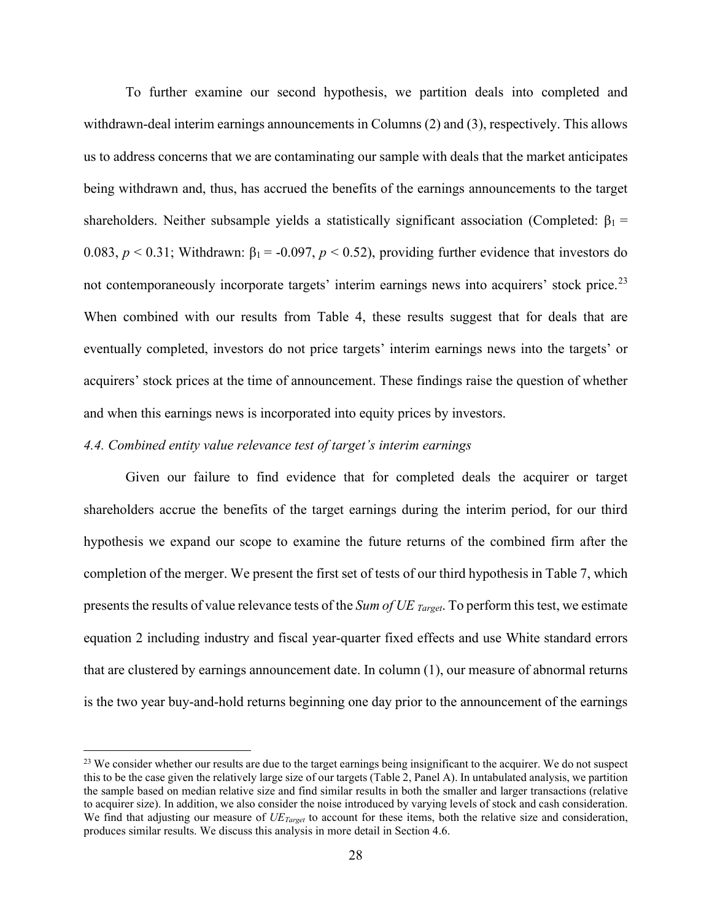To further examine our second hypothesis, we partition deals into completed and withdrawn-deal interim earnings announcements in Columns (2) and (3), respectively. This allows us to address concerns that we are contaminating our sample with deals that the market anticipates being withdrawn and, thus, has accrued the benefits of the earnings announcements to the target shareholders. Neither subsample yields a statistically significant association (Completed: $\beta_1 = 0.083$, $p < 0.31$; Withdrawn: $\beta_1 = -0.097$, $p < 0.52$), providing further evidence that investors do not contemporaneously incorporate targets' interim earnings news into acquirers' stock price.[23] When combined with our results from Table 4, these results suggest that for deals that are eventually completed, investors do not price targets' interim earnings news into the targets' or acquirers' stock prices at the time of announcement. These findings raise the question of whether and when this earnings news is incorporated into equity prices by investors.

### *4.4. Combined entity value relevance test of target's interim earnings*

Given our failure to find evidence that for completed deals the acquirer or target shareholders accrue the benefits of the target earnings during the interim period, for our third hypothesis we expand our scope to examine the future returns of the combined firm after the completion of the merger. We present the first set of tests of our third hypothesis in Table 7, which presents the results of value relevance tests of the *Sum of* $UE_{Target}$. To perform this test, we estimate equation 2 including industry and fiscal year-quarter fixed effects and use White standard errors that are clustered by earnings announcement date. In column (1), our measure of abnormal returns is the two year buy-and-hold returns beginning one day prior to the announcement of the earnings

[23] We consider whether our results are due to the target earnings being insignificant to the acquirer. We do not suspect this to be the case given the relatively large size of our targets (Table 2, Panel A). In untabulated analysis, we partition the sample based on median relative size and find similar results in both the smaller and larger transactions (relative to acquirer size). In addition, we also consider the noise introduced by varying levels of stock and cash consideration. We find that adjusting our measure of $UE_{Target}$ to account for these items, both the relative size and consideration, produces similar results. We discuss this analysis in more detail in Section 4.6.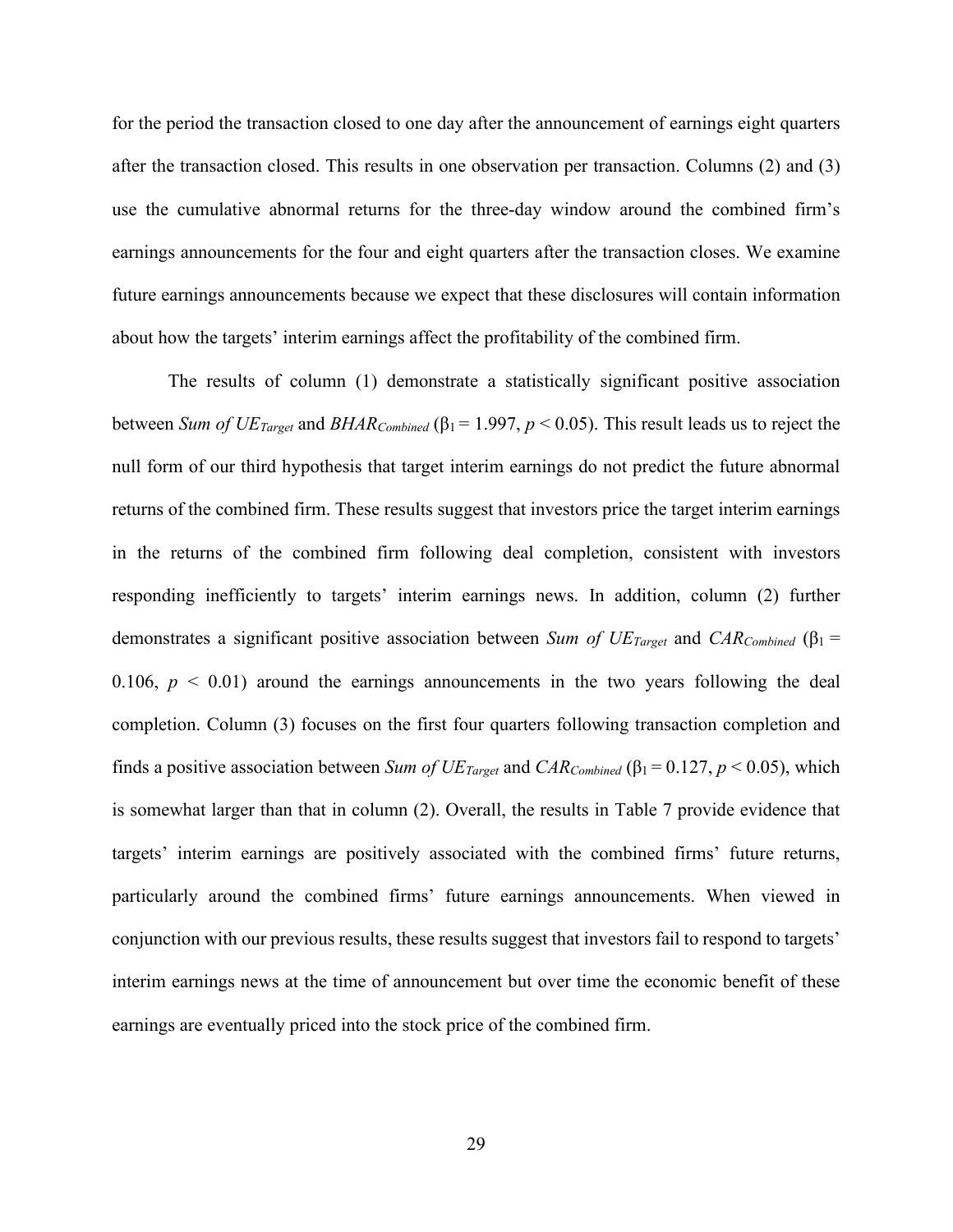for the period the transaction closed to one day after the announcement of earnings eight quarters after the transaction closed. This results in one observation per transaction. Columns (2) and (3) use the cumulative abnormal returns for the three-day window around the combined firm's earnings announcements for the four and eight quarters after the transaction closes. We examine future earnings announcements because we expect that these disclosures will contain information about how the targets' interim earnings affect the profitability of the combined firm.

The results of column (1) demonstrate a statistically significant positive association between *Sum of* $UE_{Target}$ and $BHAR_{Combined}$ ($\beta_1 = 1.997$, $p < 0.05$). This result leads us to reject the null form of our third hypothesis that target interim earnings do not predict the future abnormal returns of the combined firm. These results suggest that investors price the target interim earnings in the returns of the combined firm following deal completion, consistent with investors responding inefficiently to targets' interim earnings news. In addition, column (2) further demonstrates a significant positive association between *Sum of* $UE_{Target}$ and $CAR_{Combined}$ ($\beta_1 = 0.106$, $p < 0.01$) around the earnings announcements in the two years following the deal completion. Column (3) focuses on the first four quarters following transaction completion and finds a positive association between *Sum of* $UE_{Target}$ and $CAR_{Combined}$ ($\beta_1 = 0.127$, $p < 0.05$), which is somewhat larger than that in column (2). Overall, the results in Table 7 provide evidence that targets' interim earnings are positively associated with the combined firms' future returns, particularly around the combined firms' future earnings announcements. When viewed in conjunction with our previous results, these results suggest that investors fail to respond to targets' interim earnings news at the time of announcement but over time the economic benefit of these earnings are eventually priced into the stock price of the combined firm.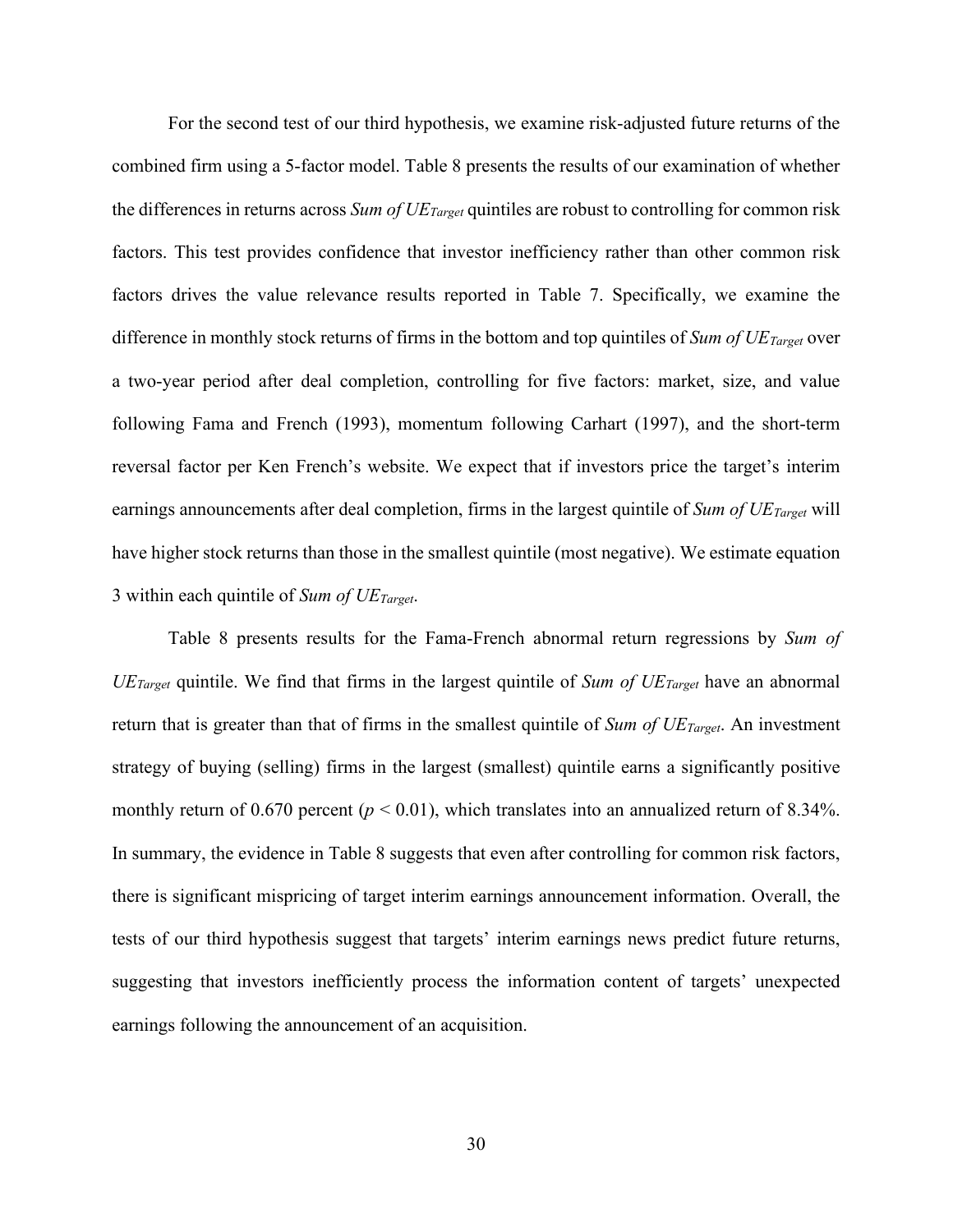For the second test of our third hypothesis, we examine risk-adjusted future returns of the combined firm using a 5-factor model. Table 8 presents the results of our examination of whether the differences in returns across *Sum of* $UE_{Target}$ quintiles are robust to controlling for common risk factors. This test provides confidence that investor inefficiency rather than other common risk factors drives the value relevance results reported in Table 7. Specifically, we examine the difference in monthly stock returns of firms in the bottom and top quintiles of *Sum of* $UE_{Target}$ over a two-year period after deal completion, controlling for five factors: market, size, and value following Fama and French (1993), momentum following Carhart (1997), and the short-term reversal factor per Ken French's website. We expect that if investors price the target's interim earnings announcements after deal completion, firms in the largest quintile of *Sum of* $UE_{Target}$ will have higher stock returns than those in the smallest quintile (most negative). We estimate equation 3 within each quintile of *Sum of* $UE_{Target}$.

Table 8 presents results for the Fama-French abnormal return regressions by *Sum of* $UE_{Target}$ quintile. We find that firms in the largest quintile of *Sum of* $UE_{Target}$ have an abnormal return that is greater than that of firms in the smallest quintile of *Sum of* $UE_{Target}$. An investment strategy of buying (selling) firms in the largest (smallest) quintile earns a significantly positive monthly return of 0.670 percent ($p < 0.01$), which translates into an annualized return of 8.34%. In summary, the evidence in Table 8 suggests that even after controlling for common risk factors, there is significant mispricing of target interim earnings announcement information. Overall, the tests of our third hypothesis suggest that targets' interim earnings news predict future returns, suggesting that investors inefficiently process the information content of targets' unexpected earnings following the announcement of an acquisition.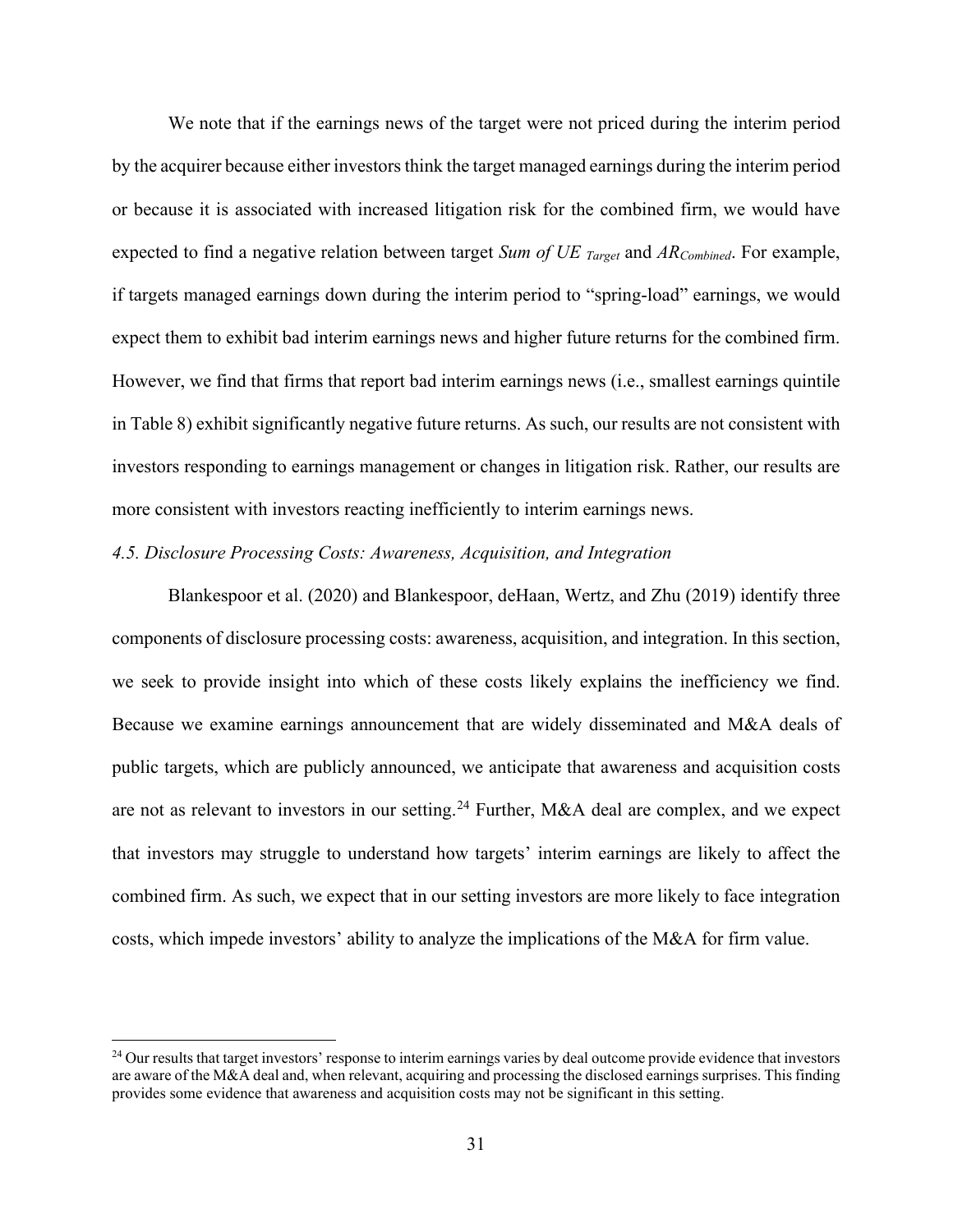We note that if the earnings news of the target were not priced during the interim period by the acquirer because either investors think the target managed earnings during the interim period or because it is associated with increased litigation risk for the combined firm, we would have expected to find a negative relation between target *Sum of UE* $_{Target}$ and $AR_{Combined}$. For example, if targets managed earnings down during the interim period to "spring-load" earnings, we would expect them to exhibit bad interim earnings news and higher future returns for the combined firm. However, we find that firms that report bad interim earnings news (i.e., smallest earnings quintile in Table 8) exhibit significantly negative future returns. As such, our results are not consistent with investors responding to earnings management or changes in litigation risk. Rather, our results are more consistent with investors reacting inefficiently to interim earnings news.

### *4.5. Disclosure Processing Costs: Awareness, Acquisition, and Integration*

Blankespoor et al. (2020) and Blankespoor, deHaan, Wertz, and Zhu (2019) identify three components of disclosure processing costs: awareness, acquisition, and integration. In this section, we seek to provide insight into which of these costs likely explains the inefficiency we find. Because we examine earnings announcement that are widely disseminated and M&A deals of public targets, which are publicly announced, we anticipate that awareness and acquisition costs are not as relevant to investors in our setting.[24] Further, M&A deal are complex, and we expect that investors may struggle to understand how targets' interim earnings are likely to affect the combined firm. As such, we expect that in our setting investors are more likely to face integration costs, which impede investors' ability to analyze the implications of the M&A for firm value.

[24] Our results that target investors' response to interim earnings varies by deal outcome provide evidence that investors are aware of the M&A deal and, when relevant, acquiring and processing the disclosed earnings surprises. This finding provides some evidence that awareness and acquisition costs may not be significant in this setting.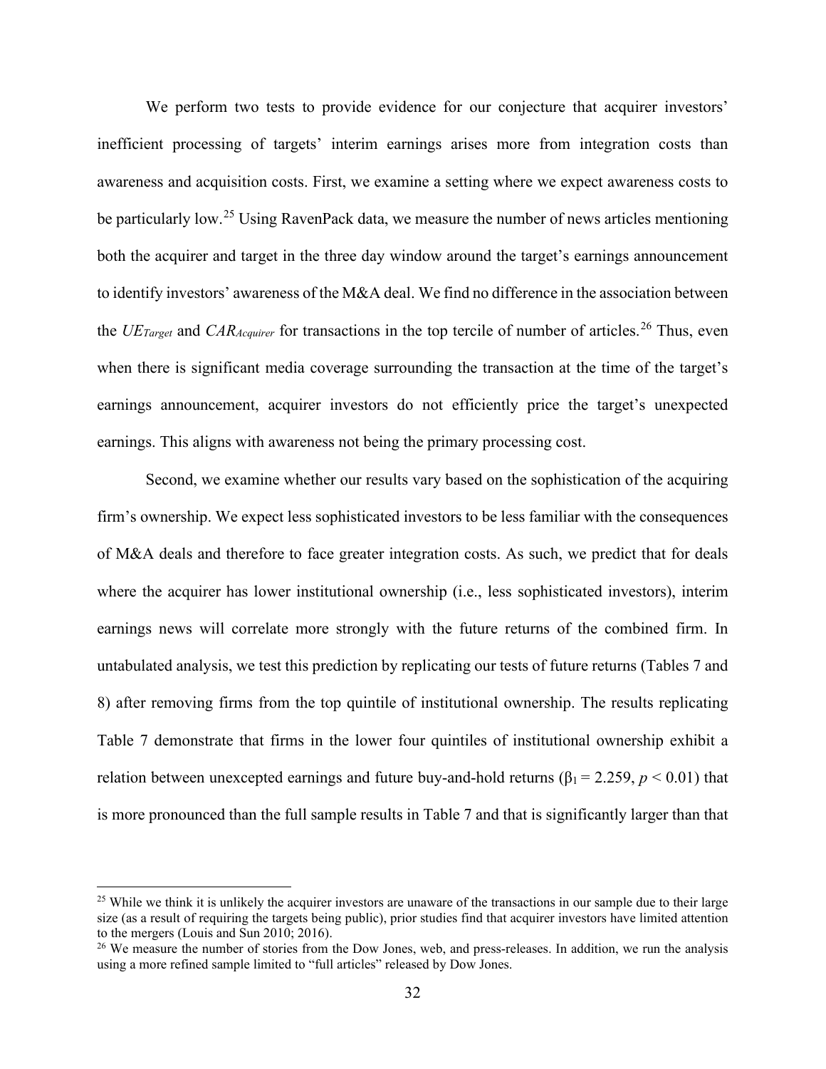We perform two tests to provide evidence for our conjecture that acquirer investors' inefficient processing of targets' interim earnings arises more from integration costs than awareness and acquisition costs. First, we examine a setting where we expect awareness costs to be particularly low.[25] Using RavenPack data, we measure the number of news articles mentioning both the acquirer and target in the three day window around the target's earnings announcement to identify investors' awareness of the M&A deal. We find no difference in the association between the $UE_{Target}$ and $CAR_{Acquirer}$ for transactions in the top tercile of number of articles.[26] Thus, even when there is significant media coverage surrounding the transaction at the time of the target's earnings announcement, acquirer investors do not efficiently price the target's unexpected earnings. This aligns with awareness not being the primary processing cost.

Second, we examine whether our results vary based on the sophistication of the acquiring firm's ownership. We expect less sophisticated investors to be less familiar with the consequences of M&A deals and therefore to face greater integration costs. As such, we predict that for deals where the acquirer has lower institutional ownership (i.e., less sophisticated investors), interim earnings news will correlate more strongly with the future returns of the combined firm. In untabulated analysis, we test this prediction by replicating our tests of future returns (Tables 7 and 8) after removing firms from the top quintile of institutional ownership. The results replicating Table 7 demonstrate that firms in the lower four quintiles of institutional ownership exhibit a relation between unexcepted earnings and future buy-and-hold returns ($\beta_1 = 2.259$, $p < 0.01$) that is more pronounced than the full sample results in Table 7 and that is significantly larger than that

---

[25] While we think it is unlikely the acquirer investors are unaware of the transactions in our sample due to their large size (as a result of requiring the targets being public), prior studies find that acquirer investors have limited attention to the mergers (Louis and Sun 2010; 2016).

[26] We measure the number of stories from the Dow Jones, web, and press-releases. In addition, we run the analysis using a more refined sample limited to "full articles" released by Dow Jones.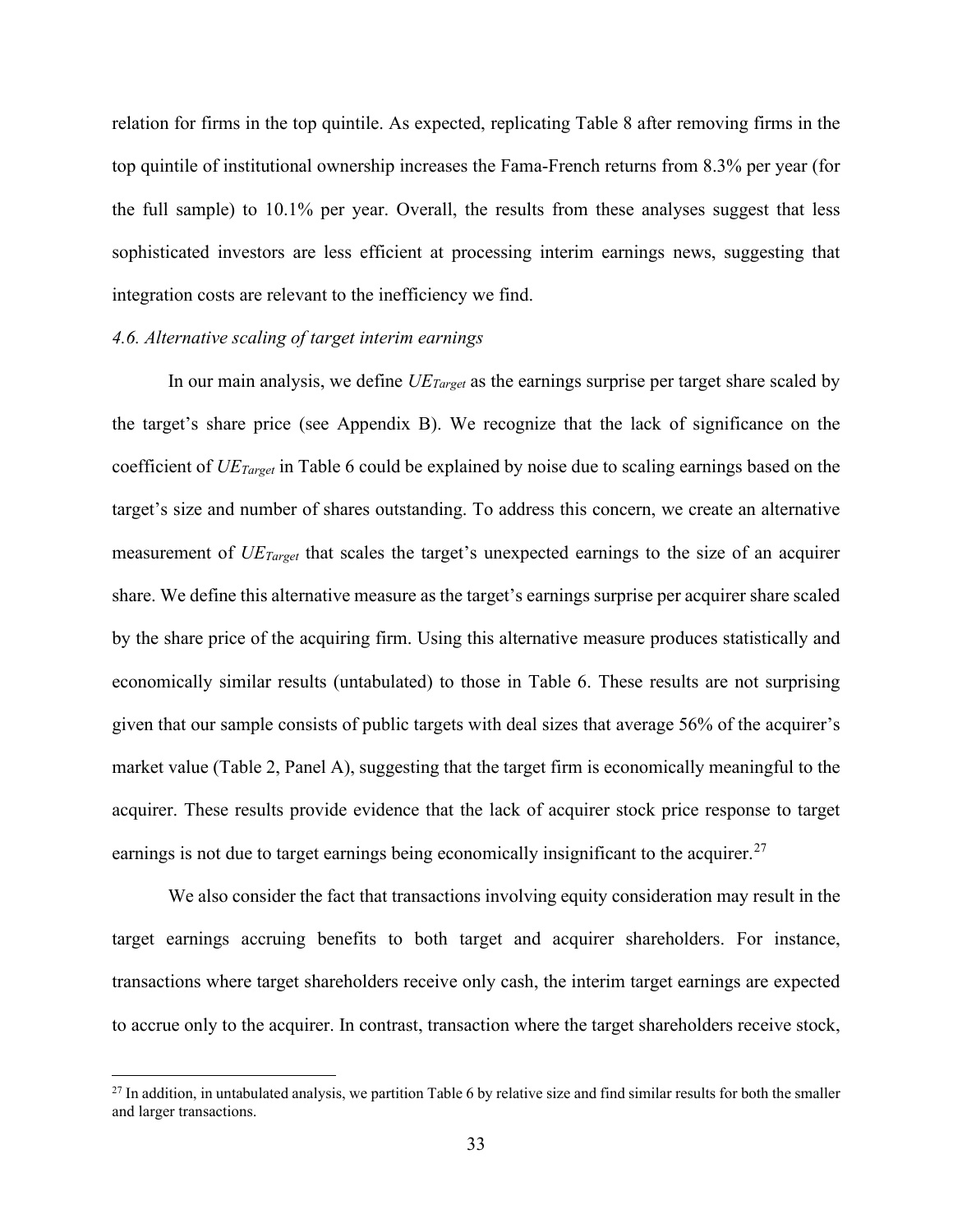relation for firms in the top quintile. As expected, replicating Table 8 after removing firms in the top quintile of institutional ownership increases the Fama-French returns from 8.3% per year (for the full sample) to 10.1% per year. Overall, the results from these analyses suggest that less sophisticated investors are less efficient at processing interim earnings news, suggesting that integration costs are relevant to the inefficiency we find.

*4.6. Alternative scaling of target interim earnings*

In our main analysis, we define $UE_{Target}$ as the earnings surprise per target share scaled by the target's share price (see Appendix B). We recognize that the lack of significance on the coefficient of $UE_{Target}$ in Table 6 could be explained by noise due to scaling earnings based on the target's size and number of shares outstanding. To address this concern, we create an alternative measurement of $UE_{Target}$ that scales the target's unexpected earnings to the size of an acquirer share. We define this alternative measure as the target's earnings surprise per acquirer share scaled by the share price of the acquiring firm. Using this alternative measure produces statistically and economically similar results (untabulated) to those in Table 6. These results are not surprising given that our sample consists of public targets with deal sizes that average 56% of the acquirer's market value (Table 2, Panel A), suggesting that the target firm is economically meaningful to the acquirer. These results provide evidence that the lack of acquirer stock price response to target earnings is not due to target earnings being economically insignificant to the acquirer.[27]

We also consider the fact that transactions involving equity consideration may result in the target earnings accruing benefits to both target and acquirer shareholders. For instance, transactions where target shareholders receive only cash, the interim target earnings are expected to accrue only to the acquirer. In contrast, transaction where the target shareholders receive stock,

[27] In addition, in untabulated analysis, we partition Table 6 by relative size and find similar results for both the smaller and larger transactions.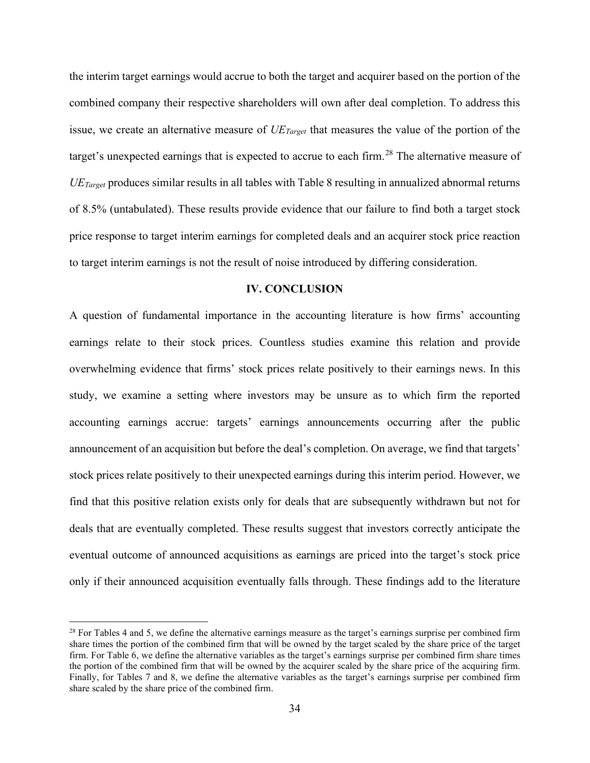the interim target earnings would accrue to both the target and acquirer based on the portion of the combined company their respective shareholders will own after deal completion. To address this issue, we create an alternative measure of $UE_{Target}$ that measures the value of the portion of the target's unexpected earnings that is expected to accrue to each firm.[28] The alternative measure of $UE_{Target}$ produces similar results in all tables with Table 8 resulting in annualized abnormal returns of 8.5% (untabulated). These results provide evidence that our failure to find both a target stock price response to target interim earnings for completed deals and an acquirer stock price reaction to target interim earnings is not the result of noise introduced by differing consideration.

## IV. CONCLUSION

A question of fundamental importance in the accounting literature is how firms' accounting earnings relate to their stock prices. Countless studies examine this relation and provide overwhelming evidence that firms' stock prices relate positively to their earnings news. In this study, we examine a setting where investors may be unsure as to which firm the reported accounting earnings accrue: targets' earnings announcements occurring after the public announcement of an acquisition but before the deal's completion. On average, we find that targets' stock prices relate positively to their unexpected earnings during this interim period. However, we find that this positive relation exists only for deals that are subsequently withdrawn but not for deals that are eventually completed. These results suggest that investors correctly anticipate the eventual outcome of announced acquisitions as earnings are priced into the target's stock price only if their announced acquisition eventually falls through. These findings add to the literature

[28] For Tables 4 and 5, we define the alternative earnings measure as the target's earnings surprise per combined firm share times the portion of the combined firm that will be owned by the target scaled by the share price of the target firm. For Table 6, we define the alternative variables as the target's earnings surprise per combined firm share times the portion of the combined firm that will be owned by the acquirer scaled by the share price of the acquiring firm. Finally, for Tables 7 and 8, we define the alternative variables as the target's earnings surprise per combined firm share scaled by the share price of the combined firm.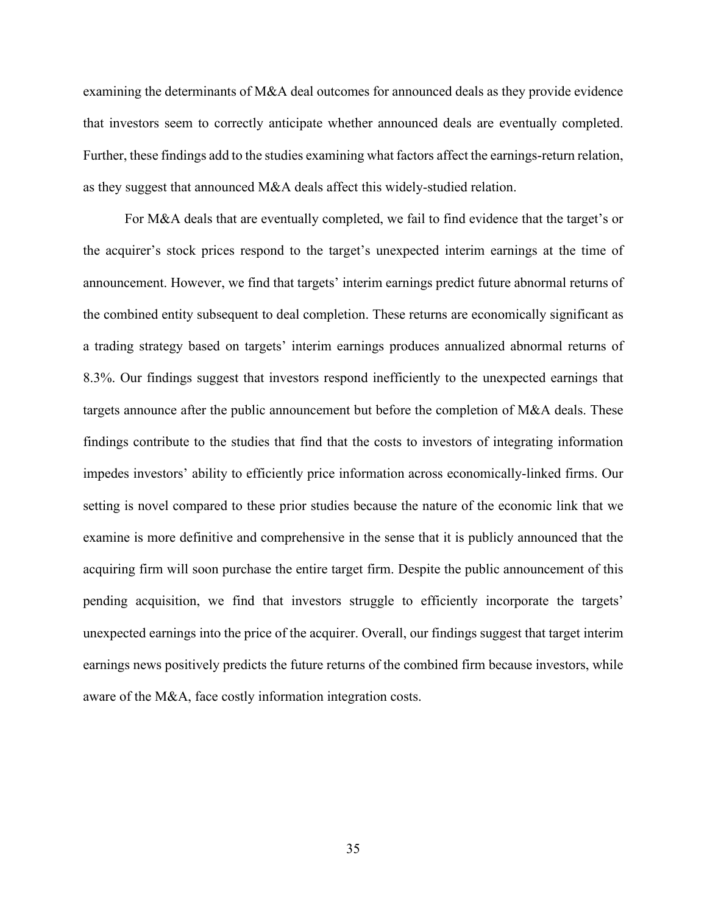examining the determinants of M&A deal outcomes for announced deals as they provide evidence that investors seem to correctly anticipate whether announced deals are eventually completed. Further, these findings add to the studies examining what factors affect the earnings-return relation, as they suggest that announced M&A deals affect this widely-studied relation.

For M&A deals that are eventually completed, we fail to find evidence that the target's or the acquirer's stock prices respond to the target's unexpected interim earnings at the time of announcement. However, we find that targets' interim earnings predict future abnormal returns of the combined entity subsequent to deal completion. These returns are economically significant as a trading strategy based on targets' interim earnings produces annualized abnormal returns of 8.3%. Our findings suggest that investors respond inefficiently to the unexpected earnings that targets announce after the public announcement but before the completion of M&A deals. These findings contribute to the studies that find that the costs to investors of integrating information impedes investors' ability to efficiently price information across economically-linked firms. Our setting is novel compared to these prior studies because the nature of the economic link that we examine is more definitive and comprehensive in the sense that it is publicly announced that the acquiring firm will soon purchase the entire target firm. Despite the public announcement of this pending acquisition, we find that investors struggle to efficiently incorporate the targets' unexpected earnings into the price of the acquirer. Overall, our findings suggest that target interim earnings news positively predicts the future returns of the combined firm because investors, while aware of the M&A, face costly information integration costs.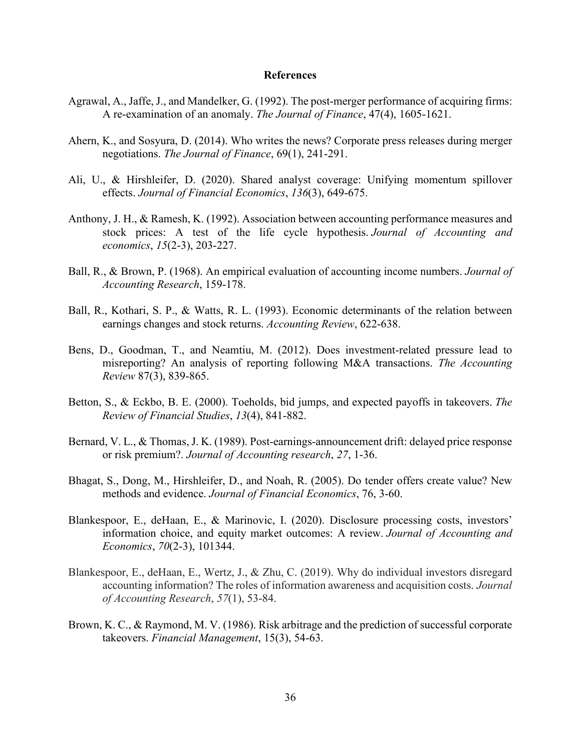## References

Agrawal, A., Jaffe, J., and Mandelker, G. (1992). The post-merger performance of acquiring firms: A re-examination of an anomaly. *The Journal of Finance*, 47(4), 1605-1621.

Ahern, K., and Sosyura, D. (2014). Who writes the news? Corporate press releases during merger negotiations. *The Journal of Finance*, 69(1), 241-291.

Ali, U., & Hirshleifer, D. (2020). Shared analyst coverage: Unifying momentum spillover effects. *Journal of Financial Economics*, *136*(3), 649-675.

Anthony, J. H., & Ramesh, K. (1992). Association between accounting performance measures and stock prices: A test of the life cycle hypothesis. *Journal of Accounting and economics*, *15*(2-3), 203-227.

Ball, R., & Brown, P. (1968). An empirical evaluation of accounting income numbers. *Journal of Accounting Research*, 159-178.

Ball, R., Kothari, S. P., & Watts, R. L. (1993). Economic determinants of the relation between earnings changes and stock returns. *Accounting Review*, 622-638.

Bens, D., Goodman, T., and Neamtiu, M. (2012). Does investment-related pressure lead to misreporting? An analysis of reporting following M&A transactions. *The Accounting Review* 87(3), 839-865.

Betton, S., & Eckbo, B. E. (2000). Toeholds, bid jumps, and expected payoffs in takeovers. *The Review of Financial Studies*, *13*(4), 841-882.

Bernard, V. L., & Thomas, J. K. (1989). Post-earnings-announcement drift: delayed price response or risk premium?. *Journal of Accounting research*, *27*, 1-36.

Bhagat, S., Dong, M., Hirshleifer, D., and Noah, R. (2005). Do tender offers create value? New methods and evidence. *Journal of Financial Economics*, 76, 3-60.

Blankespoor, E., deHaan, E., & Marinovic, I. (2020). Disclosure processing costs, investors' information choice, and equity market outcomes: A review. *Journal of Accounting and Economics*, *70*(2-3), 101344.

Blankespoor, E., deHaan, E., Wertz, J., & Zhu, C. (2019). Why do individual investors disregard accounting information? The roles of information awareness and acquisition costs. *Journal of Accounting Research*, *57*(1), 53-84.

Brown, K. C., & Raymond, M. V. (1986). Risk arbitrage and the prediction of successful corporate takeovers. *Financial Management*, 15(3), 54-63.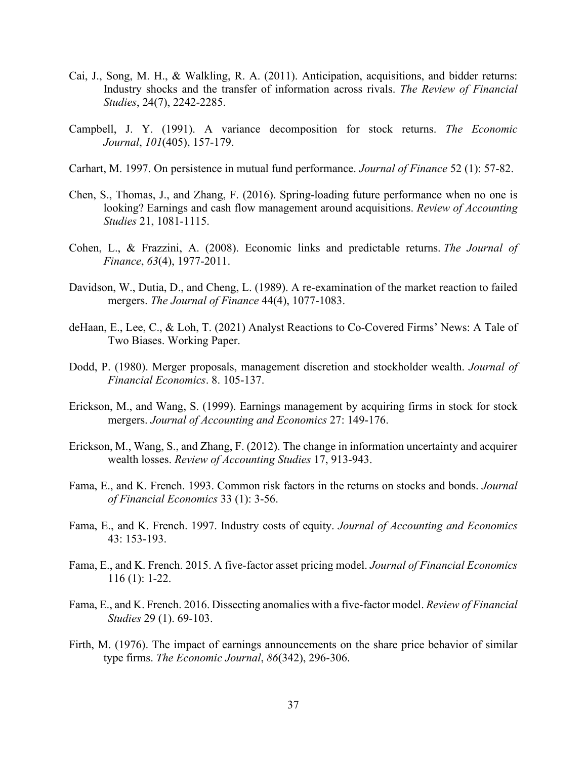Cai, J., Song, M. H., & Walkling, R. A. (2011). Anticipation, acquisitions, and bidder returns: Industry shocks and the transfer of information across rivals. *The Review of Financial Studies*, 24(7), 2242-2285.

Campbell, J. Y. (1991). A variance decomposition for stock returns. *The Economic Journal*, *101*(405), 157-179.

Carhart, M. 1997. On persistence in mutual fund performance. *Journal of Finance* 52 (1): 57-82.

Chen, S., Thomas, J., and Zhang, F. (2016). Spring-loading future performance when no one is looking? Earnings and cash flow management around acquisitions. *Review of Accounting Studies* 21, 1081-1115.

Cohen, L., & Frazzini, A. (2008). Economic links and predictable returns. *The Journal of Finance*, *63*(4), 1977-2011.

Davidson, W., Dutia, D., and Cheng, L. (1989). A re-examination of the market reaction to failed mergers. *The Journal of Finance* 44(4), 1077-1083.

deHaan, E., Lee, C., & Loh, T. (2021) Analyst Reactions to Co-Covered Firms' News: A Tale of Two Biases. Working Paper.

Dodd, P. (1980). Merger proposals, management discretion and stockholder wealth. *Journal of Financial Economics*. 8. 105-137.

Erickson, M., and Wang, S. (1999). Earnings management by acquiring firms in stock for stock mergers. *Journal of Accounting and Economics* 27: 149-176.

Erickson, M., Wang, S., and Zhang, F. (2012). The change in information uncertainty and acquirer wealth losses. *Review of Accounting Studies* 17, 913-943.

Fama, E., and K. French. 1993. Common risk factors in the returns on stocks and bonds. *Journal of Financial Economics* 33 (1): 3-56.

Fama, E., and K. French. 1997. Industry costs of equity. *Journal of Accounting and Economics* 43: 153-193.

Fama, E., and K. French. 2015. A five-factor asset pricing model. *Journal of Financial Economics* 116 (1): 1-22.

Fama, E., and K. French. 2016. Dissecting anomalies with a five-factor model. *Review of Financial Studies* 29 (1). 69-103.

Firth, M. (1976). The impact of earnings announcements on the share price behavior of similar type firms. *The Economic Journal*, *86*(342), 296-306.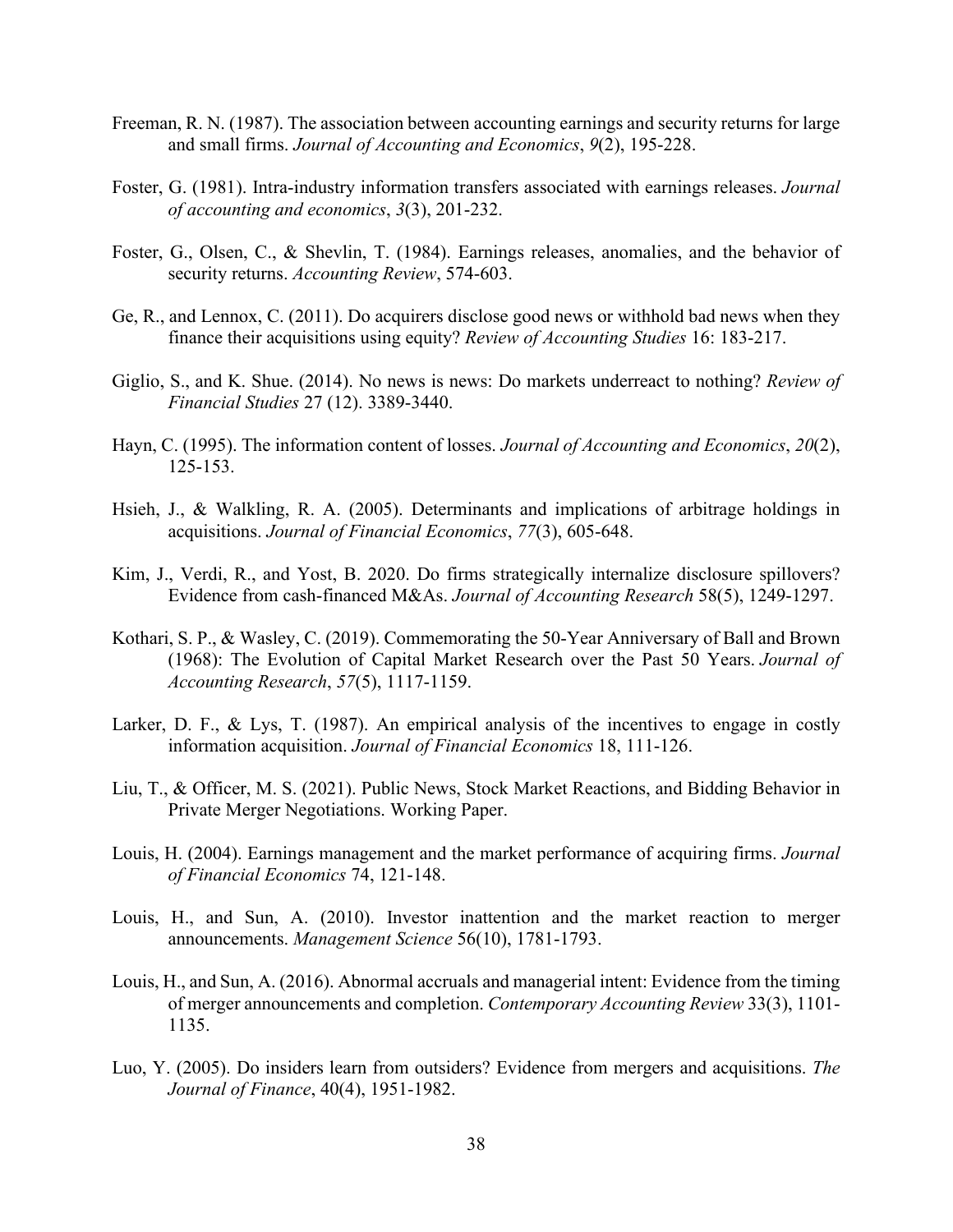Freeman, R. N. (1987). The association between accounting earnings and security returns for large and small firms. *Journal of Accounting and Economics*, *9*(2), 195-228.

Foster, G. (1981). Intra-industry information transfers associated with earnings releases. *Journal of accounting and economics*, *3*(3), 201-232.

Foster, G., Olsen, C., & Shevlin, T. (1984). Earnings releases, anomalies, and the behavior of security returns. *Accounting Review*, 574-603.

Ge, R., and Lennox, C. (2011). Do acquirers disclose good news or withhold bad news when they finance their acquisitions using equity? *Review of Accounting Studies* 16: 183-217.

Giglio, S., and K. Shue. (2014). No news is news: Do markets underreact to nothing? *Review of Financial Studies* 27 (12). 3389-3440.

Hayn, C. (1995). The information content of losses. *Journal of Accounting and Economics*, *20*(2), 125-153.

Hsieh, J., & Walkling, R. A. (2005). Determinants and implications of arbitrage holdings in acquisitions. *Journal of Financial Economics*, *77*(3), 605-648.

Kim, J., Verdi, R., and Yost, B. 2020. Do firms strategically internalize disclosure spillovers? Evidence from cash-financed M&As. *Journal of Accounting Research* 58(5), 1249-1297.

Kothari, S. P., & Wasley, C. (2019). Commemorating the 50-Year Anniversary of Ball and Brown (1968): The Evolution of Capital Market Research over the Past 50 Years. *Journal of Accounting Research*, *57*(5), 1117-1159.

Larker, D. F., & Lys, T. (1987). An empirical analysis of the incentives to engage in costly information acquisition. *Journal of Financial Economics* 18, 111-126.

Liu, T., & Officer, M. S. (2021). Public News, Stock Market Reactions, and Bidding Behavior in Private Merger Negotiations. Working Paper.

Louis, H. (2004). Earnings management and the market performance of acquiring firms. *Journal of Financial Economics* 74, 121-148.

Louis, H., and Sun, A. (2010). Investor inattention and the market reaction to merger announcements. *Management Science* 56(10), 1781-1793.

Louis, H., and Sun, A. (2016). Abnormal accruals and managerial intent: Evidence from the timing of merger announcements and completion. *Contemporary Accounting Review* 33(3), 1101-1135.

Luo, Y. (2005). Do insiders learn from outsiders? Evidence from mergers and acquisitions. *The Journal of Finance*, 40(4), 1951-1982.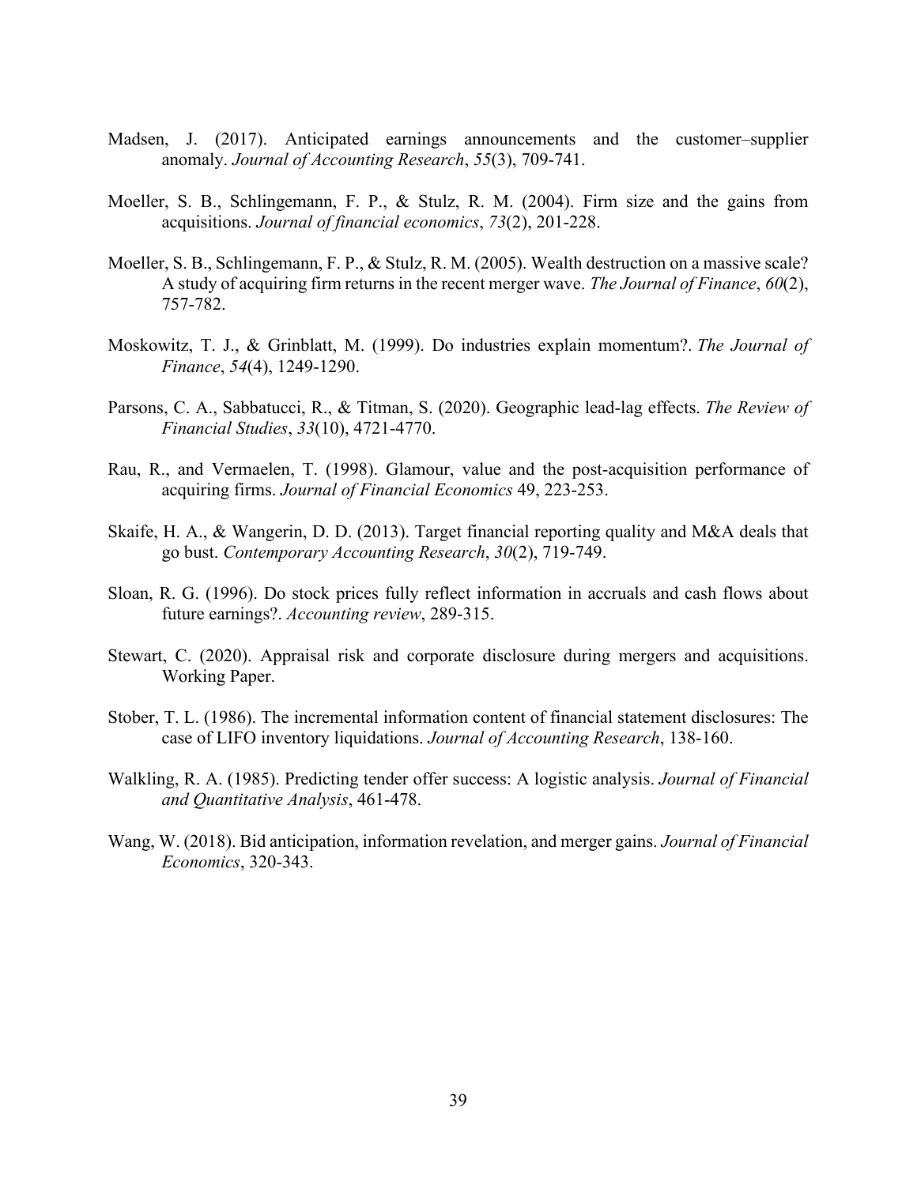Madsen, J. (2017). Anticipated earnings announcements and the customer–supplier anomaly. *Journal of Accounting Research*, *55*(3), 709-741.

Moeller, S. B., Schlingemann, F. P., & Stulz, R. M. (2004). Firm size and the gains from acquisitions. *Journal of financial economics*, *73*(2), 201-228.

Moeller, S. B., Schlingemann, F. P., & Stulz, R. M. (2005). Wealth destruction on a massive scale? A study of acquiring firm returns in the recent merger wave. *The Journal of Finance*, *60*(2), 757-782.

Moskowitz, T. J., & Grinblatt, M. (1999). Do industries explain momentum?. *The Journal of Finance*, *54*(4), 1249-1290.

Parsons, C. A., Sabbatucci, R., & Titman, S. (2020). Geographic lead-lag effects. *The Review of Financial Studies*, *33*(10), 4721-4770.

Rau, R., and Vermaelen, T. (1998). Glamour, value and the post-acquisition performance of acquiring firms. *Journal of Financial Economics* 49, 223-253.

Skaife, H. A., & Wangerin, D. D. (2013). Target financial reporting quality and M&A deals that go bust. *Contemporary Accounting Research*, *30*(2), 719-749.

Sloan, R. G. (1996). Do stock prices fully reflect information in accruals and cash flows about future earnings?. *Accounting review*, 289-315.

Stewart, C. (2020). Appraisal risk and corporate disclosure during mergers and acquisitions. Working Paper.

Stober, T. L. (1986). The incremental information content of financial statement disclosures: The case of LIFO inventory liquidations. *Journal of Accounting Research*, 138-160.

Walkling, R. A. (1985). Predicting tender offer success: A logistic analysis. *Journal of Financial and Quantitative Analysis*, 461-478.

Wang, W. (2018). Bid anticipation, information revelation, and merger gains. *Journal of Financial Economics*, 320-343.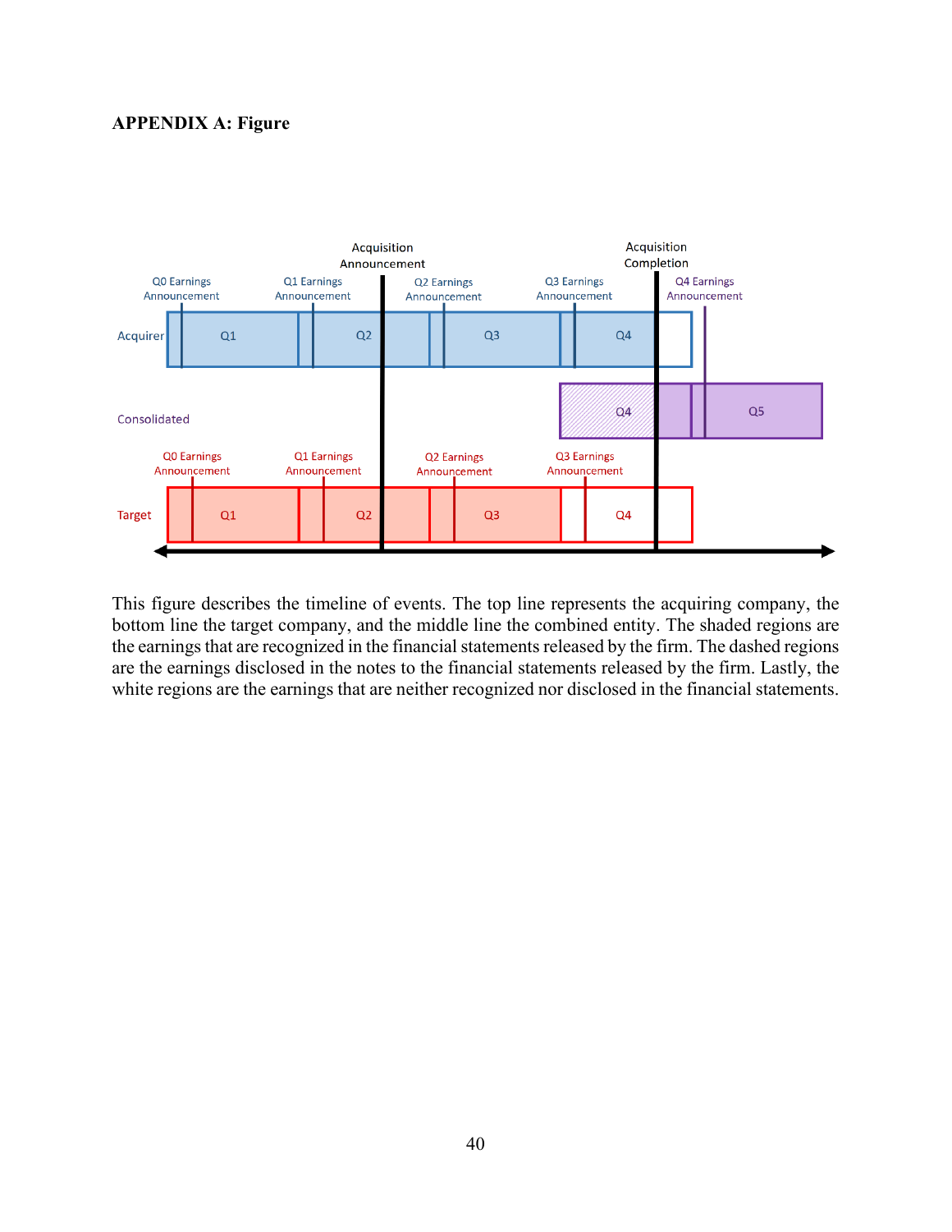**APPENDIX A: Figure**

This figure describes the timeline of events. The top line represents the acquiring company, the bottom line the target company, and the middle line the combined entity. The shaded regions are the earnings that are recognized in the financial statements released by the firm. The dashed regions are the earnings disclosed in the notes to the financial statements released by the firm. Lastly, the white regions are the earnings that are neither recognized nor disclosed in the financial statements.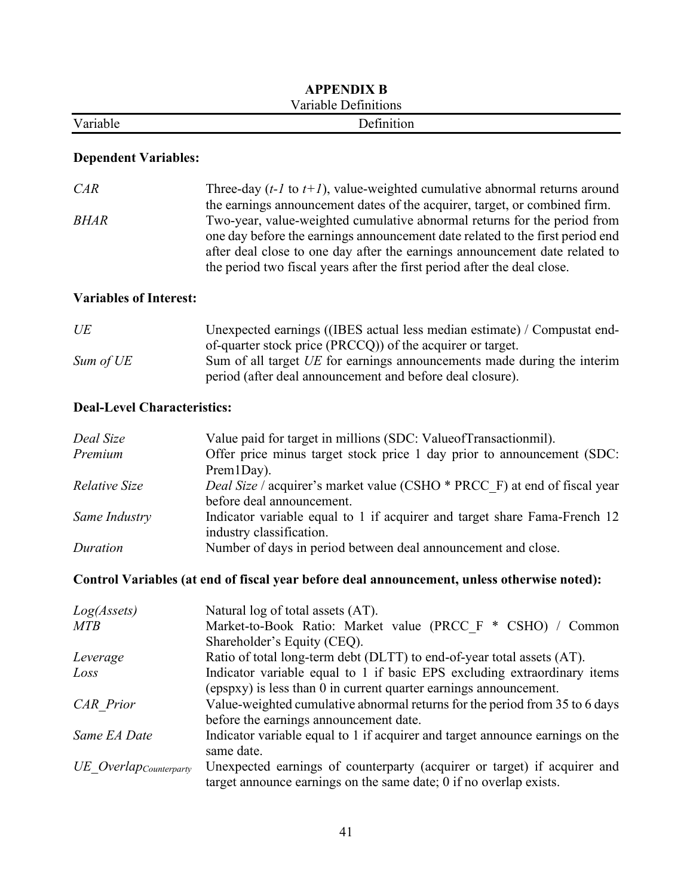## APPENDIX B

Variable Definitions

| Variable | Definition |
|---|---|
| **Dependent Variables:** | |
| *CAR* | Three-day (*t-1* to *t+1*), value-weighted cumulative abnormal returns around the earnings announcement dates of the acquirer, target, or combined firm. |
| *BHAR* | Two-year, value-weighted cumulative abnormal returns for the period from one day before the earnings announcement date related to the first period end after deal close to one day after the earnings announcement date related to the period two fiscal years after the first period after the deal close. |
| **Variables of Interest:** | |
| *UE* | Unexpected earnings ((IBES actual less median estimate) / Compustat end-of-quarter stock price (PRCCQ)) of the acquirer or target. |
| *Sum of UE* | Sum of all target *UE* for earnings announcements made during the interim period (after deal announcement and before deal closure). |
| **Deal-Level Characteristics:** | |
| *Deal Size* | Value paid for target in millions (SDC: ValueofTransactionmil). |
| *Premium* | Offer price minus target stock price 1 day prior to announcement (SDC: Prem1Day). |
| *Relative Size* | *Deal Size* / acquirer's market value (CSHO * PRCC_F) at end of fiscal year before deal announcement. |
| *Same Industry* | Indicator variable equal to 1 if acquirer and target share Fama-French 12 industry classification. |
| *Duration* | Number of days in period between deal announcement and close. |
| **Control Variables (at end of fiscal year before deal announcement, unless otherwise noted):** | |
| *Log(Assets)* | Natural log of total assets (AT). |
| *MTB* | Market-to-Book Ratio: Market value (PRCC_F * CSHO) / Common Shareholder's Equity (CEQ). |
| *Leverage* | Ratio of total long-term debt (DLTT) to end-of-year total assets (AT). |
| *Loss* | Indicator variable equal to 1 if basic EPS excluding extraordinary items (epspxy) is less than 0 in current quarter earnings announcement. |
| *CAR_Prior* | Value-weighted cumulative abnormal returns for the period from 35 to 6 days before the earnings announcement date. |
| *Same EA Date* | Indicator variable equal to 1 if acquirer and target announce earnings on the same date. |
| $UE\_Overlap_{Counterparty}$ | Unexpected earnings of counterparty (acquirer or target) if acquirer and target announce earnings on the same date; 0 if no overlap exists. |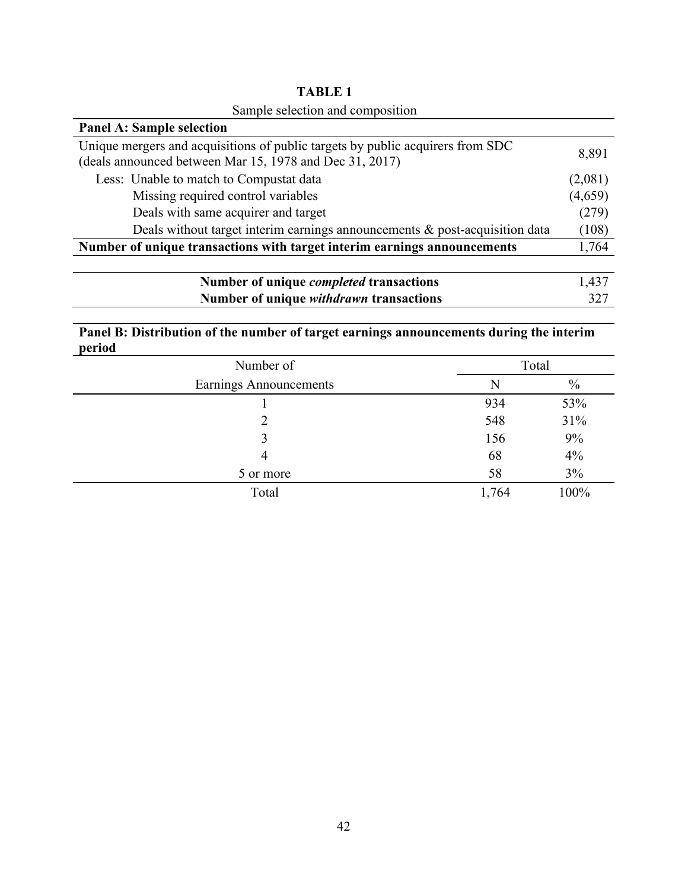**TABLE 1**

Sample selection and composition

| **Panel A: Sample selection** | |
|---|---|
| Unique mergers and acquisitions of public targets by public acquirers from SDC (deals announced between Mar 15, 1978 and Dec 31, 2017) | 8,891 |
| Less: Unable to match to Compustat data | (2,081) |
| Missing required control variables | (4,659) |
| Deals with same acquirer and target | (279) |
| Deals without target interim earnings announcements & post-acquisition data | (108) |
| **Number of unique transactions with target interim earnings announcements** | 1,764 |
| | |
| **Number of unique *completed* transactions** | 1,437 |
| **Number of unique *withdrawn* transactions** | 327 |

**Panel B: Distribution of the number of target earnings announcements during the interim period**

| Number of Earnings Announcements | Total | |
|---|---|---|
| | N | % |
| 1 | 934 | 53% |
| 2 | 548 | 31% |
| 3 | 156 | 9% |
| 4 | 68 | 4% |
| 5 or more | 58 | 3% |
| Total | 1,764 | 100% |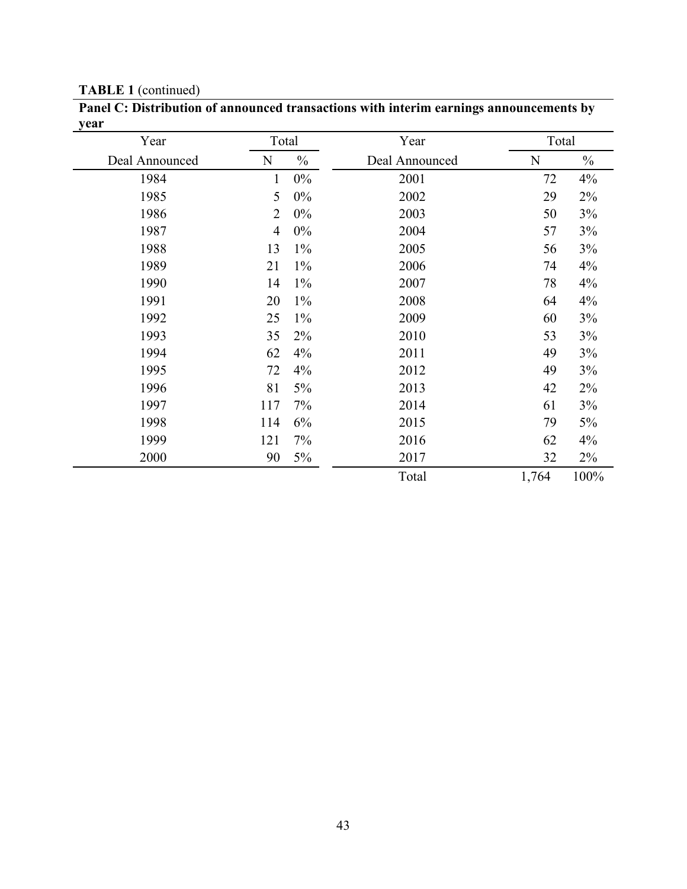**TABLE 1** (continued)

**Panel C: Distribution of announced transactions with interim earnings announcements by year**

| Year | Total | | Year | Total | |
|---|---|---|---|---|---|
| Deal Announced | N | % | Deal Announced | N | % |
| 1984 | 1 | 0% | 2001 | 72 | 4% |
| 1985 | 5 | 0% | 2002 | 29 | 2% |
| 1986 | 2 | 0% | 2003 | 50 | 3% |
| 1987 | 4 | 0% | 2004 | 57 | 3% |
| 1988 | 13 | 1% | 2005 | 56 | 3% |
| 1989 | 21 | 1% | 2006 | 74 | 4% |
| 1990 | 14 | 1% | 2007 | 78 | 4% |
| 1991 | 20 | 1% | 2008 | 64 | 4% |
| 1992 | 25 | 1% | 2009 | 60 | 3% |
| 1993 | 35 | 2% | 2010 | 53 | 3% |
| 1994 | 62 | 4% | 2011 | 49 | 3% |
| 1995 | 72 | 4% | 2012 | 49 | 3% |
| 1996 | 81 | 5% | 2013 | 42 | 2% |
| 1997 | 117 | 7% | 2014 | 61 | 3% |
| 1998 | 114 | 6% | 2015 | 79 | 5% |
| 1999 | 121 | 7% | 2016 | 62 | 4% |
| 2000 | 90 | 5% | 2017 | 32 | 2% |
| | | | Total | 1,764 | 100% |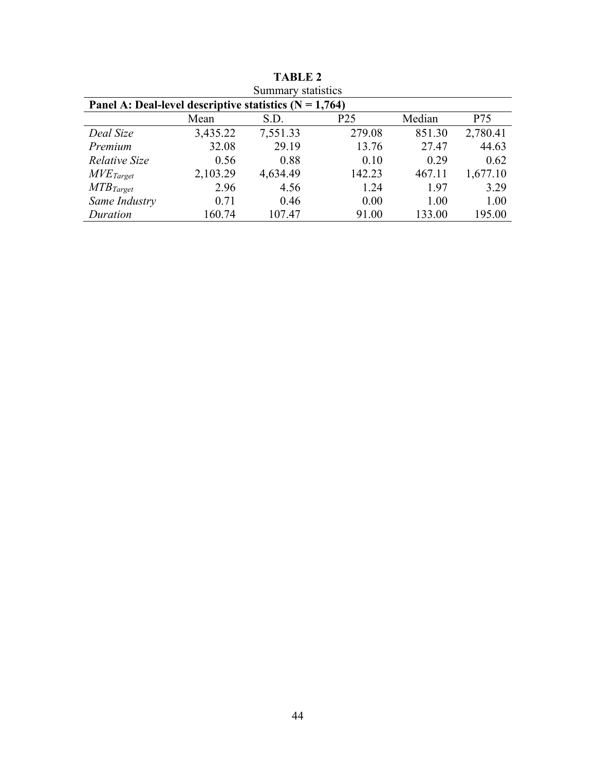**TABLE 2**

Summary statistics

**Panel A: Deal-level descriptive statistics (N = 1,764)**

| | Mean | S.D. | P25 | Median | P75 |
|---|---|---|---|---|---|
| *Deal Size* | 3,435.22 | 7,551.33 | 279.08 | 851.30 | 2,780.41 |
| *Premium* | 32.08 | 29.19 | 13.76 | 27.47 | 44.63 |
| *Relative Size* | 0.56 | 0.88 | 0.10 | 0.29 | 0.62 |
| $MVE_{Target}$ | 2,103.29 | 4,634.49 | 142.23 | 467.11 | 1,677.10 |
| $MTB_{Target}$ | 2.96 | 4.56 | 1.24 | 1.97 | 3.29 |
| *Same Industry* | 0.71 | 0.46 | 0.00 | 1.00 | 1.00 |
| *Duration* | 160.74 | 107.47 | 91.00 | 133.00 | 195.00 |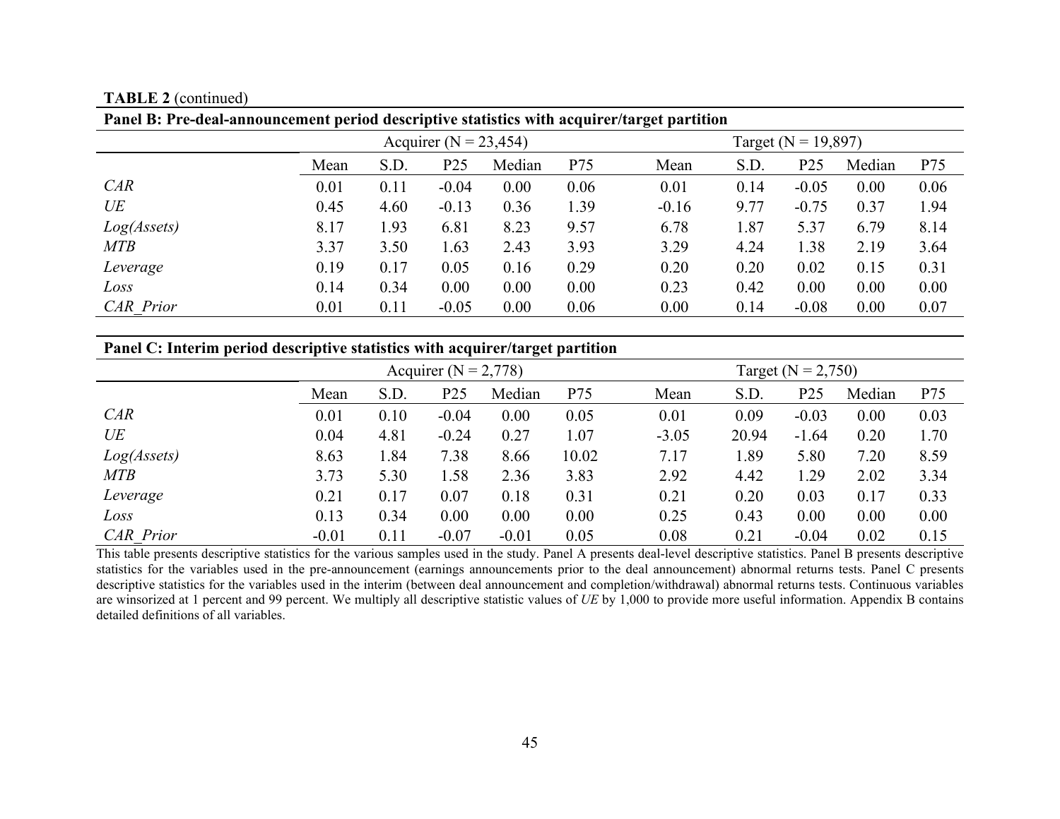**TABLE 2** (continued)

**Panel B: Pre-deal-announcement period descriptive statistics with acquirer/target partition**

| | Acquirer (N = 23,454) | | | | | Target (N = 19,897) | | | | |
|---|---|---|---|---|---|---|---|---|---|---|
| | Mean | S.D. | P25 | Median | P75 | Mean | S.D. | P25 | Median | P75 |
| *CAR* | 0.01 | 0.11 | -0.04 | 0.00 | 0.06 | 0.01 | 0.14 | -0.05 | 0.00 | 0.06 |
| *UE* | 0.45 | 4.60 | -0.13 | 0.36 | 1.39 | -0.16 | 9.77 | -0.75 | 0.37 | 1.94 |
| *Log(Assets)* | 8.17 | 1.93 | 6.81 | 8.23 | 9.57 | 6.78 | 1.87 | 5.37 | 6.79 | 8.14 |
| *MTB* | 3.37 | 3.50 | 1.63 | 2.43 | 3.93 | 3.29 | 4.24 | 1.38 | 2.19 | 3.64 |
| *Leverage* | 0.19 | 0.17 | 0.05 | 0.16 | 0.29 | 0.20 | 0.20 | 0.02 | 0.15 | 0.31 |
| *Loss* | 0.14 | 0.34 | 0.00 | 0.00 | 0.00 | 0.23 | 0.42 | 0.00 | 0.00 | 0.00 |
| *CAR_Prior* | 0.01 | 0.11 | -0.05 | 0.00 | 0.06 | 0.00 | 0.14 | -0.08 | 0.00 | 0.07 |

**Panel C: Interim period descriptive statistics with acquirer/target partition**

| | Acquirer (N = 2,778) | | | | | Target (N = 2,750) | | | | |
|---|---|---|---|---|---|---|---|---|---|---|
| | Mean | S.D. | P25 | Median | P75 | Mean | S.D. | P25 | Median | P75 |
| *CAR* | 0.01 | 0.10 | -0.04 | 0.00 | 0.05 | 0.01 | 0.09 | -0.03 | 0.00 | 0.03 |
| *UE* | 0.04 | 4.81 | -0.24 | 0.27 | 1.07 | -3.05 | 20.94 | -1.64 | 0.20 | 1.70 |
| *Log(Assets)* | 8.63 | 1.84 | 7.38 | 8.66 | 10.02 | 7.17 | 1.89 | 5.80 | 7.20 | 8.59 |
| *MTB* | 3.73 | 5.30 | 1.58 | 2.36 | 3.83 | 2.92 | 4.42 | 1.29 | 2.02 | 3.34 |
| *Leverage* | 0.21 | 0.17 | 0.07 | 0.18 | 0.31 | 0.21 | 0.20 | 0.03 | 0.17 | 0.33 |
| *Loss* | 0.13 | 0.34 | 0.00 | 0.00 | 0.00 | 0.25 | 0.43 | 0.00 | 0.00 | 0.00 |
| *CAR_Prior* | -0.01 | 0.11 | -0.07 | -0.01 | 0.05 | 0.08 | 0.21 | -0.04 | 0.02 | 0.15 |

This table presents descriptive statistics for the various samples used in the study. Panel A presents deal-level descriptive statistics. Panel B presents descriptive statistics for the variables used in the pre-announcement (earnings announcements prior to the deal announcement) abnormal returns tests. Panel C presents descriptive statistics for the variables used in the interim (between deal announcement and completion/withdrawal) abnormal returns tests. Continuous variables are winsorized at 1 percent and 99 percent. We multiply all descriptive statistic values of *UE* by 1,000 to provide more useful information. Appendix B contains detailed definitions of all variables.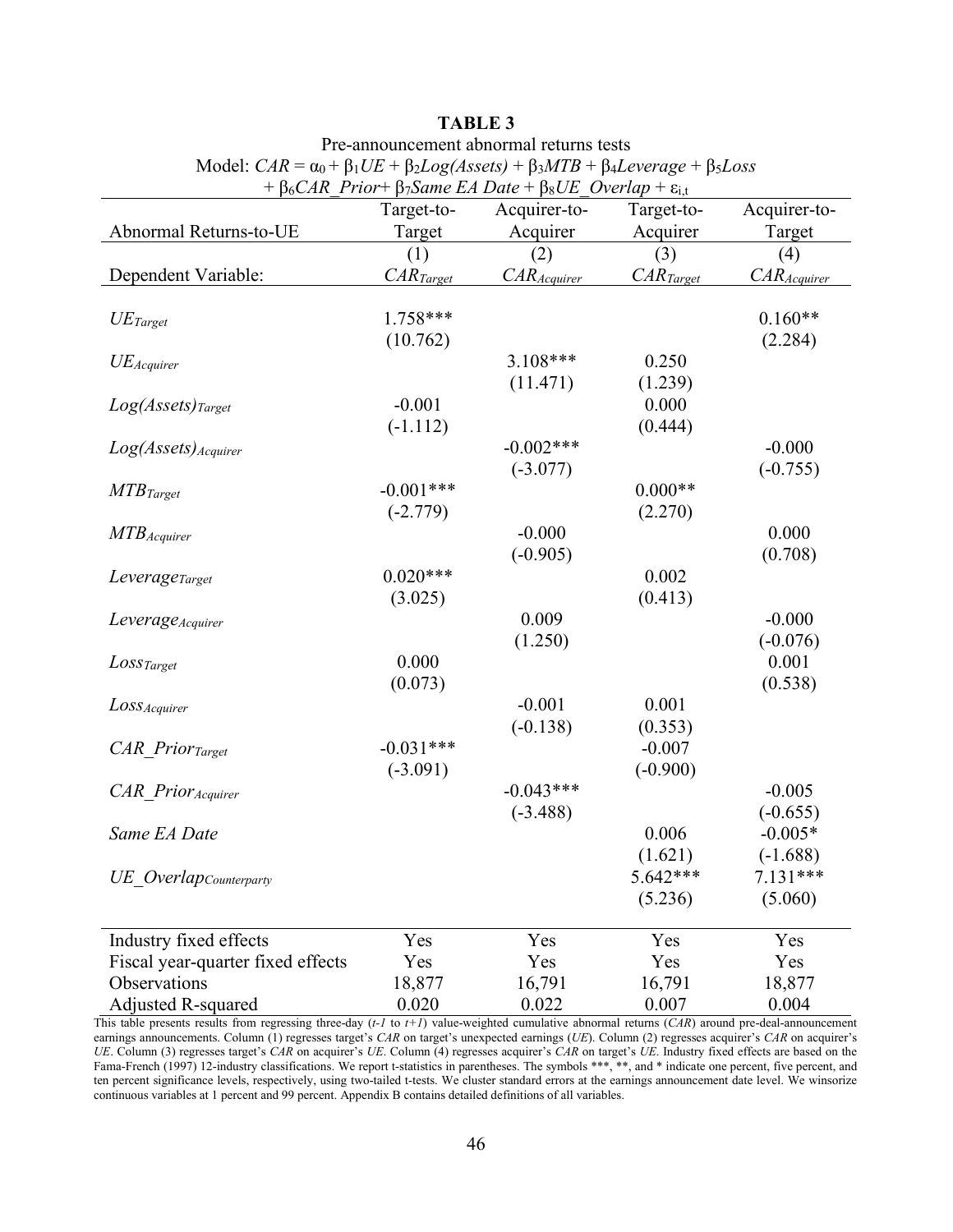**TABLE 3**

Pre-announcement abnormal returns tests

Model: $CAR = \alpha_0 + \beta_1 UE + \beta_2 Log(Assets) + \beta_3 MTB + \beta_4 Leverage + \beta_5 Loss + \beta_6 CAR\_Prior + \beta_7 Same\ EA\ Date + \beta_8 UE\_Overlap + \varepsilon_{i,t}$

| Abnormal Returns-to-UE | Target-to-Target | Acquirer-to-Acquirer | Target-to-Acquirer | Acquirer-to-Target |
|---|---|---|---|---|
| | (1) | (2) | (3) | (4) |
| Dependent Variable: | $CAR_{Target}$ | $CAR_{Acquirer}$ | $CAR_{Target}$ | $CAR_{Acquirer}$ |
| $UE_{Target}$ | 1.758*** | | | 0.160** |
| | (10.762) | | | (2.284) |
| $UE_{Acquirer}$ | | 3.108*** | 0.250 | |
| | | (11.471) | (1.239) | |
| $Log(Assets)_{Target}$ | -0.001 | | 0.000 | |
| | (-1.112) | | (0.444) | |
| $Log(Assets)_{Acquirer}$ | | -0.002*** | | -0.000 |
| | | (-3.077) | | (-0.755) |
| $MTB_{Target}$ | -0.001*** | | 0.000** | |
| | (-2.779) | | (2.270) | |
| $MTB_{Acquirer}$ | | -0.000 | | 0.000 |
| | | (-0.905) | | (0.708) |
| $Leverage_{Target}$ | 0.020*** | | 0.002 | |
| | (3.025) | | (0.413) | |
| $Leverage_{Acquirer}$ | | 0.009 | | -0.000 |
| | | (1.250) | | (-0.076) |
| $Loss_{Target}$ | 0.000 | | | 0.001 |
| | (0.073) | | | (0.538) |
| $Loss_{Acquirer}$ | | -0.001 | 0.001 | |
| | | (-0.138) | (0.353) | |
| $CAR\_Prior_{Target}$ | -0.031*** | | -0.007 | |
| | (-3.091) | | (-0.900) | |
| $CAR\_Prior_{Acquirer}$ | | -0.043*** | | -0.005 |
| | | (-3.488) | | (-0.655) |
| *Same EA Date* | | | 0.006 | -0.005* |
| | | | (1.621) | (-1.688) |
| $UE\_Overlap_{Counterparty}$ | | | 5.642*** | 7.131*** |
| | | | (5.236) | (5.060) |
| Industry fixed effects | Yes | Yes | Yes | Yes |
| Fiscal year-quarter fixed effects | Yes | Yes | Yes | Yes |
| Observations | 18,877 | 16,791 | 16,791 | 18,877 |
| Adjusted R-squared | 0.020 | 0.022 | 0.007 | 0.004 |

This table presents results from regressing three-day (*t-1* to *t+1*) value-weighted cumulative abnormal returns (*CAR*) around pre-deal-announcement earnings announcements. Column (1) regresses target's *CAR* on target's unexpected earnings (*UE*). Column (2) regresses acquirer's *CAR* on acquirer's *UE*. Column (3) regresses target's *CAR* on acquirer's *UE*. Column (4) regresses acquirer's *CAR* on target's *UE*. Industry fixed effects are based on the Fama-French (1997) 12-industry classifications. We report t-statistics in parentheses. The symbols ***, **, and * indicate one percent, five percent, and ten percent significance levels, respectively, using two-tailed t-tests. We cluster standard errors at the earnings announcement date level. We winsorize continuous variables at 1 percent and 99 percent. Appendix B contains detailed definitions of all variables.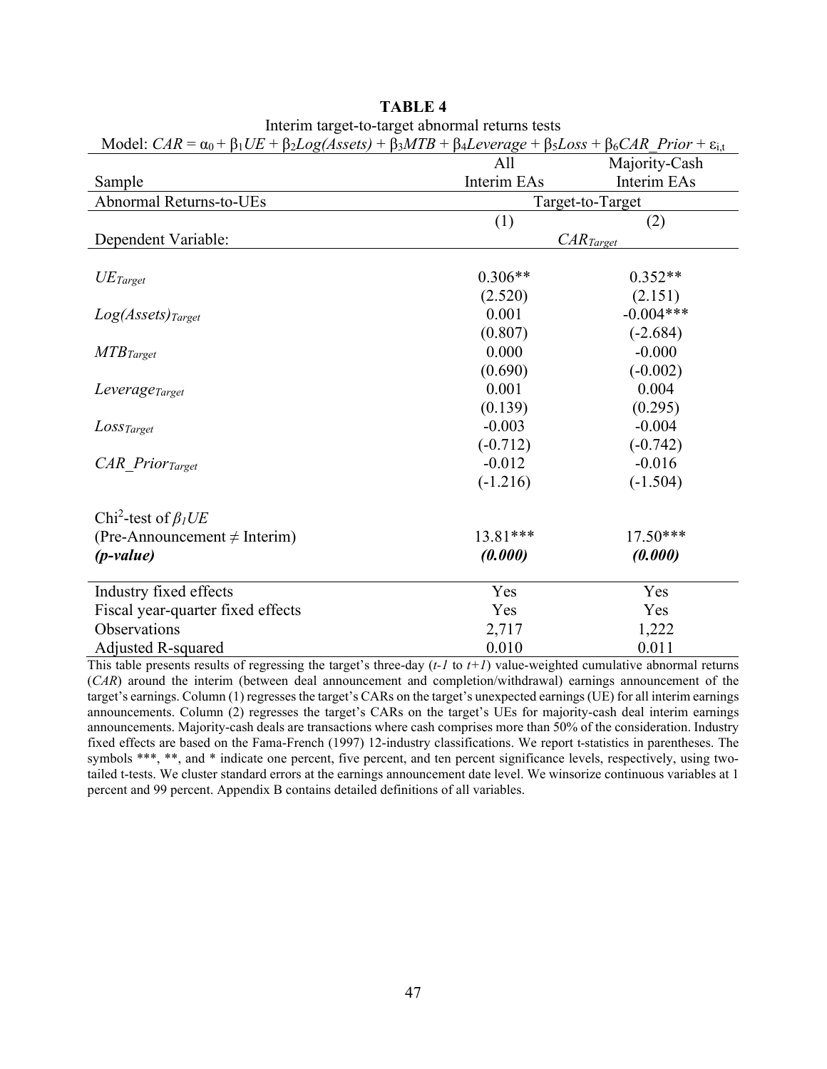**TABLE 4**

Interim target-to-target abnormal returns tests

Model: $CAR = \alpha_0 + \beta_1 UE + \beta_2 Log(Assets) + \beta_3 MTB + \beta_4 Leverage + \beta_5 Loss + \beta_6 CAR\_Prior + \varepsilon_{i,t}$

| Sample | All Interim EAs | Majority-Cash Interim EAs |
|---|---|---|
| Abnormal Returns-to-UEs | Target-to-Target | |
| | (1) | (2) |
| Dependent Variable: | $CAR_{Target}$ | |
| $UE_{Target}$ | 0.306** | 0.352** |
| | (2.520) | (2.151) |
| $Log(Assets)_{Target}$ | 0.001 | -0.004*** |
| | (0.807) | (-2.684) |
| $MTB_{Target}$ | 0.000 | -0.000 |
| | (0.690) | (-0.002) |
| $Leverage_{Target}$ | 0.001 | 0.004 |
| | (0.139) | (0.295) |
| $Loss_{Target}$ | -0.003 | -0.004 |
| | (-0.712) | (-0.742) |
| $CAR\_Prior_{Target}$ | -0.012 | -0.016 |
| | (-1.216) | (-1.504) |
| $Chi^2$-test of $\beta_1 UE$ | | |
| (Pre-Announcement ≠ Interim) | 13.81*** | 17.50*** |
| ***(p-value)*** | ***(0.000)*** | ***(0.000)*** |
| Industry fixed effects | Yes | Yes |
| Fiscal year-quarter fixed effects | Yes | Yes |
| Observations | 2,717 | 1,222 |
| Adjusted R-squared | 0.010 | 0.011 |

This table presents results of regressing the target's three-day (*t-1* to *t+1*) value-weighted cumulative abnormal returns (*CAR*) around the interim (between deal announcement and completion/withdrawal) earnings announcement of the target's earnings. Column (1) regresses the target's CARs on the target's unexpected earnings (UE) for all interim earnings announcements. Column (2) regresses the target's CARs on the target's UEs for majority-cash deal interim earnings announcements. Majority-cash deals are transactions where cash comprises more than 50% of the consideration. Industry fixed effects are based on the Fama-French (1997) 12-industry classifications. We report t-statistics in parentheses. The symbols ***, **, and * indicate one percent, five percent, and ten percent significance levels, respectively, using two-tailed t-tests. We cluster standard errors at the earnings announcement date level. We winsorize continuous variables at 1 percent and 99 percent. Appendix B contains detailed definitions of all variables.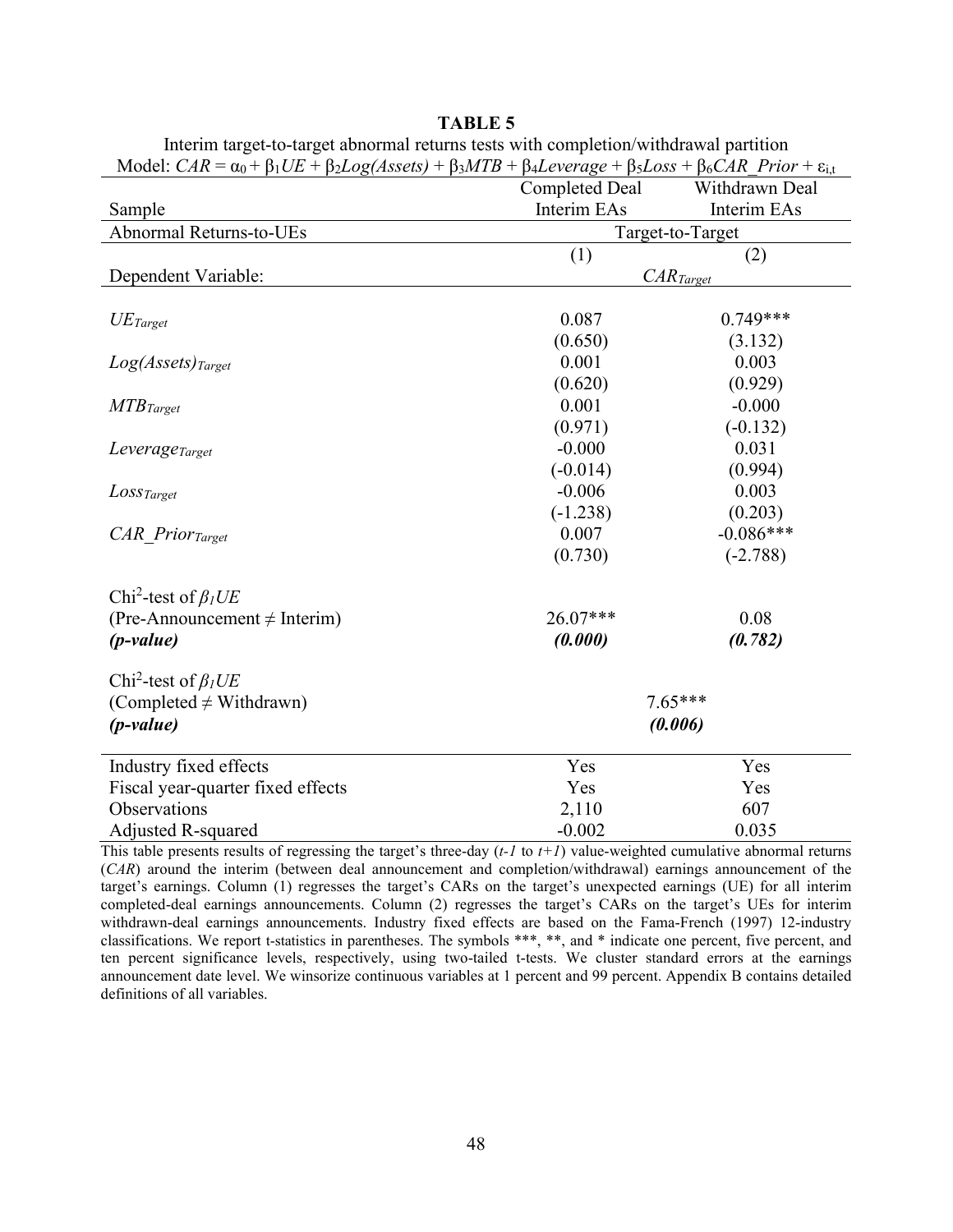# TABLE 5

Interim target-to-target abnormal returns tests with completion/withdrawal partition

Model: $CAR = \alpha_0 + \beta_1 UE + \beta_2 Log(Assets) + \beta_3 MTB + \beta_4 Leverage + \beta_5 Loss + \beta_6 CAR\_Prior + \varepsilon_{i,t}$

| Sample | Completed Deal Interim EAs | Withdrawn Deal Interim EAs |
|---|---|---|
| Abnormal Returns-to-UEs | Target-to-Target | |
| | (1) | (2) |
| Dependent Variable: | $CAR_{Target}$ | |
| $UE_{Target}$ | 0.087 | 0.749*** |
| | (0.650) | (3.132) |
| $Log(Assets)_{Target}$ | 0.001 | 0.003 |
| | (0.620) | (0.929) |
| $MTB_{Target}$ | 0.001 | -0.000 |
| | (0.971) | (-0.132) |
| $Leverage_{Target}$ | -0.000 | 0.031 |
| | (-0.014) | (0.994) |
| $Loss_{Target}$ | -0.006 | 0.003 |
| | (-1.238) | (0.203) |
| $CAR\_Prior_{Target}$ | 0.007 | -0.086*** |
| | (0.730) | (-2.788) |
| $Chi^2$-test of $\beta_1 UE$ (Pre-Announcement ≠ Interim) | 26.07*** | 0.08 |
| ***(p-value)*** | ***(0.000)*** | ***(0.782)*** |
| $Chi^2$-test of $\beta_1 UE$ (Completed ≠ Withdrawn) | 7.65*** | |
| ***(p-value)*** | ***(0.006)*** | |
| Industry fixed effects | Yes | Yes |
| Fiscal year-quarter fixed effects | Yes | Yes |
| Observations | 2,110 | 607 |
| Adjusted R-squared | -0.002 | 0.035 |

This table presents results of regressing the target's three-day (*t-1* to *t+1*) value-weighted cumulative abnormal returns (*CAR*) around the interim (between deal announcement and completion/withdrawal) earnings announcement of the target's earnings. Column (1) regresses the target's CARs on the target's unexpected earnings (UE) for all interim completed-deal earnings announcements. Column (2) regresses the target's CARs on the target's UEs for interim withdrawn-deal earnings announcements. Industry fixed effects are based on the Fama-French (1997) 12-industry classifications. We report t-statistics in parentheses. The symbols ***, **, and * indicate one percent, five percent, and ten percent significance levels, respectively, using two-tailed t-tests. We cluster standard errors at the earnings announcement date level. We winsorize continuous variables at 1 percent and 99 percent. Appendix B contains detailed definitions of all variables.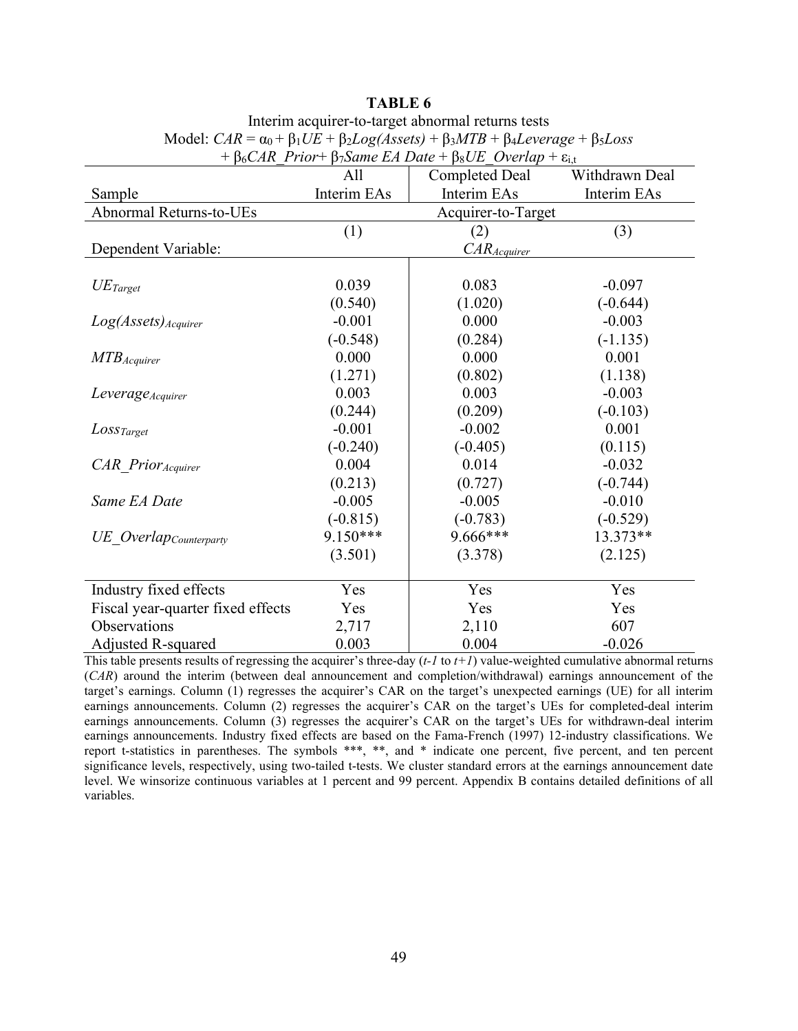**TABLE 6**

Interim acquirer-to-target abnormal returns tests

Model: $CAR = \alpha_0 + \beta_1 UE + \beta_2 Log(Assets) + \beta_3 MTB + \beta_4 Leverage + \beta_5 Loss + \beta_6 CAR\_Prior + \beta_7 Same\ EA\ Date + \beta_8 UE\_Overlap + \varepsilon_{i,t}$

| Sample | All Interim EAs | Completed Deal Interim EAs | Withdrawn Deal Interim EAs |
|---|---|---|---|
| Abnormal Returns-to-UEs | | Acquirer-to-Target | |
| | (1) | (2) | (3) |
| Dependent Variable: | | $CAR_{Acquirer}$ | |
| $UE_{Target}$ | 0.039 | 0.083 | -0.097 |
| | (0.540) | (1.020) | (-0.644) |
| $Log(Assets)_{Acquirer}$ | -0.001 | 0.000 | -0.003 |
| | (-0.548) | (0.284) | (-1.135) |
| $MTB_{Acquirer}$ | 0.000 | 0.000 | 0.001 |
| | (1.271) | (0.802) | (1.138) |
| $Leverage_{Acquirer}$ | 0.003 | 0.003 | -0.003 |
| | (0.244) | (0.209) | (-0.103) |
| $Loss_{Target}$ | -0.001 | -0.002 | 0.001 |
| | (-0.240) | (-0.405) | (0.115) |
| $CAR\_Prior_{Acquirer}$ | 0.004 | 0.014 | -0.032 |
| | (0.213) | (0.727) | (-0.744) |
| *Same EA Date* | -0.005 | -0.005 | -0.010 |
| | (-0.815) | (-0.783) | (-0.529) |
| $UE\_Overlap_{Counterparty}$ | 9.150*** | 9.666*** | 13.373** |
| | (3.501) | (3.378) | (2.125) |
| Industry fixed effects | Yes | Yes | Yes |
| Fiscal year-quarter fixed effects | Yes | Yes | Yes |
| Observations | 2,717 | 2,110 | 607 |
| Adjusted R-squared | 0.003 | 0.004 | -0.026 |

This table presents results of regressing the acquirer's three-day ($t-1$ to $t+1$) value-weighted cumulative abnormal returns (*CAR*) around the interim (between deal announcement and completion/withdrawal) earnings announcement of the target's earnings. Column (1) regresses the acquirer's CAR on the target's unexpected earnings (UE) for all interim earnings announcements. Column (2) regresses the acquirer's CAR on the target's UEs for completed-deal interim earnings announcements. Column (3) regresses the acquirer's CAR on the target's UEs for withdrawn-deal interim earnings announcements. Industry fixed effects are based on the Fama-French (1997) 12-industry classifications. We report t-statistics in parentheses. The symbols ***, **, and * indicate one percent, five percent, and ten percent significance levels, respectively, using two-tailed t-tests. We cluster standard errors at the earnings announcement date level. We winsorize continuous variables at 1 percent and 99 percent. Appendix B contains detailed definitions of all variables.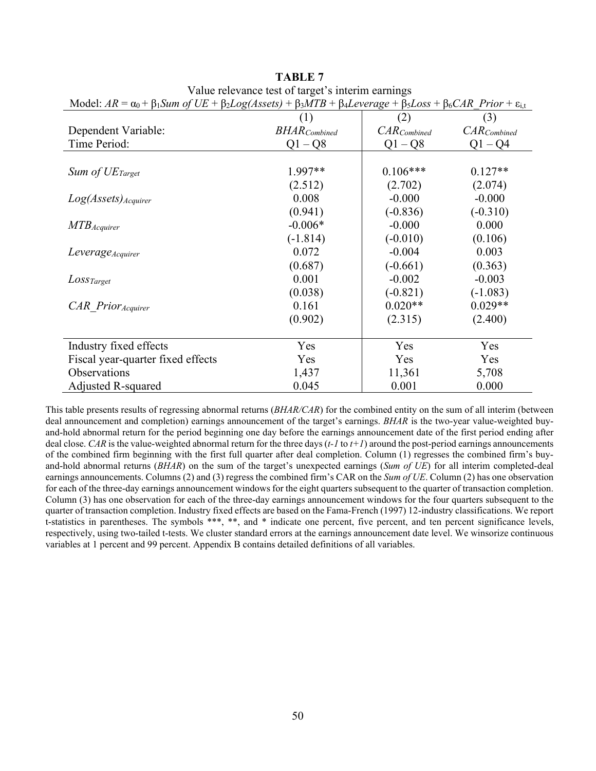**TABLE 7**

Value relevance test of target's interim earnings

Model: $AR = \alpha_0 + \beta_1 Sum\ of\ UE + \beta_2 Log(Assets) + \beta_3 MTB + \beta_4 Leverage + \beta_5 Loss + \beta_6 CAR\_Prior + \varepsilon_{i,t}$

| | (1) | (2) | (3) |
|---|---|---|---|
| Dependent Variable: | $BHAR_{Combined}$ | $CAR_{Combined}$ | $CAR_{Combined}$ |
| Time Period: | Q1 – Q8 | Q1 – Q8 | Q1 – Q4 |
| $Sum\ of\ UE_{Target}$ | 1.997** | 0.106*** | 0.127** |
| | (2.512) | (2.702) | (2.074) |
| $Log(Assets)_{Acquirer}$ | 0.008 | -0.000 | -0.000 |
| | (0.941) | (-0.836) | (-0.310) |
| $MTB_{Acquirer}$ | -0.006* | -0.000 | 0.000 |
| | (-1.814) | (-0.010) | (0.106) |
| $Leverage_{Acquirer}$ | 0.072 | -0.004 | 0.003 |
| | (0.687) | (-0.661) | (0.363) |
| $Loss_{Target}$ | 0.001 | -0.002 | -0.003 |
| | (0.038) | (-0.821) | (-1.083) |
| $CAR\_Prior_{Acquirer}$ | 0.161 | 0.020** | 0.029** |
| | (0.902) | (2.315) | (2.400) |
| Industry fixed effects | Yes | Yes | Yes |
| Fiscal year-quarter fixed effects | Yes | Yes | Yes |
| Observations | 1,437 | 11,361 | 5,708 |
| Adjusted R-squared | 0.045 | 0.001 | 0.000 |

This table presents results of regressing abnormal returns (*BHAR/CAR*) for the combined entity on the sum of all interim (between deal announcement and completion) earnings announcement of the target's earnings. *BHAR* is the two-year value-weighted buy-and-hold abnormal return for the period beginning one day before the earnings announcement date of the first period ending after deal close. *CAR* is the value-weighted abnormal return for the three days ($t-1$ to $t+1$) around the post-period earnings announcements of the combined firm beginning with the first full quarter after deal completion. Column (1) regresses the combined firm's buy-and-hold abnormal returns (*BHAR*) on the sum of the target's unexpected earnings (*Sum of UE*) for all interim completed-deal earnings announcements. Columns (2) and (3) regress the combined firm's CAR on the *Sum of UE*. Column (2) has one observation for each of the three-day earnings announcement windows for the eight quarters subsequent to the quarter of transaction completion. Column (3) has one observation for each of the three-day earnings announcement windows for the four quarters subsequent to the quarter of transaction completion. Industry fixed effects are based on the Fama-French (1997) 12-industry classifications. We report t-statistics in parentheses. The symbols ***, **, and * indicate one percent, five percent, and ten percent significance levels, respectively, using two-tailed t-tests. We cluster standard errors at the earnings announcement date level. We winsorize continuous variables at 1 percent and 99 percent. Appendix B contains detailed definitions of all variables.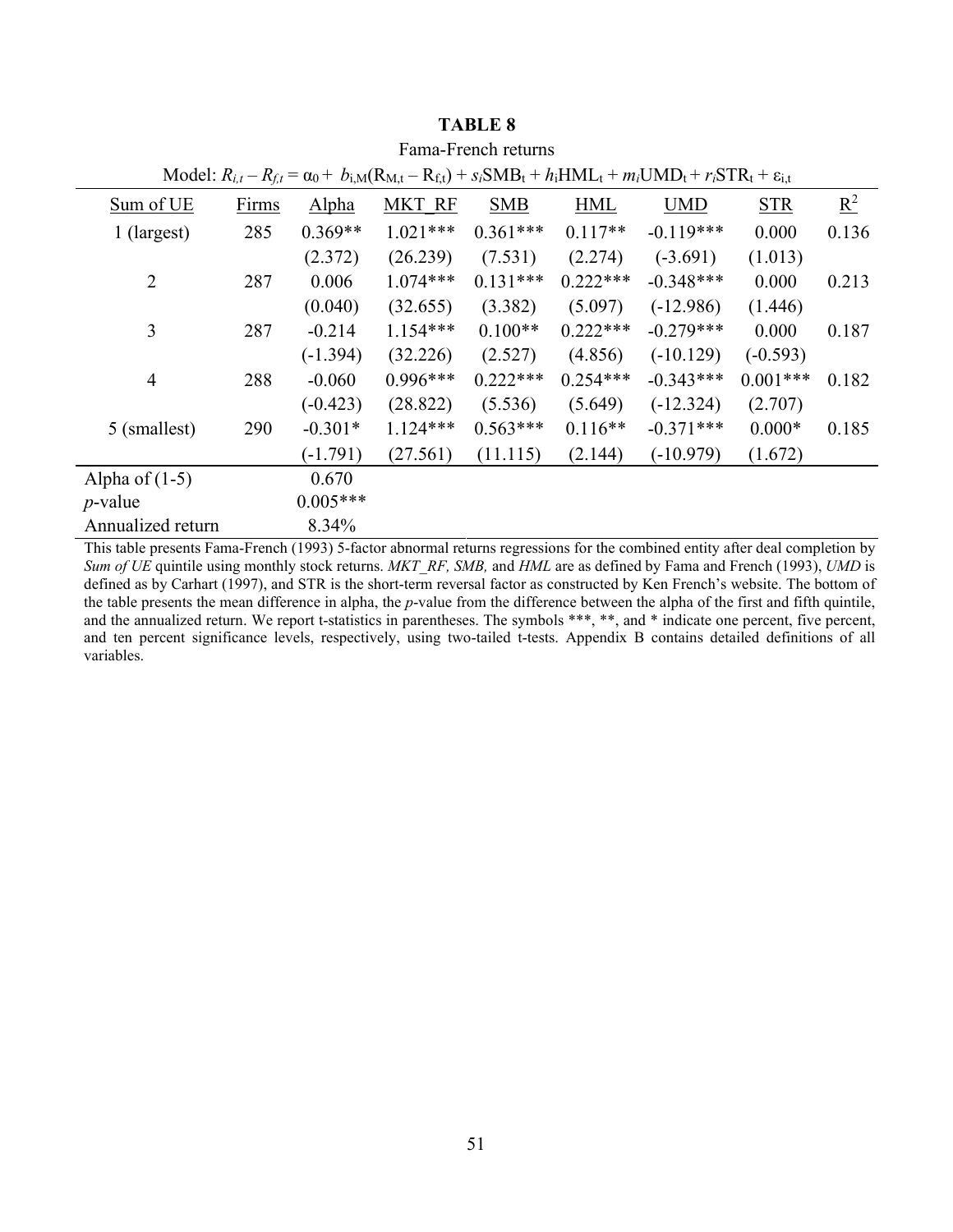**TABLE 8**

Fama-French returns

Model: $R_{i,t} - R_{f,t} = \alpha_0 + b_{i,M}(R_{M,t} - R_{f,t}) + s_i SMB_t + h_i HML_t + m_i UMD_t + r_i STR_t + \varepsilon_{i,t}$

| Sum of UE | Firms | Alpha | MKT_RF | SMB | HML | UMD | STR | $R^2$ |
|---|---|---|---|---|---|---|---|---|
| 1 (largest) | 285 | 0.369** | 1.021*** | 0.361*** | 0.117** | -0.119*** | 0.000 | 0.136 |
| | | (2.372) | (26.239) | (7.531) | (2.274) | (-3.691) | (1.013) | |
| 2 | 287 | 0.006 | 1.074*** | 0.131*** | 0.222*** | -0.348*** | 0.000 | 0.213 |
| | | (0.040) | (32.655) | (3.382) | (5.097) | (-12.986) | (1.446) | |
| 3 | 287 | -0.214 | 1.154*** | 0.100** | 0.222*** | -0.279*** | 0.000 | 0.187 |
| | | (-1.394) | (32.226) | (2.527) | (4.856) | (-10.129) | (-0.593) | |
| 4 | 288 | -0.060 | 0.996*** | 0.222*** | 0.254*** | -0.343*** | 0.001*** | 0.182 |
| | | (-0.423) | (28.822) | (5.536) | (5.649) | (-12.324) | (2.707) | |
| 5 (smallest) | 290 | -0.301* | 1.124*** | 0.563*** | 0.116** | -0.371*** | 0.000* | 0.185 |
| | | (-1.791) | (27.561) | (11.115) | (2.144) | (-10.979) | (1.672) | |
| Alpha of (1-5) | | 0.670 | | | | | | |
| *p*-value | | 0.005*** | | | | | | |
| Annualized return | | 8.34% | | | | | | |

This table presents Fama-French (1993) 5-factor abnormal returns regressions for the combined entity after deal completion by *Sum of UE* quintile using monthly stock returns. *MKT_RF, SMB,* and *HML* are as defined by Fama and French (1993), *UMD* is defined as by Carhart (1997), and STR is the short-term reversal factor as constructed by Ken French's website. The bottom of the table presents the mean difference in alpha, the *p*-value from the difference between the alpha of the first and fifth quintile, and the annualized return. We report t-statistics in parentheses. The symbols ***, **, and * indicate one percent, five percent, and ten percent significance levels, respectively, using two-tailed t-tests. Appendix B contains detailed definitions of all variables.